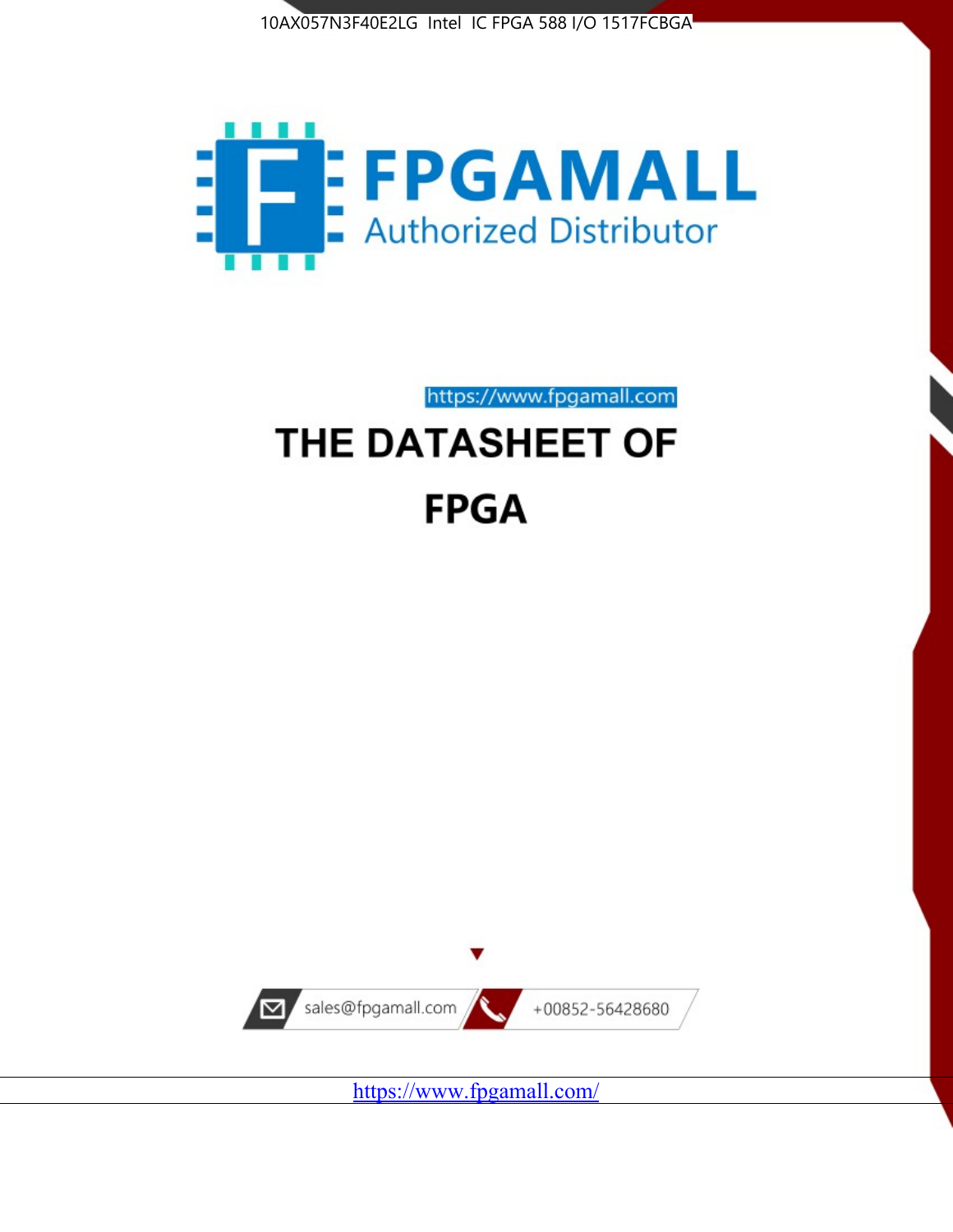10AX057N3F40E2LG Intel IC FPGA 588 I/O 1517FCBGA

FPGAMALL

Authorized Distributor

https://www.fpgamall.com

# THE DATASHEET OF

# FPGA

sales@fpgamall.com

+00852-56428680

https://www.fpgamall.com/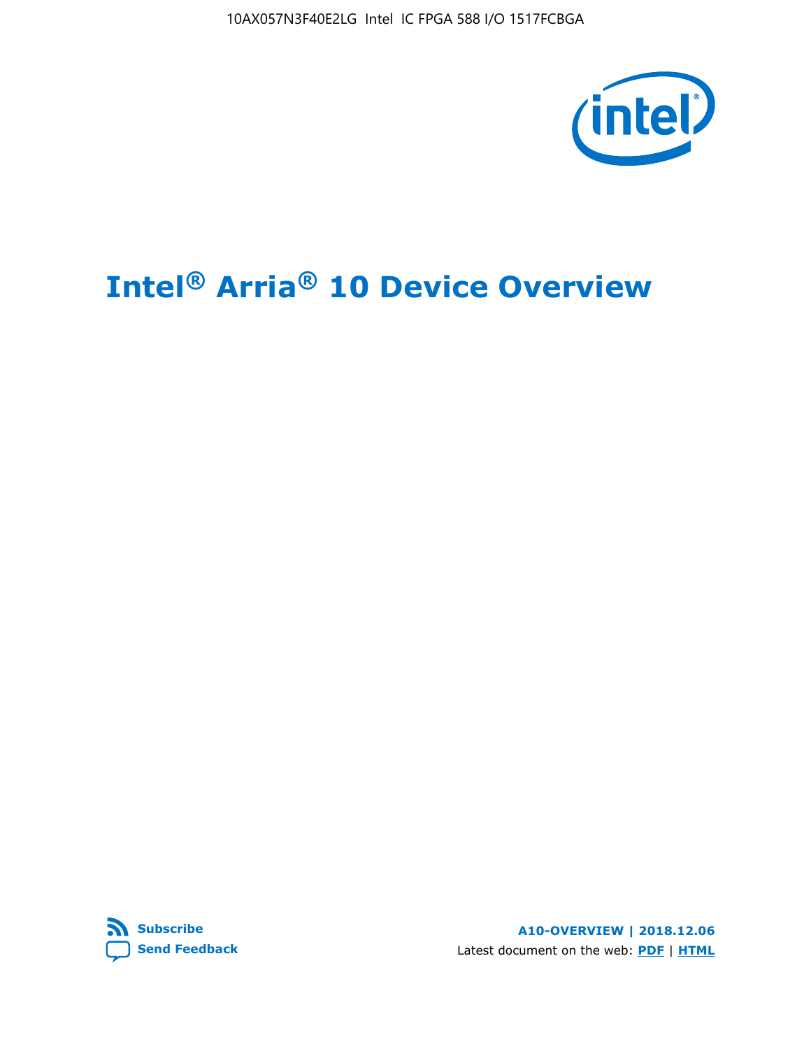# Intel® Arria® 10 Device Overview

Subscribe

Send Feedback

**A10-OVERVIEW | 2018.12.06**

Latest document on the web: **PDF** | **HTML**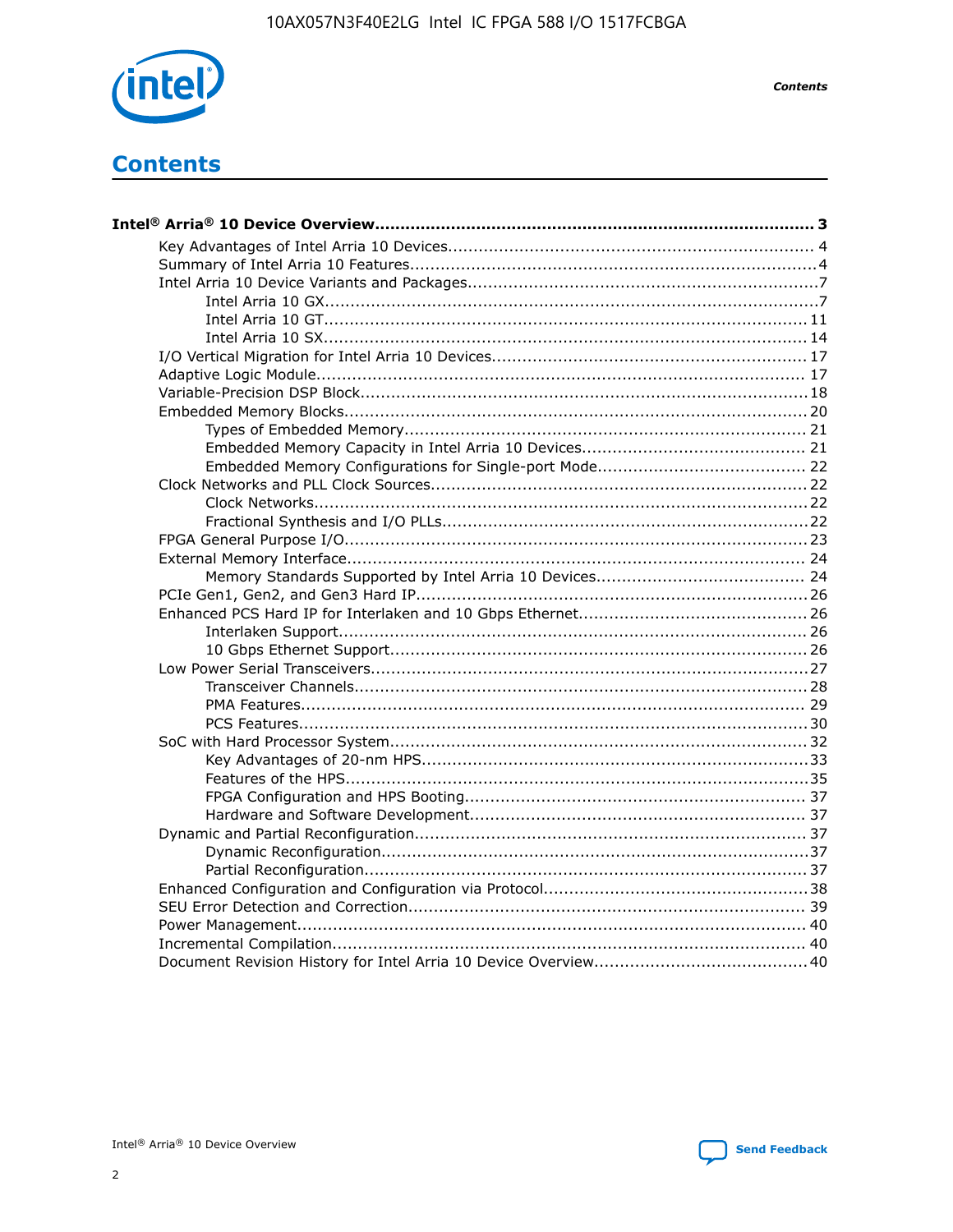# Contents

**Intel® Arria® 10 Device Overview...................................................................................... 3**

- Key Advantages of Intel Arria 10 Devices....................................................................... 4
- Summary of Intel Arria 10 Features................................................................................4
- Intel Arria 10 Device Variants and Packages....................................................................7
    - Intel Arria 10 GX................................................................................................7
    - Intel Arria 10 GT.............................................................................................. 11
    - Intel Arria 10 SX.............................................................................................. 14
- I/O Vertical Migration for Intel Arria 10 Devices............................................................. 17
- Adaptive Logic Module................................................................................................ 17
- Variable-Precision DSP Block.......................................................................................18
- Embedded Memory Blocks.......................................................................................... 20
    - Types of Embedded Memory.............................................................................. 21
    - Embedded Memory Capacity in Intel Arria 10 Devices............................................ 21
    - Embedded Memory Configurations for Single-port Mode......................................... 22
- Clock Networks and PLL Clock Sources.........................................................................22
    - Clock Networks.................................................................................................22
    - Fractional Synthesis and I/O PLLs.......................................................................22
- FPGA General Purpose I/O..........................................................................................23
- External Memory Interface.......................................................................................... 24
    - Memory Standards Supported by Intel Arria 10 Devices......................................... 24
- PCIe Gen1, Gen2, and Gen3 Hard IP............................................................................26
- Enhanced PCS Hard IP for Interlaken and 10 Gbps Ethernet.............................................26
    - Interlaken Support............................................................................................ 26
    - 10 Gbps Ethernet Support.................................................................................. 26
- Low Power Serial Transceivers.....................................................................................27
    - Transceiver Channels........................................................................................28
    - PMA Features................................................................................................... 29
    - PCS Features....................................................................................................30
- SoC with Hard Processor System.................................................................................32
    - Key Advantages of 20-nm HPS...........................................................................33
    - Features of the HPS..........................................................................................35
    - FPGA Configuration and HPS Booting................................................................... 37
    - Hardware and Software Development.................................................................. 37
- Dynamic and Partial Reconfiguration............................................................................37
    - Dynamic Reconfiguration...................................................................................37
    - Partial Reconfiguration......................................................................................37
- Enhanced Configuration and Configuration via Protocol...................................................38
- SEU Error Detection and Correction............................................................................. 39
- Power Management................................................................................................... 40
- Incremental Compilation............................................................................................ 40
- Document Revision History for Intel Arria 10 Device Overview.........................................40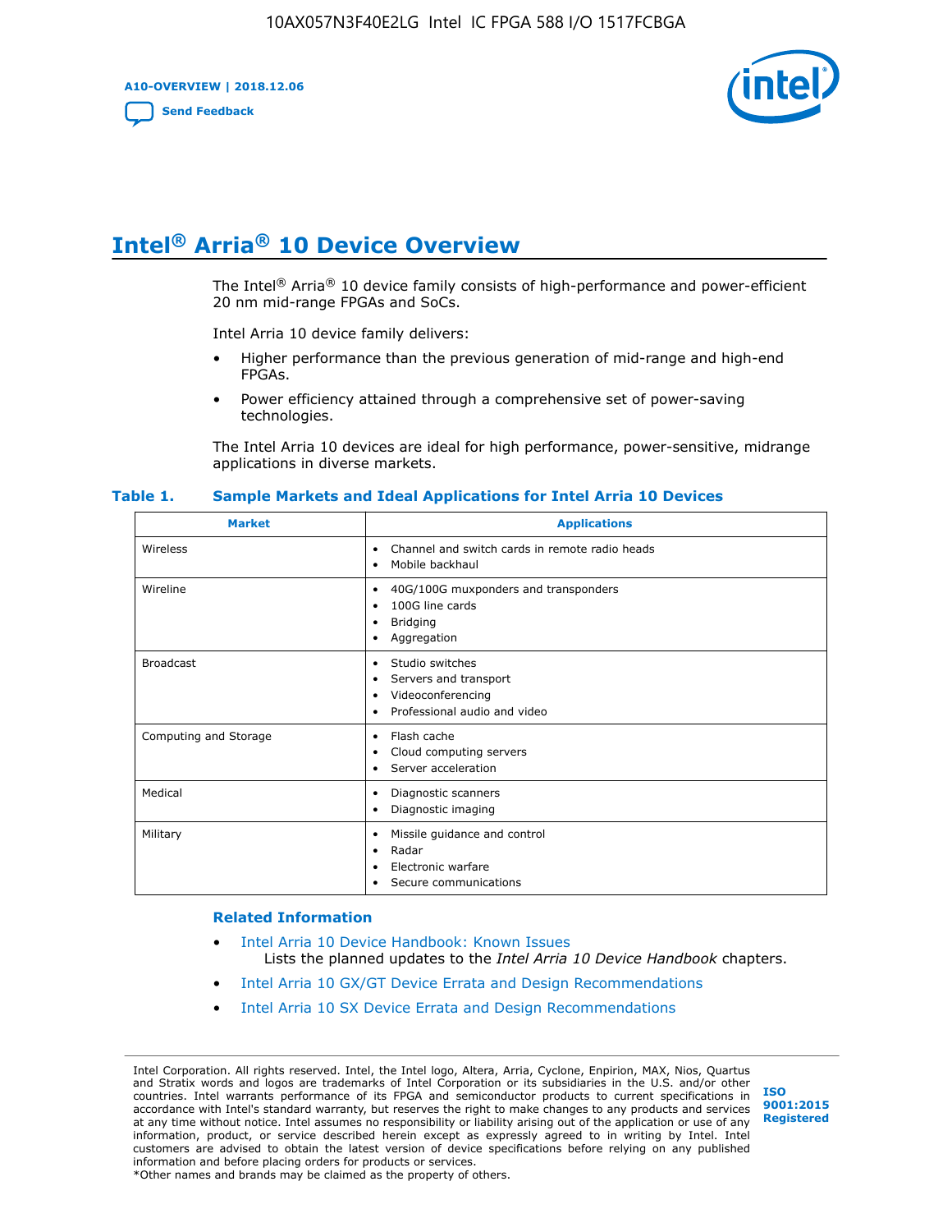# Intel® Arria® 10 Device Overview

The Intel® Arria® 10 device family consists of high-performance and power-efficient 20 nm mid-range FPGAs and SoCs.

Intel Arria 10 device family delivers:

- Higher performance than the previous generation of mid-range and high-end FPGAs.
- Power efficiency attained through a comprehensive set of power-saving technologies.

The Intel Arria 10 devices are ideal for high performance, power-sensitive, midrange applications in diverse markets.

**Table 1. Sample Markets and Ideal Applications for Intel Arria 10 Devices**

| Market | Applications |
|---|---|
| Wireless | • Channel and switch cards in remote radio heads<br>• Mobile backhaul |
| Wireline | • 40G/100G muxponders and transponders<br>• 100G line cards<br>• Bridging<br>• Aggregation |
| Broadcast | • Studio switches<br>• Servers and transport<br>• Videoconferencing<br>• Professional audio and video |
| Computing and Storage | • Flash cache<br>• Cloud computing servers<br>• Server acceleration |
| Medical | • Diagnostic scanners<br>• Diagnostic imaging |
| Military | • Missile guidance and control<br>• Radar<br>• Electronic warfare<br>• Secure communications |

### Related Information

- Intel Arria 10 Device Handbook: Known Issues
  Lists the planned updates to the *Intel Arria 10 Device Handbook* chapters.
- Intel Arria 10 GX/GT Device Errata and Design Recommendations
- Intel Arria 10 SX Device Errata and Design Recommendations

Intel Corporation. All rights reserved. Intel, the Intel logo, Altera, Arria, Cyclone, Enpirion, MAX, Nios, Quartus and Stratix words and logos are trademarks of Intel Corporation or its subsidiaries in the U.S. and/or other countries. Intel warrants performance of its FPGA and semiconductor products to current specifications in accordance with Intel's standard warranty, but reserves the right to make changes to any products and services at any time without notice. Intel assumes no responsibility or liability arising out of the application or use of any information, product, or service described herein except as expressly agreed to in writing by Intel. Intel customers are advised to obtain the latest version of device specifications before relying on any published information and before placing orders for products or services.
*Other names and brands may be claimed as the property of others.

ISO 9001:2015 Registered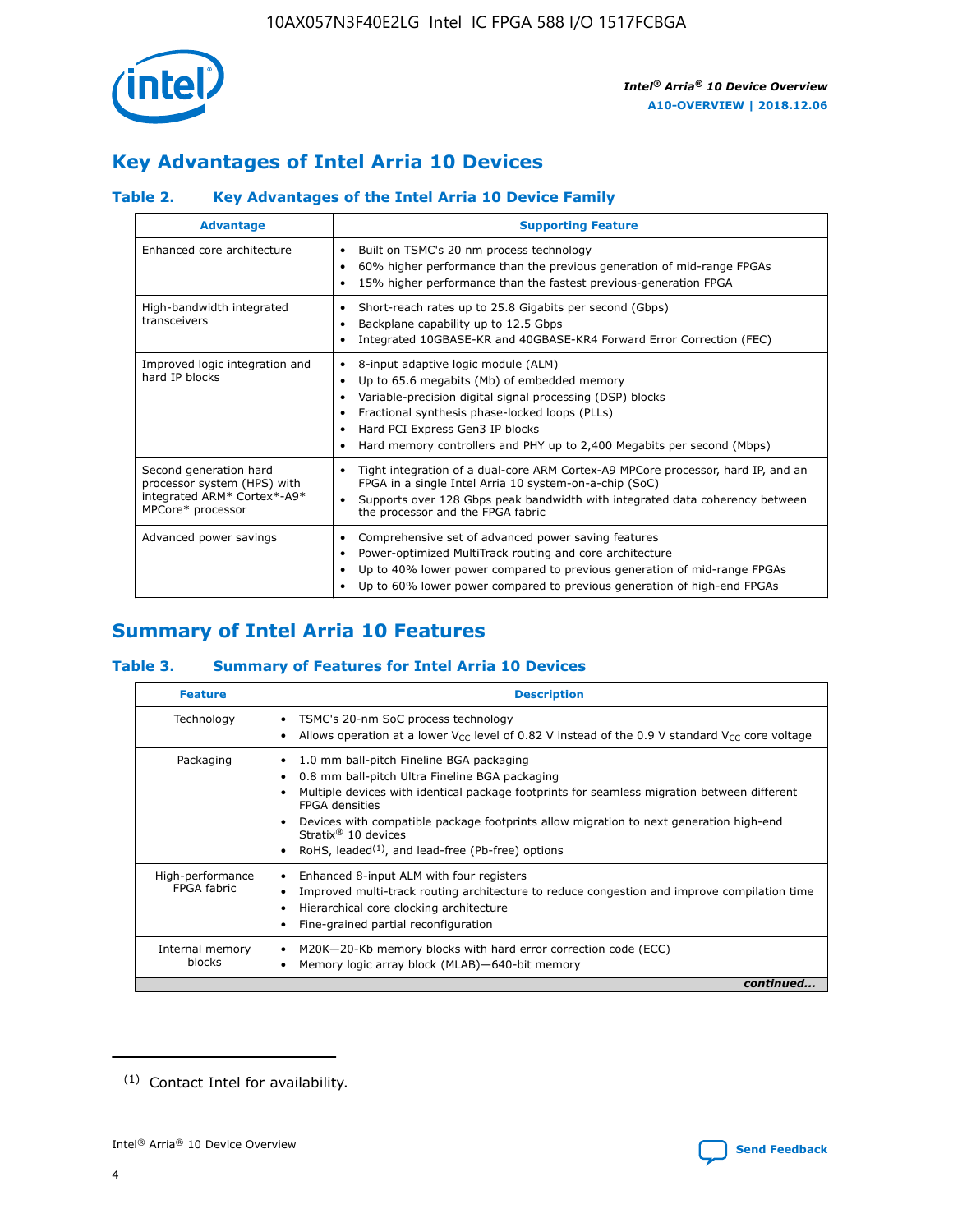## Key Advantages of Intel Arria 10 Devices

### Table 2. Key Advantages of the Intel Arria 10 Device Family

| Advantage | Supporting Feature |
|---|---|
| Enhanced core architecture | • Built on TSMC's 20 nm process technology<br>• 60% higher performance than the previous generation of mid-range FPGAs<br>• 15% higher performance than the fastest previous-generation FPGA |
| High-bandwidth integrated transceivers | • Short-reach rates up to 25.8 Gigabits per second (Gbps)<br>• Backplane capability up to 12.5 Gbps<br>• Integrated 10GBASE-KR and 40GBASE-KR4 Forward Error Correction (FEC) |
| Improved logic integration and hard IP blocks | • 8-input adaptive logic module (ALM)<br>• Up to 65.6 megabits (Mb) of embedded memory<br>• Variable-precision digital signal processing (DSP) blocks<br>• Fractional synthesis phase-locked loops (PLLs)<br>• Hard PCI Express Gen3 IP blocks<br>• Hard memory controllers and PHY up to 2,400 Megabits per second (Mbps) |
| Second generation hard processor system (HPS) with integrated ARM* Cortex*-A9* MPCore* processor | • Tight integration of a dual-core ARM Cortex-A9 MPCore processor, hard IP, and an FPGA in a single Intel Arria 10 system-on-a-chip (SoC)<br>• Supports over 128 Gbps peak bandwidth with integrated data coherency between the processor and the FPGA fabric |
| Advanced power savings | • Comprehensive set of advanced power saving features<br>• Power-optimized MultiTrack routing and core architecture<br>• Up to 40% lower power compared to previous generation of mid-range FPGAs<br>• Up to 60% lower power compared to previous generation of high-end FPGAs |

## Summary of Intel Arria 10 Features

### Table 3. Summary of Features for Intel Arria 10 Devices

| Feature | Description |
|---|---|
| Technology | • TSMC's 20-nm SoC process technology<br>• Allows operation at a lower $V_{CC}$ level of 0.82 V instead of the 0.9 V standard $V_{CC}$ core voltage |
| Packaging | • 1.0 mm ball-pitch Fineline BGA packaging<br>• 0.8 mm ball-pitch Ultra Fineline BGA packaging<br>• Multiple devices with identical package footprints for seamless migration between different FPGA densities<br>• Devices with compatible package footprints allow migration to next generation high-end Stratix® 10 devices<br>• RoHS, leaded[(1)], and lead-free (Pb-free) options |
| High-performance FPGA fabric | • Enhanced 8-input ALM with four registers<br>• Improved multi-track routing architecture to reduce congestion and improve compilation time<br>• Hierarchical core clocking architecture<br>• Fine-grained partial reconfiguration |
| Internal memory blocks | • M20K—20-Kb memory blocks with hard error correction code (ECC)<br>• Memory logic array block (MLAB)—640-bit memory |

*continued...*

(1) Contact Intel for availability.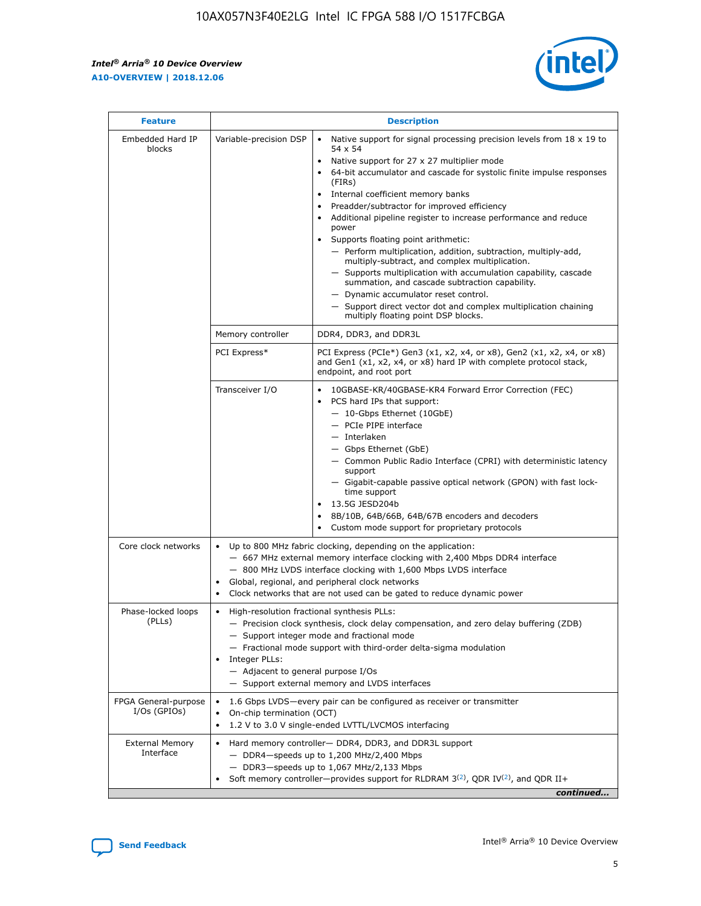| Feature | Description | |
|---|---|---|
| Embedded Hard IP blocks | Variable-precision DSP | • Native support for signal processing precision levels from 18 x 19 to 54 x 54<br>• Native support for 27 x 27 multiplier mode<br>• 64-bit accumulator and cascade for systolic finite impulse responses (FIRs)<br>• Internal coefficient memory banks<br>• Preadder/subtractor for improved efficiency<br>• Additional pipeline register to increase performance and reduce power<br>• Supports floating point arithmetic:<br>— Perform multiplication, addition, subtraction, multiply-add, multiply-subtract, and complex multiplication.<br>— Supports multiplication with accumulation capability, cascade summation, and cascade subtraction capability.<br>— Dynamic accumulator reset control.<br>— Support direct vector dot and complex multiplication chaining multiply floating point DSP blocks. |
| | Memory controller | DDR4, DDR3, and DDR3L |
| | PCI Express* | PCI Express (PCIe*) Gen3 (x1, x2, x4, or x8), Gen2 (x1, x2, x4, or x8) and Gen1 (x1, x2, x4, or x8) hard IP with complete protocol stack, endpoint, and root port |
| | Transceiver I/O | • 10GBASE-KR/40GBASE-KR4 Forward Error Correction (FEC)<br>• PCS hard IPs that support:<br>— 10-Gbps Ethernet (10GbE)<br>— PCIe PIPE interface<br>— Interlaken<br>— Gbps Ethernet (GbE)<br>— Common Public Radio Interface (CPRI) with deterministic latency support<br>— Gigabit-capable passive optical network (GPON) with fast lock-time support<br>• 13.5G JESD204b<br>• 8B/10B, 64B/66B, 64B/67B encoders and decoders<br>• Custom mode support for proprietary protocols |
| Core clock networks | • Up to 800 MHz fabric clocking, depending on the application:<br>— 667 MHz external memory interface clocking with 2,400 Mbps DDR4 interface<br>— 800 MHz LVDS interface clocking with 1,600 Mbps LVDS interface<br>• Global, regional, and peripheral clock networks<br>• Clock networks that are not used can be gated to reduce dynamic power | |
| Phase-locked loops (PLLs) | • High-resolution fractional synthesis PLLs:<br>— Precision clock synthesis, clock delay compensation, and zero delay buffering (ZDB)<br>— Support integer mode and fractional mode<br>— Fractional mode support with third-order delta-sigma modulation<br>• Integer PLLs:<br>— Adjacent to general purpose I/Os<br>— Support external memory and LVDS interfaces | |
| FPGA General-purpose I/Os (GPIOs) | • 1.6 Gbps LVDS—every pair can be configured as receiver or transmitter<br>• On-chip termination (OCT)<br>• 1.2 V to 3.0 V single-ended LVTTL/LVCMOS interfacing | |
| External Memory Interface | • Hard memory controller— DDR4, DDR3, and DDR3L support<br>— DDR4—speeds up to 1,200 MHz/2,400 Mbps<br>— DDR3—speeds up to 1,067 MHz/2,133 Mbps<br>• Soft memory controller—provides support for RLDRAM 3[(2)], QDR IV[(2)], and QDR II+ | |

*continued...*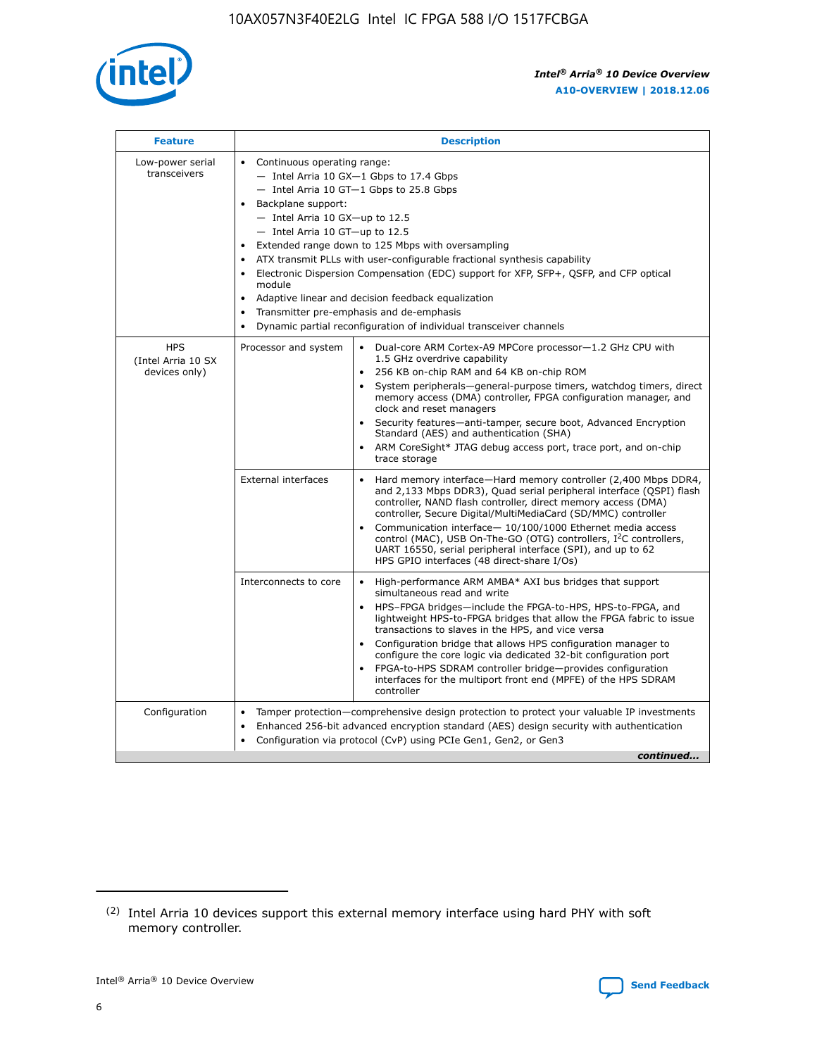| Feature | Description | |
|---|---|---|
| Low-power serial transceivers | • Continuous operating range:<br>— Intel Arria 10 GX—1 Gbps to 17.4 Gbps<br>— Intel Arria 10 GT—1 Gbps to 25.8 Gbps<br>• Backplane support:<br>— Intel Arria 10 GX—up to 12.5<br>— Intel Arria 10 GT—up to 12.5<br>• Extended range down to 125 Mbps with oversampling<br>• ATX transmit PLLs with user-configurable fractional synthesis capability<br>• Electronic Dispersion Compensation (EDC) support for XFP, SFP+, QSFP, and CFP optical module<br>• Adaptive linear and decision feedback equalization<br>• Transmitter pre-emphasis and de-emphasis<br>• Dynamic partial reconfiguration of individual transceiver channels | |
| HPS (Intel Arria 10 SX devices only) | Processor and system | • Dual-core ARM Cortex-A9 MPCore processor—1.2 GHz CPU with 1.5 GHz overdrive capability<br>• 256 KB on-chip RAM and 64 KB on-chip ROM<br>• System peripherals—general-purpose timers, watchdog timers, direct memory access (DMA) controller, FPGA configuration manager, and clock and reset managers<br>• Security features—anti-tamper, secure boot, Advanced Encryption Standard (AES) and authentication (SHA)<br>• ARM CoreSight* JTAG debug access port, trace port, and on-chip trace storage |
| | External interfaces | • Hard memory interface—Hard memory controller (2,400 Mbps DDR4, and 2,133 Mbps DDR3), Quad serial peripheral interface (QSPI) flash controller, NAND flash controller, direct memory access (DMA) controller, Secure Digital/MultiMediaCard (SD/MMC) controller<br>• Communication interface— 10/100/1000 Ethernet media access control (MAC), USB On-The-GO (OTG) controllers, I²C controllers, UART 16550, serial peripheral interface (SPI), and up to 62 HPS GPIO interfaces (48 direct-share I/Os) |
| | Interconnects to core | • High-performance ARM AMBA* AXI bus bridges that support simultaneous read and write<br>• HPS–FPGA bridges—include the FPGA-to-HPS, HPS-to-FPGA, and lightweight HPS-to-FPGA bridges that allow the FPGA fabric to issue transactions to slaves in the HPS, and vice versa<br>• Configuration bridge that allows HPS configuration manager to configure the core logic via dedicated 32-bit configuration port<br>• FPGA-to-HPS SDRAM controller bridge—provides configuration interfaces for the multiport front end (MPFE) of the HPS SDRAM controller |
| Configuration | • Tamper protection—comprehensive design protection to protect your valuable IP investments<br>• Enhanced 256-bit advanced encryption standard (AES) design security with authentication<br>• Configuration via protocol (CvP) using PCIe Gen1, Gen2, or Gen3 | |

*continued...*

(2) Intel Arria 10 devices support this external memory interface using hard PHY with soft memory controller.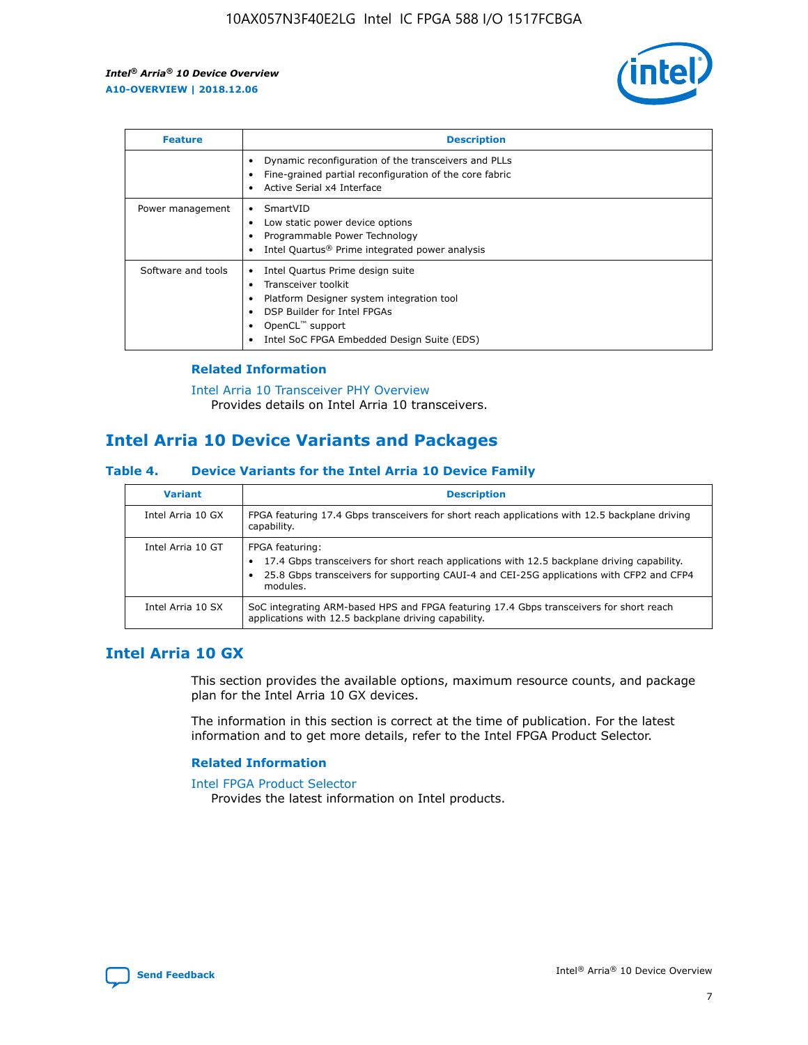| Feature | Description |
| --- | --- |
| | • Dynamic reconfiguration of the transceivers and PLLs<br>• Fine-grained partial reconfiguration of the core fabric<br>• Active Serial x4 Interface |
| Power management | • SmartVID<br>• Low static power device options<br>• Programmable Power Technology<br>• Intel Quartus® Prime integrated power analysis |
| Software and tools | • Intel Quartus Prime design suite<br>• Transceiver toolkit<br>• Platform Designer system integration tool<br>• DSP Builder for Intel FPGAs<br>• OpenCL™ support<br>• Intel SoC FPGA Embedded Design Suite (EDS) |

### Related Information

Intel Arria 10 Transceiver PHY Overview
Provides details on Intel Arria 10 transceivers.

## Intel Arria 10 Device Variants and Packages

### Table 4. Device Variants for the Intel Arria 10 Device Family

| Variant | Description |
| --- | --- |
| Intel Arria 10 GX | FPGA featuring 17.4 Gbps transceivers for short reach applications with 12.5 backplane driving capability. |
| Intel Arria 10 GT | FPGA featuring:<br>• 17.4 Gbps transceivers for short reach applications with 12.5 backplane driving capability.<br>• 25.8 Gbps transceivers for supporting CAUI-4 and CEI-25G applications with CFP2 and CFP4 modules. |
| Intel Arria 10 SX | SoC integrating ARM-based HPS and FPGA featuring 17.4 Gbps transceivers for short reach applications with 12.5 backplane driving capability. |

## Intel Arria 10 GX

This section provides the available options, maximum resource counts, and package plan for the Intel Arria 10 GX devices.

The information in this section is correct at the time of publication. For the latest information and to get more details, refer to the Intel FPGA Product Selector.

### Related Information

Intel FPGA Product Selector
Provides the latest information on Intel products.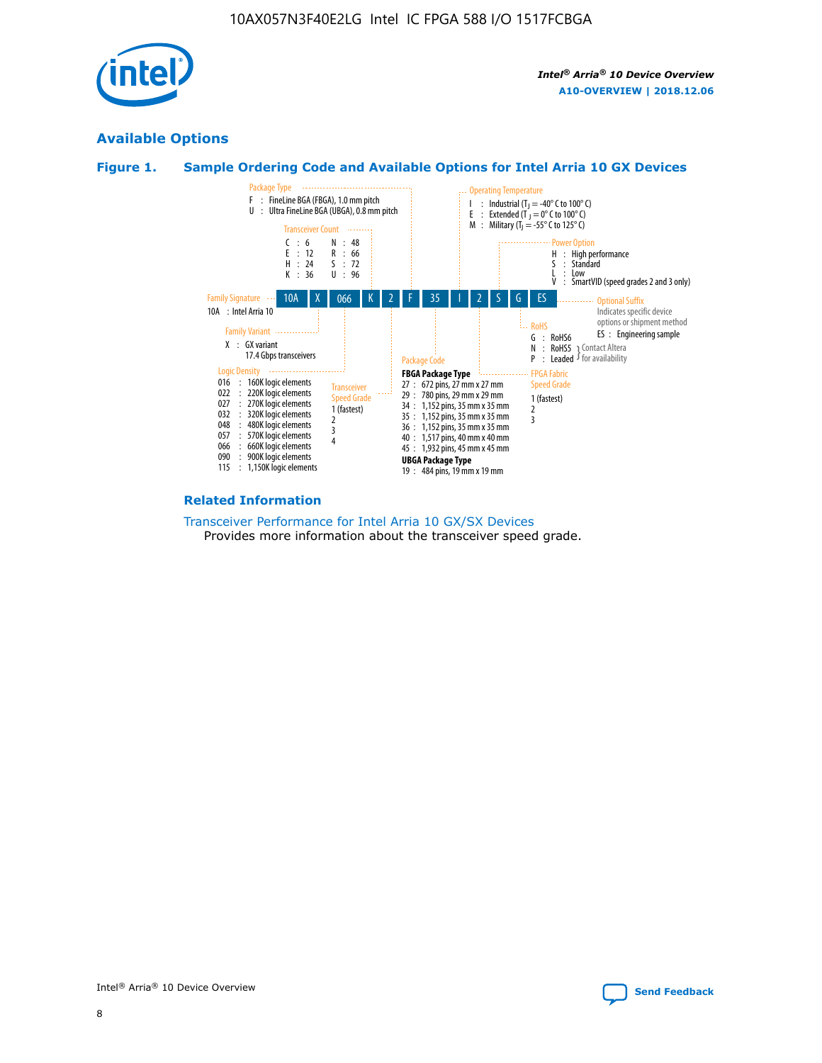## Available Options

### Figure 1. Sample Ordering Code and Available Options for Intel Arria 10 GX Devices

Sample ordering code: 10A X 066 K 2 F 35 I 2 S G ES

**Family Signature**
- 10A : Intel Arria 10

**Family Variant**
- X : GX variant, 17.4 Gbps transceivers

**Logic Density**
- 016 : 160K logic elements
- 022 : 220K logic elements
- 027 : 270K logic elements
- 032 : 320K logic elements
- 048 : 480K logic elements
- 057 : 570K logic elements
- 066 : 660K logic elements
- 090 : 900K logic elements
- 115 : 1,150K logic elements

**Transceiver Count**
- C : 6
- E : 12
- H : 24
- K : 36
- N : 48
- R : 66
- S : 72
- U : 96

**Transceiver Speed Grade**
- 1 (fastest)
- 2
- 3
- 4

**Package Type**
- F : FineLine BGA (FBGA), 1.0 mm pitch
- U : Ultra FineLine BGA (UBGA), 0.8 mm pitch

**Package Code**

FBGA Package Type
- 27 : 672 pins, 27 mm x 27 mm
- 29 : 780 pins, 29 mm x 29 mm
- 34 : 1,152 pins, 35 mm x 35 mm
- 35 : 1,152 pins, 35 mm x 35 mm
- 36 : 1,152 pins, 35 mm x 35 mm
- 40 : 1,517 pins, 40 mm x 40 mm
- 45 : 1,932 pins, 45 mm x 45 mm

UBGA Package Type
- 19 : 484 pins, 19 mm x 19 mm

**Operating Temperature**
- I : Industrial ($T_J$ = -40° C to 100° C)
- E : Extended ($T_J$ = 0° C to 100° C)
- M : Military ($T_J$ = -55° C to 125° C)

**FPGA Fabric Speed Grade**
- 1 (fastest)
- 2
- 3

**Power Option**
- H : High performance
- S : Standard
- L : Low
- V : SmartVID (speed grades 2 and 3 only)

**RoHS**
- G : RoHS6
- N : RoHS5 (Contact Altera for availability)
- P : Leaded (Contact Altera for availability)

**Optional Suffix**

Indicates specific device options or shipment method
- ES : Engineering sample

### Related Information

Transceiver Performance for Intel Arria 10 GX/SX Devices

Provides more information about the transceiver speed grade.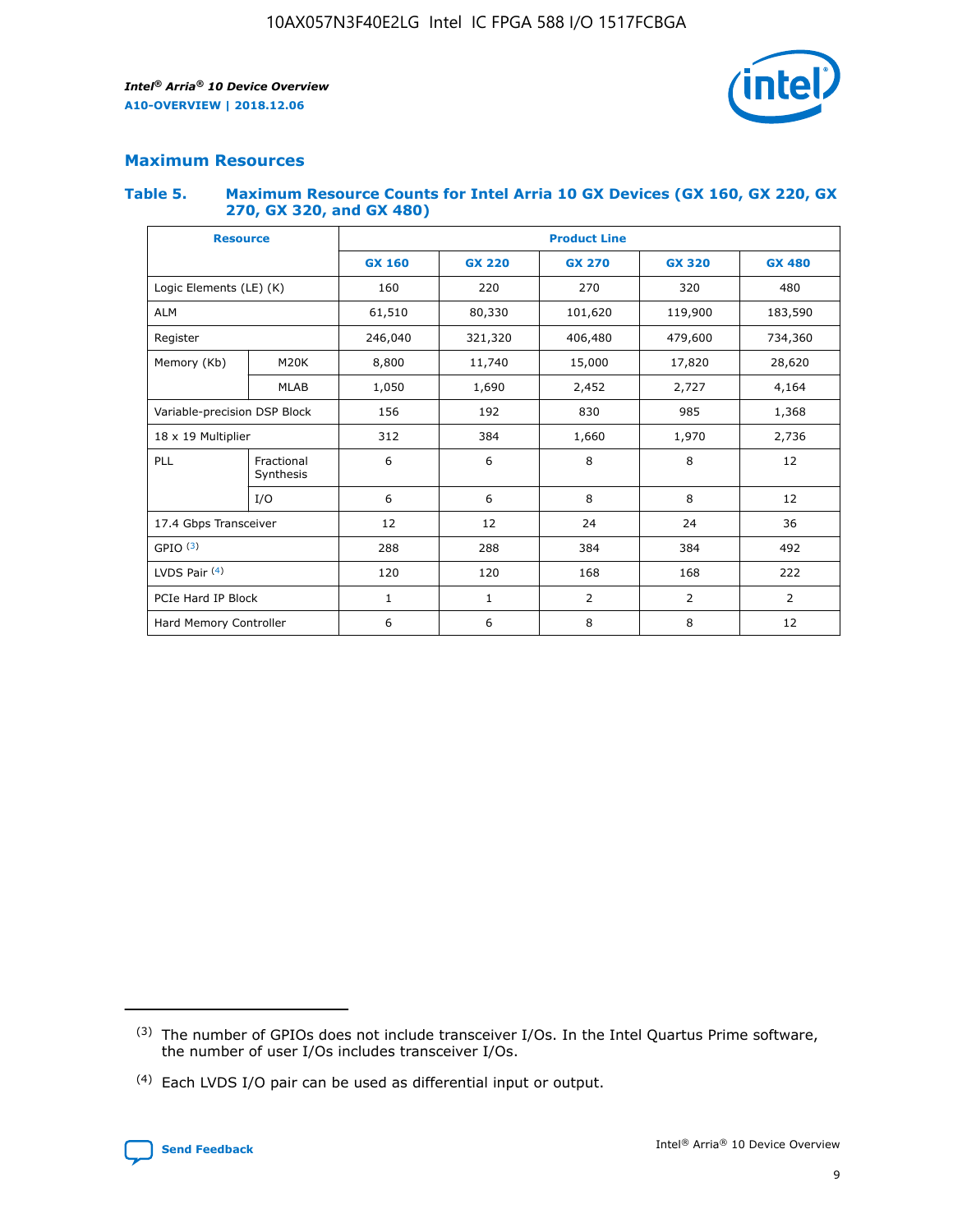## Maximum Resources

### Table 5. Maximum Resource Counts for Intel Arria 10 GX Devices (GX 160, GX 220, GX 270, GX 320, and GX 480)

| Resource | | Product Line | | | | |
|---|---|---|---|---|---|---|
| | | GX 160 | GX 220 | GX 270 | GX 320 | GX 480 |
| Logic Elements (LE) (K) | | 160 | 220 | 270 | 320 | 480 |
| ALM | | 61,510 | 80,330 | 101,620 | 119,900 | 183,590 |
| Register | | 246,040 | 321,320 | 406,480 | 479,600 | 734,360 |
| Memory (Kb) | M20K | 8,800 | 11,740 | 15,000 | 17,820 | 28,620 |
| | MLAB | 1,050 | 1,690 | 2,452 | 2,727 | 4,164 |
| Variable-precision DSP Block | | 156 | 192 | 830 | 985 | 1,368 |
| 18 x 19 Multiplier | | 312 | 384 | 1,660 | 1,970 | 2,736 |
| PLL | Fractional Synthesis | 6 | 6 | 8 | 8 | 12 |
| | I/O | 6 | 6 | 8 | 8 | 12 |
| 17.4 Gbps Transceiver | | 12 | 12 | 24 | 24 | 36 |
| GPIO [(3)] | | 288 | 288 | 384 | 384 | 492 |
| LVDS Pair [(4)] | | 120 | 120 | 168 | 168 | 222 |
| PCIe Hard IP Block | | 1 | 1 | 2 | 2 | 2 |
| Hard Memory Controller | | 6 | 6 | 8 | 8 | 12 |

(3) The number of GPIOs does not include transceiver I/Os. In the Intel Quartus Prime software, the number of user I/Os includes transceiver I/Os.

(4) Each LVDS I/O pair can be used as differential input or output.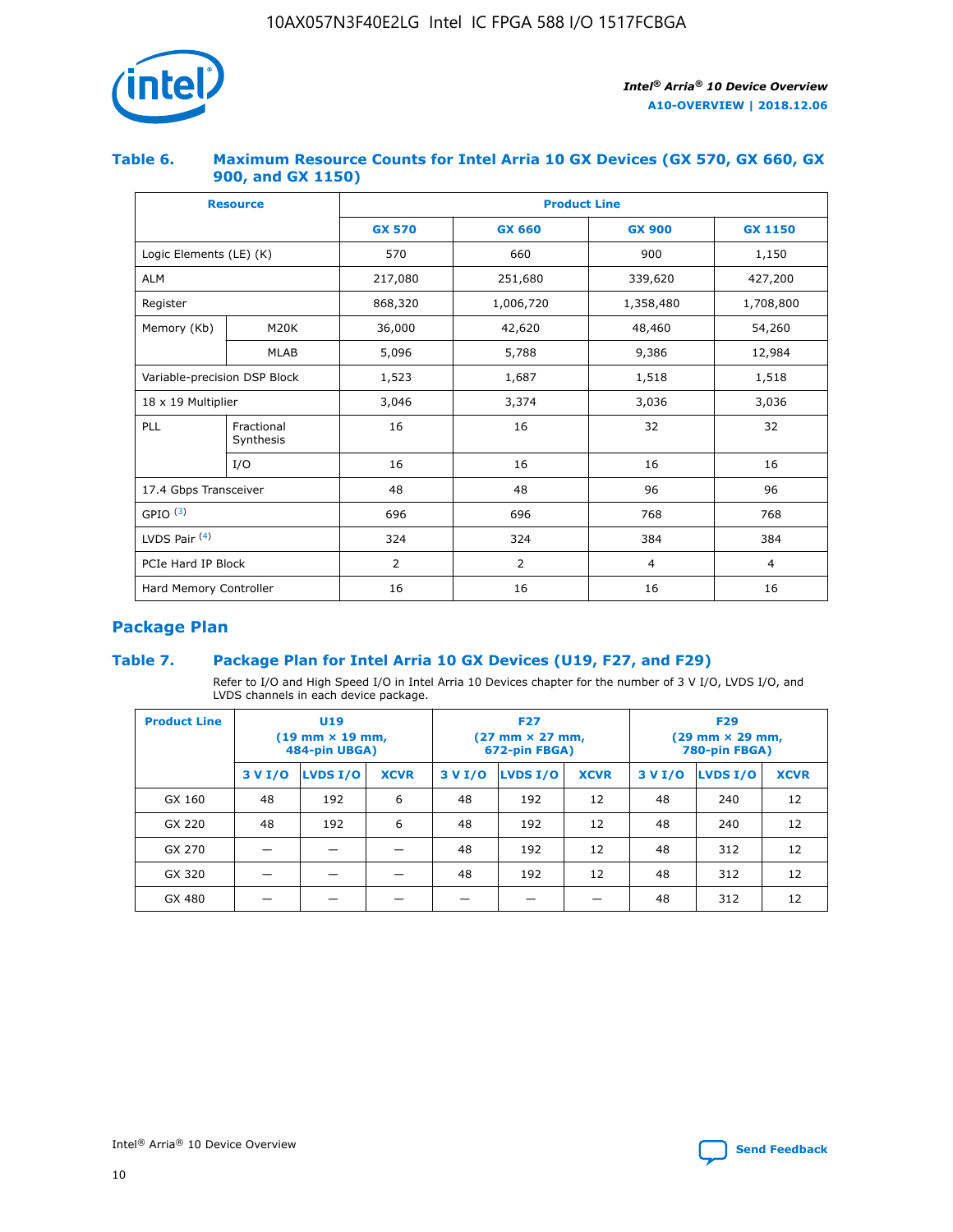### Table 6. Maximum Resource Counts for Intel Arria 10 GX Devices (GX 570, GX 660, GX 900, and GX 1150)

| Resource | | Product Line | | | |
|---|---|---|---|---|---|
| | | GX 570 | GX 660 | GX 900 | GX 1150 |
| Logic Elements (LE) (K) | | 570 | 660 | 900 | 1,150 |
| ALM | | 217,080 | 251,680 | 339,620 | 427,200 |
| Register | | 868,320 | 1,006,720 | 1,358,480 | 1,708,800 |
| Memory (Kb) | M20K | 36,000 | 42,620 | 48,460 | 54,260 |
| | MLAB | 5,096 | 5,788 | 9,386 | 12,984 |
| Variable-precision DSP Block | | 1,523 | 1,687 | 1,518 | 1,518 |
| 18 x 19 Multiplier | | 3,046 | 3,374 | 3,036 | 3,036 |
| PLL | Fractional Synthesis | 16 | 16 | 32 | 32 |
| | I/O | 16 | 16 | 16 | 16 |
| 17.4 Gbps Transceiver | | 48 | 48 | 96 | 96 |
| GPIO [(3)] | | 696 | 696 | 768 | 768 |
| LVDS Pair [(4)] | | 324 | 324 | 384 | 384 |
| PCIe Hard IP Block | | 2 | 2 | 4 | 4 |
| Hard Memory Controller | | 16 | 16 | 16 | 16 |

## Package Plan

### Table 7. Package Plan for Intel Arria 10 GX Devices (U19, F27, and F29)

Refer to I/O and High Speed I/O in Intel Arria 10 Devices chapter for the number of 3 V I/O, LVDS I/O, and LVDS channels in each device package.

| Product Line | U19 (19 mm × 19 mm, 484-pin UBGA) | | | F27 (27 mm × 27 mm, 672-pin FBGA) | | | F29 (29 mm × 29 mm, 780-pin FBGA) | | |
|---|---|---|---|---|---|---|---|---|---|
| | 3 V I/O | LVDS I/O | XCVR | 3 V I/O | LVDS I/O | XCVR | 3 V I/O | LVDS I/O | XCVR |
| GX 160 | 48 | 192 | 6 | 48 | 192 | 12 | 48 | 240 | 12 |
| GX 220 | 48 | 192 | 6 | 48 | 192 | 12 | 48 | 240 | 12 |
| GX 270 | — | — | — | 48 | 192 | 12 | 48 | 312 | 12 |
| GX 320 | — | — | — | 48 | 192 | 12 | 48 | 312 | 12 |
| GX 480 | — | — | — | — | — | — | 48 | 312 | 12 |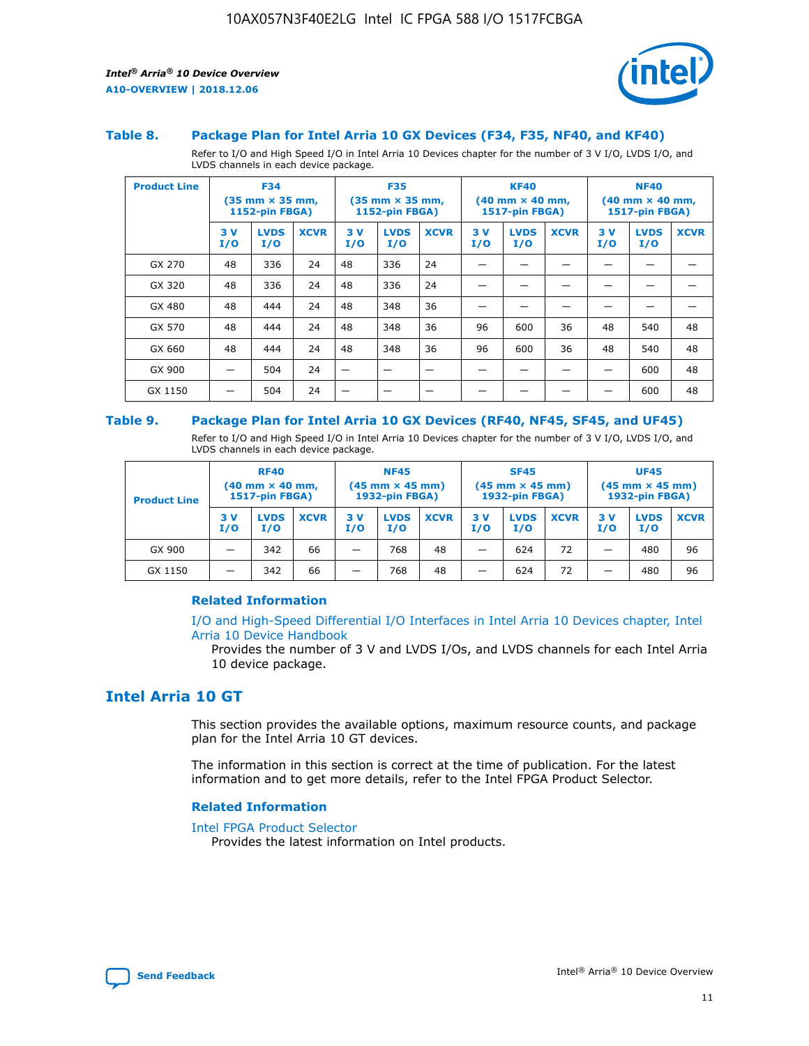### Table 8. Package Plan for Intel Arria 10 GX Devices (F34, F35, NF40, and KF40)

Refer to I/O and High Speed I/O in Intel Arria 10 Devices chapter for the number of 3 V I/O, LVDS I/O, and LVDS channels in each device package.

| Product Line | F34 (35 mm × 35 mm, 1152-pin FBGA) | | | F35 (35 mm × 35 mm, 1152-pin FBGA) | | | KF40 (40 mm × 40 mm, 1517-pin FBGA) | | | NF40 (40 mm × 40 mm, 1517-pin FBGA) | | |
|---|---|---|---|---|---|---|---|---|---|---|---|---|
| | 3 V I/O | LVDS I/O | XCVR | 3 V I/O | LVDS I/O | XCVR | 3 V I/O | LVDS I/O | XCVR | 3 V I/O | LVDS I/O | XCVR |
| GX 270 | 48 | 336 | 24 | 48 | 336 | 24 | — | — | — | — | — | — |
| GX 320 | 48 | 336 | 24 | 48 | 336 | 24 | — | — | — | — | — | — |
| GX 480 | 48 | 444 | 24 | 48 | 348 | 36 | — | — | — | — | — | — |
| GX 570 | 48 | 444 | 24 | 48 | 348 | 36 | 96 | 600 | 36 | 48 | 540 | 48 |
| GX 660 | 48 | 444 | 24 | 48 | 348 | 36 | 96 | 600 | 36 | 48 | 540 | 48 |
| GX 900 | — | 504 | 24 | — | — | — | — | — | — | — | 600 | 48 |
| GX 1150 | — | 504 | 24 | — | — | — | — | — | — | — | 600 | 48 |

### Table 9. Package Plan for Intel Arria 10 GX Devices (RF40, NF45, SF45, and UF45)

Refer to I/O and High Speed I/O in Intel Arria 10 Devices chapter for the number of 3 V I/O, LVDS I/O, and LVDS channels in each device package.

| Product Line | RF40 (40 mm × 40 mm, 1517-pin FBGA) | | | NF45 (45 mm × 45 mm) 1932-pin FBGA) | | | SF45 (45 mm × 45 mm) 1932-pin FBGA) | | | UF45 (45 mm × 45 mm) 1932-pin FBGA) | | |
|---|---|---|---|---|---|---|---|---|---|---|---|---|
| | 3 V I/O | LVDS I/O | XCVR | 3 V I/O | LVDS I/O | XCVR | 3 V I/O | LVDS I/O | XCVR | 3 V I/O | LVDS I/O | XCVR |
| GX 900 | — | 342 | 66 | — | 768 | 48 | — | 624 | 72 | — | 480 | 96 |
| GX 1150 | — | 342 | 66 | — | 768 | 48 | — | 624 | 72 | — | 480 | 96 |

#### Related Information

I/O and High-Speed Differential I/O Interfaces in Intel Arria 10 Devices chapter, Intel Arria 10 Device Handbook
Provides the number of 3 V and LVDS I/Os, and LVDS channels for each Intel Arria 10 device package.

## Intel Arria 10 GT

This section provides the available options, maximum resource counts, and package plan for the Intel Arria 10 GT devices.

The information in this section is correct at the time of publication. For the latest information and to get more details, refer to the Intel FPGA Product Selector.

#### Related Information

Intel FPGA Product Selector
Provides the latest information on Intel products.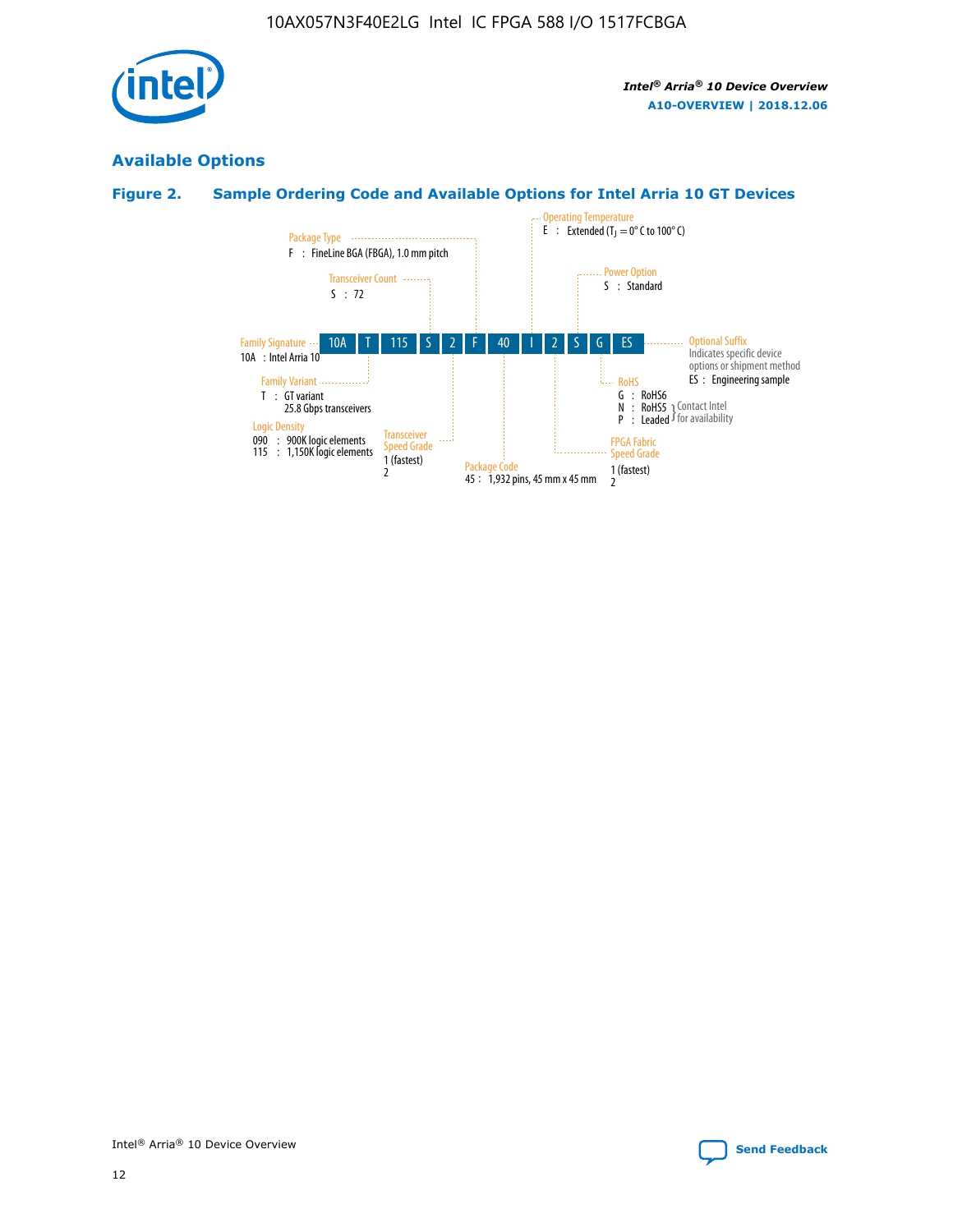## Available Options

### Figure 2. Sample Ordering Code and Available Options for Intel Arria 10 GT Devices

Sample ordering code: 10A T 115 S 2 F 40 I 2 S G ES

- **Family Signature**
  - 10A : Intel Arria 10
- **Family Variant**
  - T : GT variant 25.8 Gbps transceivers
- **Logic Density**
  - 090 : 900K logic elements
  - 115 : 1,150K logic elements
- **Transceiver Count**
  - S : 72
- **Transceiver Speed Grade**
  - 1 (fastest)
  - 2
- **Package Type**
  - F : FineLine BGA (FBGA), 1.0 mm pitch
- **Package Code**
  - 45 : 1,932 pins, 45 mm x 45 mm
- **Operating Temperature**
  - E : Extended ($T_J$ = 0° C to 100° C)
- **FPGA Fabric Speed Grade**
  - 1 (fastest)
  - 2
- **Power Option**
  - S : Standard
- **RoHS**
  - G : RoHS6
  - N : RoHS5 (Contact Intel for availability)
  - P : Leaded (Contact Intel for availability)
- **Optional Suffix**
  - Indicates specific device options or shipment method
  - ES : Engineering sample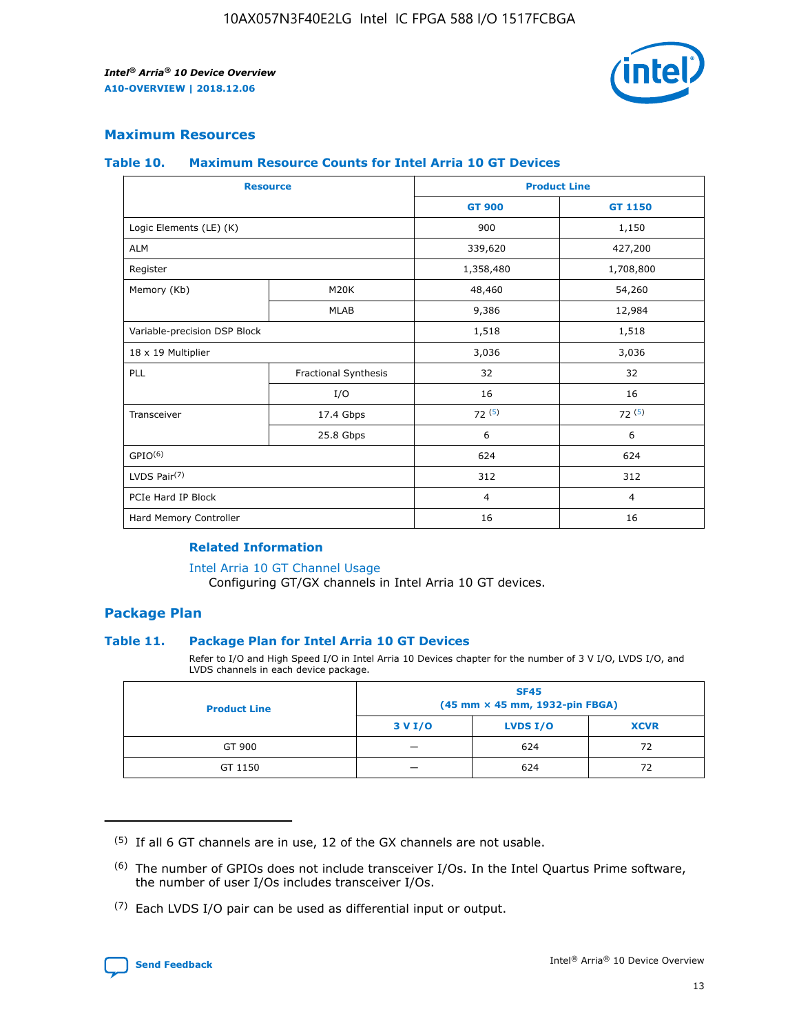## Maximum Resources

### Table 10. Maximum Resource Counts for Intel Arria 10 GT Devices

| Resource | | Product Line | |
|---|---|---|---|
| | | GT 900 | GT 1150 |
| Logic Elements (LE) (K) | | 900 | 1,150 |
| ALM | | 339,620 | 427,200 |
| Register | | 1,358,480 | 1,708,800 |
| Memory (Kb) | M20K | 48,460 | 54,260 |
| | MLAB | 9,386 | 12,984 |
| Variable-precision DSP Block | | 1,518 | 1,518 |
| 18 x 19 Multiplier | | 3,036 | 3,036 |
| PLL | Fractional Synthesis | 32 | 32 |
| | I/O | 16 | 16 |
| Transceiver | 17.4 Gbps | 72 (5) | 72 (5) |
| | 25.8 Gbps | 6 | 6 |
| GPIO(6) | | 624 | 624 |
| LVDS Pair(7) | | 312 | 312 |
| PCIe Hard IP Block | | 4 | 4 |
| Hard Memory Controller | | 16 | 16 |

#### Related Information

Intel Arria 10 GT Channel Usage
Configuring GT/GX channels in Intel Arria 10 GT devices.

## Package Plan

### Table 11. Package Plan for Intel Arria 10 GT Devices

Refer to I/O and High Speed I/O in Intel Arria 10 Devices chapter for the number of 3 V I/O, LVDS I/O, and LVDS channels in each device package.

| Product Line | SF45 (45 mm × 45 mm, 1932-pin FBGA) | | |
|---|---|---|---|
| | 3 V I/O | LVDS I/O | XCVR |
| GT 900 | — | 624 | 72 |
| GT 1150 | — | 624 | 72 |

(5) If all 6 GT channels are in use, 12 of the GX channels are not usable.

(6) The number of GPIOs does not include transceiver I/Os. In the Intel Quartus Prime software, the number of user I/Os includes transceiver I/Os.

(7) Each LVDS I/O pair can be used as differential input or output.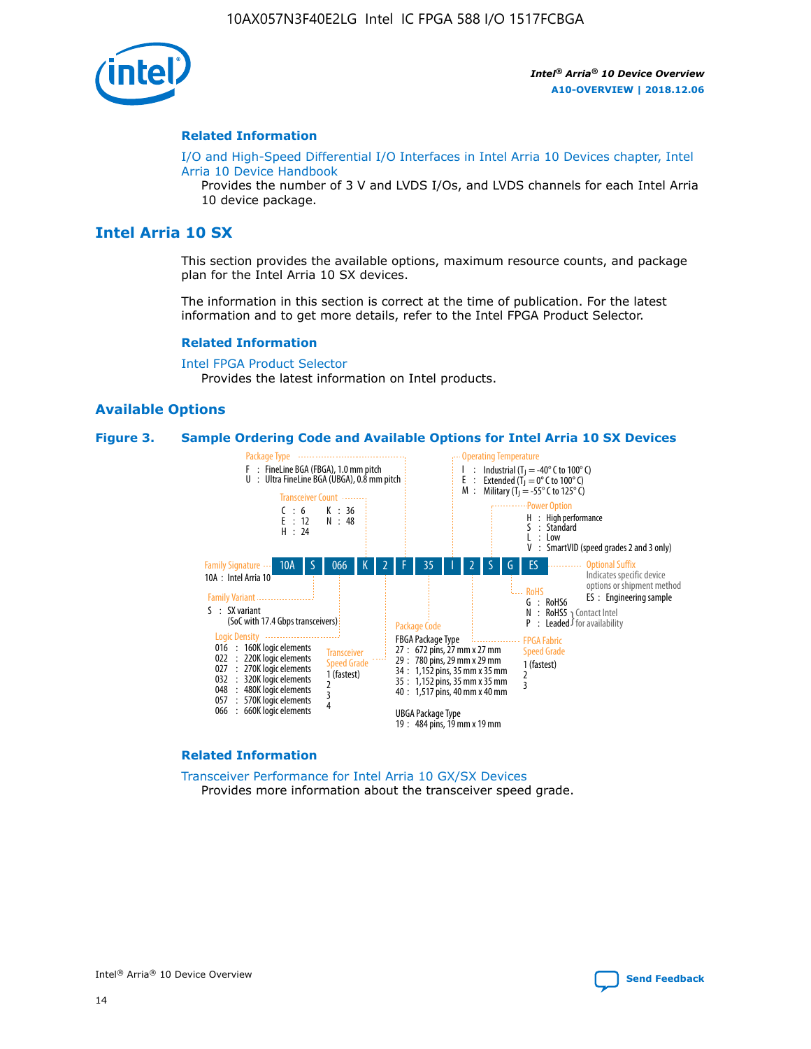### Related Information

I/O and High-Speed Differential I/O Interfaces in Intel Arria 10 Devices chapter, Intel Arria 10 Device Handbook

Provides the number of 3 V and LVDS I/Os, and LVDS channels for each Intel Arria 10 device package.

## Intel Arria 10 SX

This section provides the available options, maximum resource counts, and package plan for the Intel Arria 10 SX devices.

The information in this section is correct at the time of publication. For the latest information and to get more details, refer to the Intel FPGA Product Selector.

### Related Information

Intel FPGA Product Selector

Provides the latest information on Intel products.

## Available Options

**Figure 3. Sample Ordering Code and Available Options for Intel Arria 10 SX Devices**

Sample ordering code: 10A S 066 K 2 F 35 I 2 S G ES

- **Family Signature**
  - 10A : Intel Arria 10
- **Family Variant**
  - S : SX variant (SoC with 17.4 Gbps transceivers)
- **Logic Density**
  - 016 : 160K logic elements
  - 022 : 220K logic elements
  - 027 : 270K logic elements
  - 032 : 320K logic elements
  - 048 : 480K logic elements
  - 057 : 570K logic elements
  - 066 : 660K logic elements
- **Transceiver Count**
  - C : 6
  - E : 12
  - H : 24
  - K : 36
  - N : 48
- **Transceiver Speed Grade**
  - 1 (fastest)
  - 2
  - 3
  - 4
- **Package Type**
  - F : FineLine BGA (FBGA), 1.0 mm pitch
  - U : Ultra FineLine BGA (UBGA), 0.8 mm pitch
- **Package Code**
  - FBGA Package Type
    - 27 : 672 pins, 27 mm x 27 mm
    - 29 : 780 pins, 29 mm x 29 mm
    - 34 : 1,152 pins, 35 mm x 35 mm
    - 35 : 1,152 pins, 35 mm x 35 mm
    - 40 : 1,517 pins, 40 mm x 40 mm
  - UBGA Package Type
    - 19 : 484 pins, 19 mm x 19 mm
- **Operating Temperature**
  - I : Industrial ($T_J$ = -40° C to 100° C)
  - E : Extended ($T_J$ = 0° C to 100° C)
  - M : Military ($T_J$ = -55° C to 125° C)
- **FPGA Fabric Speed Grade**
  - 1 (fastest)
  - 2
  - 3
- **Power Option**
  - H : High performance
  - S : Standard
  - L : Low
  - V : SmartVID (speed grades 2 and 3 only)
- **RoHS**
  - G : RoHS6
  - N : RoHS5 (Contact Intel for availability)
  - P : Leaded (Contact Intel for availability)
- **Optional Suffix**
  - Indicates specific device options or shipment method
  - ES : Engineering sample

### Related Information

Transceiver Performance for Intel Arria 10 GX/SX Devices

Provides more information about the transceiver speed grade.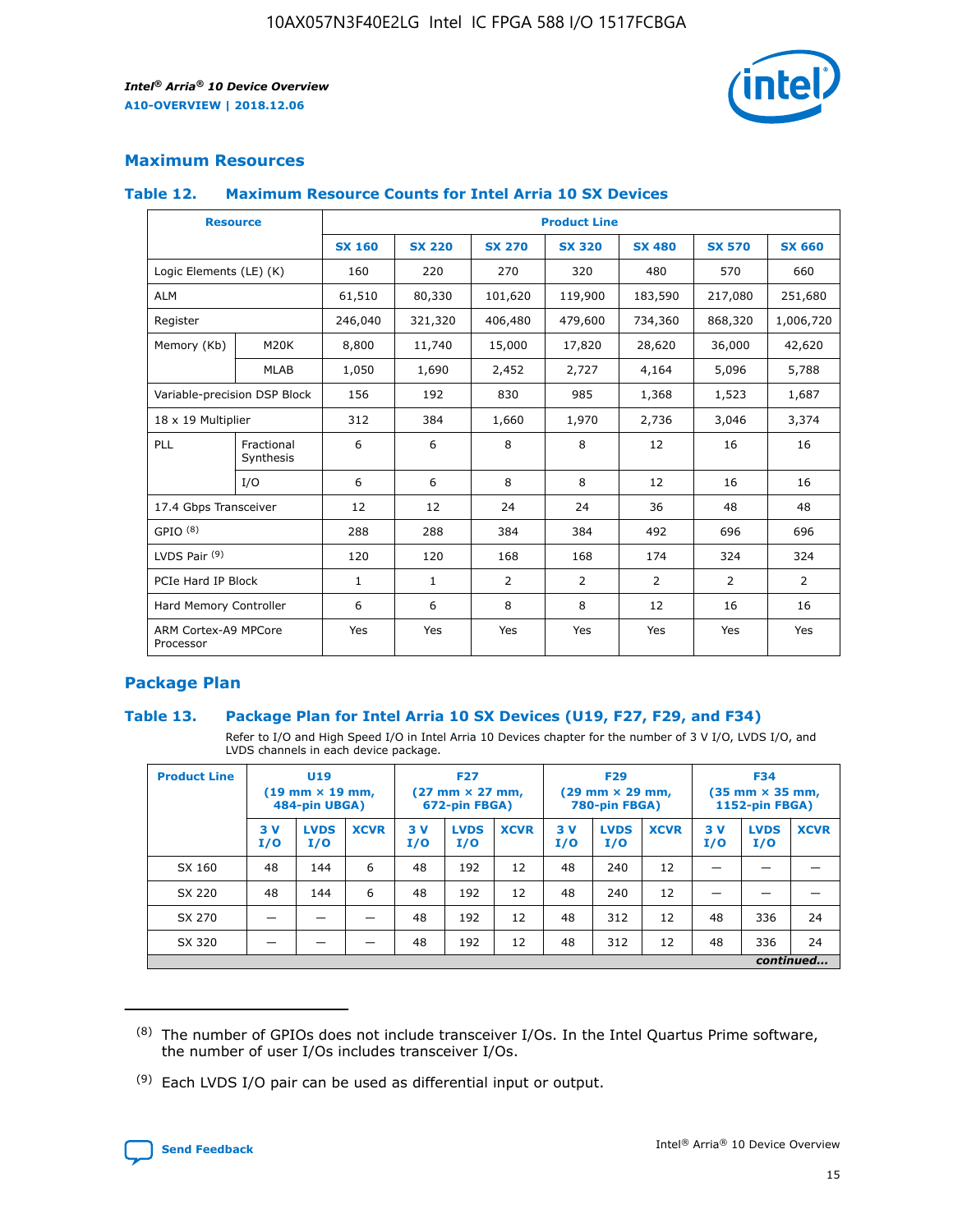## Maximum Resources

### Table 12. Maximum Resource Counts for Intel Arria 10 SX Devices

| Resource | | Product Line | | | | | | |
|---|---|---|---|---|---|---|---|---|
| | | SX 160 | SX 220 | SX 270 | SX 320 | SX 480 | SX 570 | SX 660 |
| Logic Elements (LE) (K) | | 160 | 220 | 270 | 320 | 480 | 570 | 660 |
| ALM | | 61,510 | 80,330 | 101,620 | 119,900 | 183,590 | 217,080 | 251,680 |
| Register | | 246,040 | 321,320 | 406,480 | 479,600 | 734,360 | 868,320 | 1,006,720 |
| Memory (Kb) | M20K | 8,800 | 11,740 | 15,000 | 17,820 | 28,620 | 36,000 | 42,620 |
| | MLAB | 1,050 | 1,690 | 2,452 | 2,727 | 4,164 | 5,096 | 5,788 |
| Variable-precision DSP Block | | 156 | 192 | 830 | 985 | 1,368 | 1,523 | 1,687 |
| 18 x 19 Multiplier | | 312 | 384 | 1,660 | 1,970 | 2,736 | 3,046 | 3,374 |
| PLL | Fractional Synthesis | 6 | 6 | 8 | 8 | 12 | 16 | 16 |
| | I/O | 6 | 6 | 8 | 8 | 12 | 16 | 16 |
| 17.4 Gbps Transceiver | | 12 | 12 | 24 | 24 | 36 | 48 | 48 |
| GPIO [8] | | 288 | 288 | 384 | 384 | 492 | 696 | 696 |
| LVDS Pair [9] | | 120 | 120 | 168 | 168 | 174 | 324 | 324 |
| PCIe Hard IP Block | | 1 | 1 | 2 | 2 | 2 | 2 | 2 |
| Hard Memory Controller | | 6 | 6 | 8 | 8 | 12 | 16 | 16 |
| ARM Cortex-A9 MPCore Processor | | Yes | Yes | Yes | Yes | Yes | Yes | Yes |

## Package Plan

### Table 13. Package Plan for Intel Arria 10 SX Devices (U19, F27, F29, and F34)

Refer to I/O and High Speed I/O in Intel Arria 10 Devices chapter for the number of 3 V I/O, LVDS I/O, and LVDS channels in each device package.

| Product Line | U19 (19 mm × 19 mm, 484-pin UBGA) | | | F27 (27 mm × 27 mm, 672-pin FBGA) | | | F29 (29 mm × 29 mm, 780-pin FBGA) | | | F34 (35 mm × 35 mm, 1152-pin FBGA) | | |
|---|---|---|---|---|---|---|---|---|---|---|---|---|
| | 3 V I/O | LVDS I/O | XCVR | 3 V I/O | LVDS I/O | XCVR | 3 V I/O | LVDS I/O | XCVR | 3 V I/O | LVDS I/O | XCVR |
| SX 160 | 48 | 144 | 6 | 48 | 192 | 12 | 48 | 240 | 12 | — | — | — |
| SX 220 | 48 | 144 | 6 | 48 | 192 | 12 | 48 | 240 | 12 | — | — | — |
| SX 270 | — | — | — | 48 | 192 | 12 | 48 | 312 | 12 | 48 | 336 | 24 |
| SX 320 | — | — | — | 48 | 192 | 12 | 48 | 312 | 12 | 48 | 336 | 24 |

*continued...*

(8) The number of GPIOs does not include transceiver I/Os. In the Intel Quartus Prime software, the number of user I/Os includes transceiver I/Os.

(9) Each LVDS I/O pair can be used as differential input or output.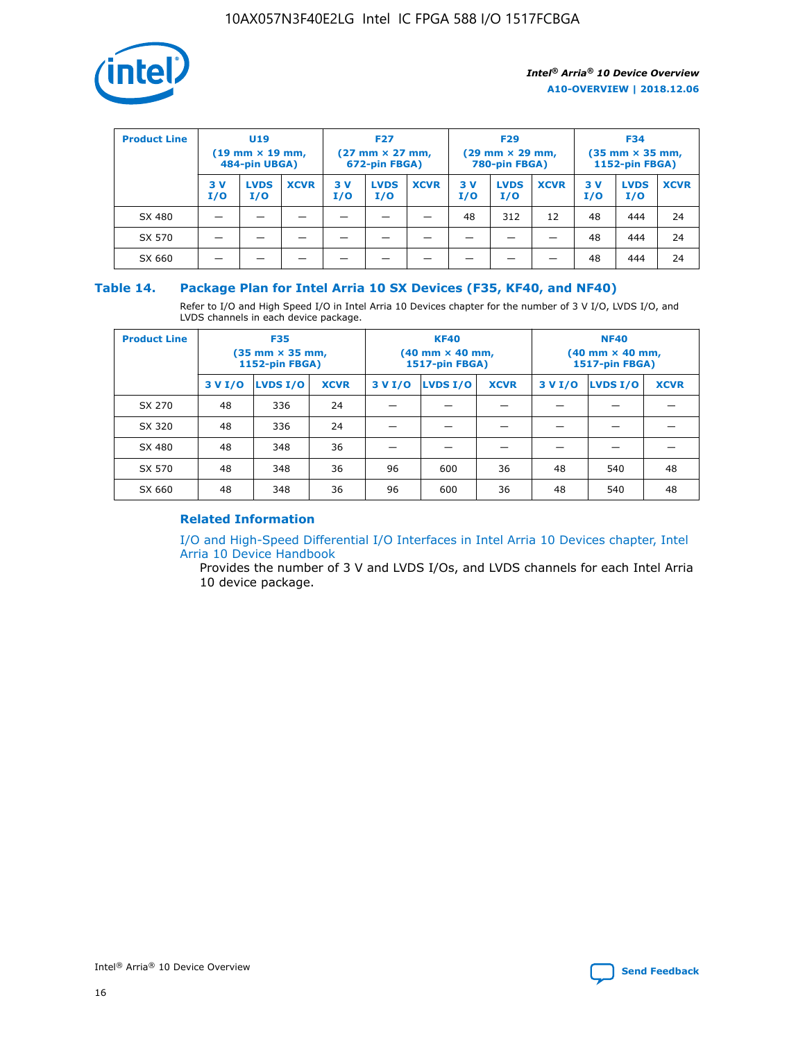| Product Line | U19 (19 mm × 19 mm, 484-pin UBGA) | | | F27 (27 mm × 27 mm, 672-pin FBGA) | | | F29 (29 mm × 29 mm, 780-pin FBGA) | | | F34 (35 mm × 35 mm, 1152-pin FBGA) | | |
|---|---|---|---|---|---|---|---|---|---|---|---|---|
| | 3 V I/O | LVDS I/O | XCVR | 3 V I/O | LVDS I/O | XCVR | 3 V I/O | LVDS I/O | XCVR | 3 V I/O | LVDS I/O | XCVR |
| SX 480 | — | — | — | — | — | — | 48 | 312 | 12 | 48 | 444 | 24 |
| SX 570 | — | — | — | — | — | — | — | — | — | 48 | 444 | 24 |
| SX 660 | — | — | — | — | — | — | — | — | — | 48 | 444 | 24 |

## Table 14. Package Plan for Intel Arria 10 SX Devices (F35, KF40, and NF40)

Refer to I/O and High Speed I/O in Intel Arria 10 Devices chapter for the number of 3 V I/O, LVDS I/O, and LVDS channels in each device package.

| Product Line | F35 (35 mm × 35 mm, 1152-pin FBGA) | | | KF40 (40 mm × 40 mm, 1517-pin FBGA) | | | NF40 (40 mm × 40 mm, 1517-pin FBGA) | | |
|---|---|---|---|---|---|---|---|---|---|
| | 3 V I/O | LVDS I/O | XCVR | 3 V I/O | LVDS I/O | XCVR | 3 V I/O | LVDS I/O | XCVR |
| SX 270 | 48 | 336 | 24 | — | — | — | — | — | — |
| SX 320 | 48 | 336 | 24 | — | — | — | — | — | — |
| SX 480 | 48 | 348 | 36 | — | — | — | — | — | — |
| SX 570 | 48 | 348 | 36 | 96 | 600 | 36 | 48 | 540 | 48 |
| SX 660 | 48 | 348 | 36 | 96 | 600 | 36 | 48 | 540 | 48 |

### Related Information

I/O and High-Speed Differential I/O Interfaces in Intel Arria 10 Devices chapter, Intel Arria 10 Device Handbook

Provides the number of 3 V and LVDS I/Os, and LVDS channels for each Intel Arria 10 device package.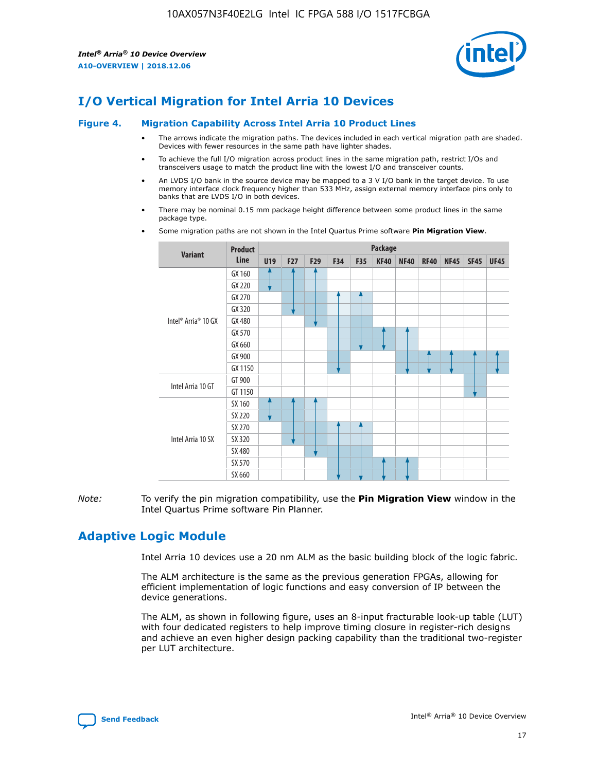# I/O Vertical Migration for Intel Arria 10 Devices

### Figure 4. Migration Capability Across Intel Arria 10 Product Lines

- The arrows indicate the migration paths. The devices included in each vertical migration path are shaded. Devices with fewer resources in the same path have lighter shades.
- To achieve the full I/O migration across product lines in the same migration path, restrict I/Os and transceivers usage to match the product line with the lowest I/O and transceiver counts.
- An LVDS I/O bank in the source device may be mapped to a 3 V I/O bank in the target device. To use memory interface clock frequency higher than 533 MHz, assign external memory interface pins only to banks that are LVDS I/O in both devices.
- There may be nominal 0.15 mm package height difference between some product lines in the same package type.
- Some migration paths are not shown in the Intel Quartus Prime software **Pin Migration View**.

| Variant | Product Line | Package | | | | | | | | | | |
|---|---|---|---|---|---|---|---|---|---|---|---|---|
| | | U19 | F27 | F29 | F34 | F35 | KF40 | NF40 | RF40 | NF45 | SF45 | UF45 |
| Intel® Arria® 10 GX | GX 160 | | | | | | | | | | | |
| | GX 220 | | | | | | | | | | | |
| | GX 270 | | | | | | | | | | | |
| | GX 320 | | | | | | | | | | | |
| | GX 480 | | | | | | | | | | | |
| | GX 570 | | | | | | | | | | | |
| | GX 660 | | | | | | | | | | | |
| | GX 900 | | | | | | | | | | | |
| | GX 1150 | | | | | | | | | | | |
| Intel Arria 10 GT | GT 900 | | | | | | | | | | | |
| | GT 1150 | | | | | | | | | | | |
| Intel Arria 10 SX | SX 160 | | | | | | | | | | | |
| | SX 220 | | | | | | | | | | | |
| | SX 270 | | | | | | | | | | | |
| | SX 320 | | | | | | | | | | | |
| | SX 480 | | | | | | | | | | | |
| | SX 570 | | | | | | | | | | | |
| | SX 660 | | | | | | | | | | | |

*Note:* To verify the pin migration compatibility, use the **Pin Migration View** window in the Intel Quartus Prime software Pin Planner.

# Adaptive Logic Module

Intel Arria 10 devices use a 20 nm ALM as the basic building block of the logic fabric.

The ALM architecture is the same as the previous generation FPGAs, allowing for efficient implementation of logic functions and easy conversion of IP between the device generations.

The ALM, as shown in following figure, uses an 8-input fracturable look-up table (LUT) with four dedicated registers to help improve timing closure in register-rich designs and achieve an even higher design packing capability than the traditional two-register per LUT architecture.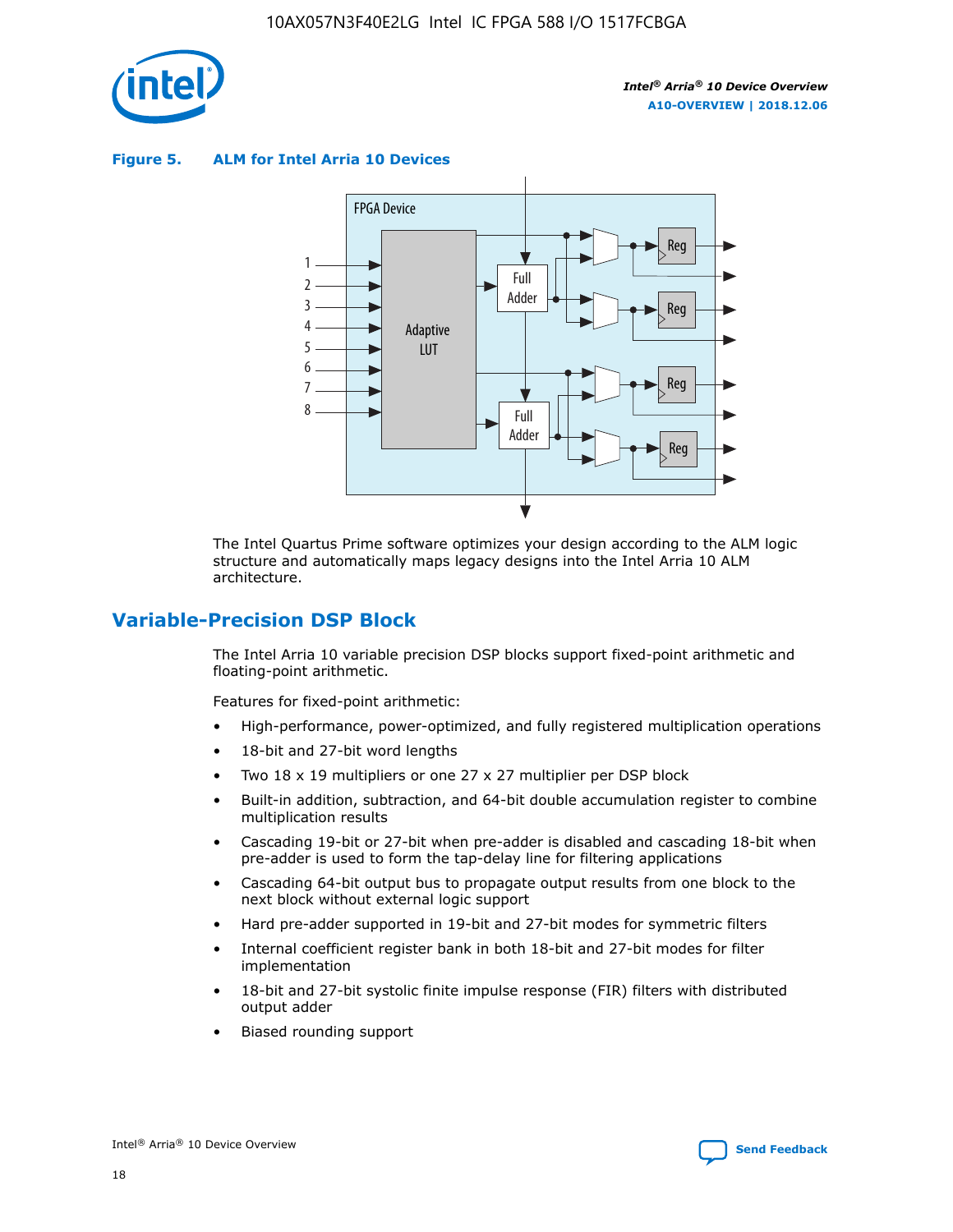**Figure 5. ALM for Intel Arria 10 Devices**

The Intel Quartus Prime software optimizes your design according to the ALM logic structure and automatically maps legacy designs into the Intel Arria 10 ALM architecture.

## Variable-Precision DSP Block

The Intel Arria 10 variable precision DSP blocks support fixed-point arithmetic and floating-point arithmetic.

Features for fixed-point arithmetic:

- High-performance, power-optimized, and fully registered multiplication operations
- 18-bit and 27-bit word lengths
- Two 18 x 19 multipliers or one 27 x 27 multiplier per DSP block
- Built-in addition, subtraction, and 64-bit double accumulation register to combine multiplication results
- Cascading 19-bit or 27-bit when pre-adder is disabled and cascading 18-bit when pre-adder is used to form the tap-delay line for filtering applications
- Cascading 64-bit output bus to propagate output results from one block to the next block without external logic support
- Hard pre-adder supported in 19-bit and 27-bit modes for symmetric filters
- Internal coefficient register bank in both 18-bit and 27-bit modes for filter implementation
- 18-bit and 27-bit systolic finite impulse response (FIR) filters with distributed output adder
- Biased rounding support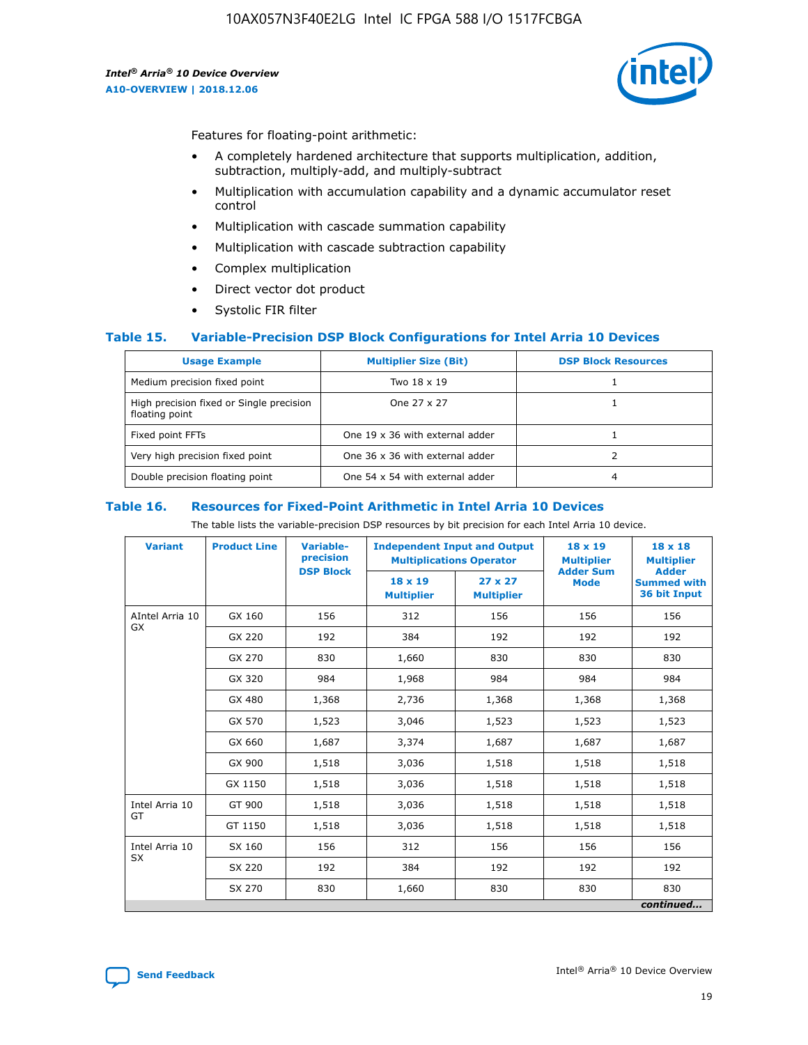Features for floating-point arithmetic:

- A completely hardened architecture that supports multiplication, addition, subtraction, multiply-add, and multiply-subtract
- Multiplication with accumulation capability and a dynamic accumulator reset control
- Multiplication with cascade summation capability
- Multiplication with cascade subtraction capability
- Complex multiplication
- Direct vector dot product
- Systolic FIR filter

### Table 15. Variable-Precision DSP Block Configurations for Intel Arria 10 Devices

| Usage Example | Multiplier Size (Bit) | DSP Block Resources |
|---|---|---|
| Medium precision fixed point | Two 18 x 19 | 1 |
| High precision fixed or Single precision floating point | One 27 x 27 | 1 |
| Fixed point FFTs | One 19 x 36 with external adder | 1 |
| Very high precision fixed point | One 36 x 36 with external adder | 2 |
| Double precision floating point | One 54 x 54 with external adder | 4 |

### Table 16. Resources for Fixed-Point Arithmetic in Intel Arria 10 Devices

The table lists the variable-precision DSP resources by bit precision for each Intel Arria 10 device.

| Variant | Product Line | Variable-precision DSP Block | Independent Input and Output Multiplications Operator | | 18 x 19 Multiplier Adder Sum Mode | 18 x 18 Multiplier Adder Summed with 36 bit Input |
|---|---|---|---|---|---|---|
| | | | 18 x 19 Multiplier | 27 x 27 Multiplier | | |
| AIntel Arria 10 GX | GX 160 | 156 | 312 | 156 | 156 | 156 |
| | GX 220 | 192 | 384 | 192 | 192 | 192 |
| | GX 270 | 830 | 1,660 | 830 | 830 | 830 |
| | GX 320 | 984 | 1,968 | 984 | 984 | 984 |
| | GX 480 | 1,368 | 2,736 | 1,368 | 1,368 | 1,368 |
| | GX 570 | 1,523 | 3,046 | 1,523 | 1,523 | 1,523 |
| | GX 660 | 1,687 | 3,374 | 1,687 | 1,687 | 1,687 |
| | GX 900 | 1,518 | 3,036 | 1,518 | 1,518 | 1,518 |
| | GX 1150 | 1,518 | 3,036 | 1,518 | 1,518 | 1,518 |
| Intel Arria 10 GT | GT 900 | 1,518 | 3,036 | 1,518 | 1,518 | 1,518 |
| | GT 1150 | 1,518 | 3,036 | 1,518 | 1,518 | 1,518 |
| Intel Arria 10 SX | SX 160 | 156 | 312 | 156 | 156 | 156 |
| | SX 220 | 192 | 384 | 192 | 192 | 192 |
| | SX 270 | 830 | 1,660 | 830 | 830 | 830 |

*continued...*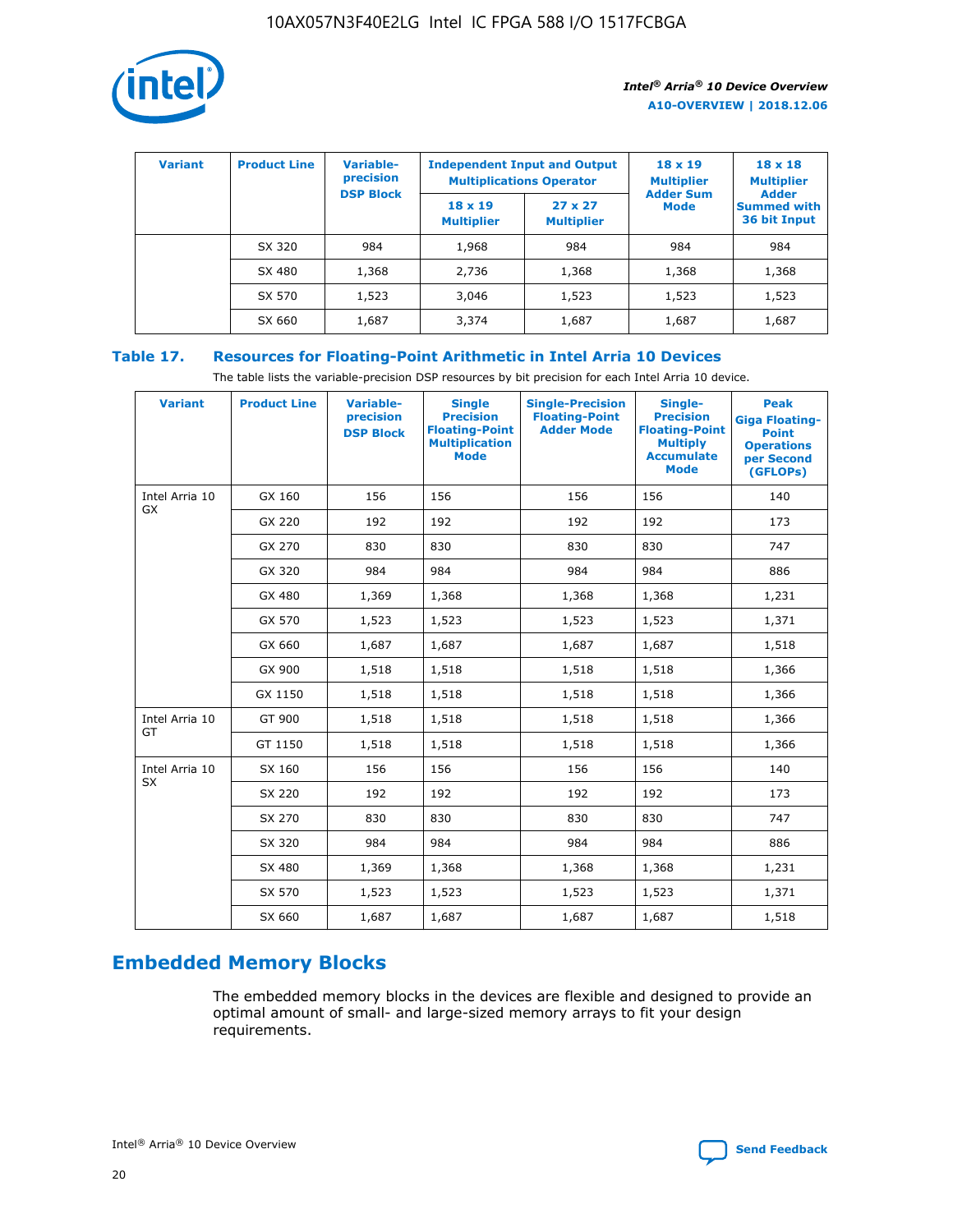| Variant | Product Line | Variable-precision DSP Block | Independent Input and Output Multiplications Operator | | 18 x 19 Multiplier Adder Sum Mode | 18 x 18 Multiplier Adder Summed with 36 bit Input |
|---|---|---|---|---|---|---|
| | | | 18 x 19 Multiplier | 27 x 27 Multiplier | | |
| | SX 320 | 984 | 1,968 | 984 | 984 | 984 |
| | SX 480 | 1,368 | 2,736 | 1,368 | 1,368 | 1,368 |
| | SX 570 | 1,523 | 3,046 | 1,523 | 1,523 | 1,523 |
| | SX 660 | 1,687 | 3,374 | 1,687 | 1,687 | 1,687 |

**Table 17. Resources for Floating-Point Arithmetic in Intel Arria 10 Devices**

The table lists the variable-precision DSP resources by bit precision for each Intel Arria 10 device.

| Variant | Product Line | Variable-precision DSP Block | Single Precision Floating-Point Multiplication Mode | Single-Precision Floating-Point Adder Mode | Single-Precision Floating-Point Multiply Accumulate Mode | Peak Giga Floating-Point Operations per Second (GFLOPs) |
|---|---|---|---|---|---|---|
| Intel Arria 10 GX | GX 160 | 156 | 156 | 156 | 156 | 140 |
| | GX 220 | 192 | 192 | 192 | 192 | 173 |
| | GX 270 | 830 | 830 | 830 | 830 | 747 |
| | GX 320 | 984 | 984 | 984 | 984 | 886 |
| | GX 480 | 1,369 | 1,368 | 1,368 | 1,368 | 1,231 |
| | GX 570 | 1,523 | 1,523 | 1,523 | 1,523 | 1,371 |
| | GX 660 | 1,687 | 1,687 | 1,687 | 1,687 | 1,518 |
| | GX 900 | 1,518 | 1,518 | 1,518 | 1,518 | 1,366 |
| | GX 1150 | 1,518 | 1,518 | 1,518 | 1,518 | 1,366 |
| Intel Arria 10 GT | GT 900 | 1,518 | 1,518 | 1,518 | 1,518 | 1,366 |
| | GT 1150 | 1,518 | 1,518 | 1,518 | 1,518 | 1,366 |
| Intel Arria 10 SX | SX 160 | 156 | 156 | 156 | 156 | 140 |
| | SX 220 | 192 | 192 | 192 | 192 | 173 |
| | SX 270 | 830 | 830 | 830 | 830 | 747 |
| | SX 320 | 984 | 984 | 984 | 984 | 886 |
| | SX 480 | 1,369 | 1,368 | 1,368 | 1,368 | 1,231 |
| | SX 570 | 1,523 | 1,523 | 1,523 | 1,523 | 1,371 |
| | SX 660 | 1,687 | 1,687 | 1,687 | 1,687 | 1,518 |

## Embedded Memory Blocks

The embedded memory blocks in the devices are flexible and designed to provide an optimal amount of small- and large-sized memory arrays to fit your design requirements.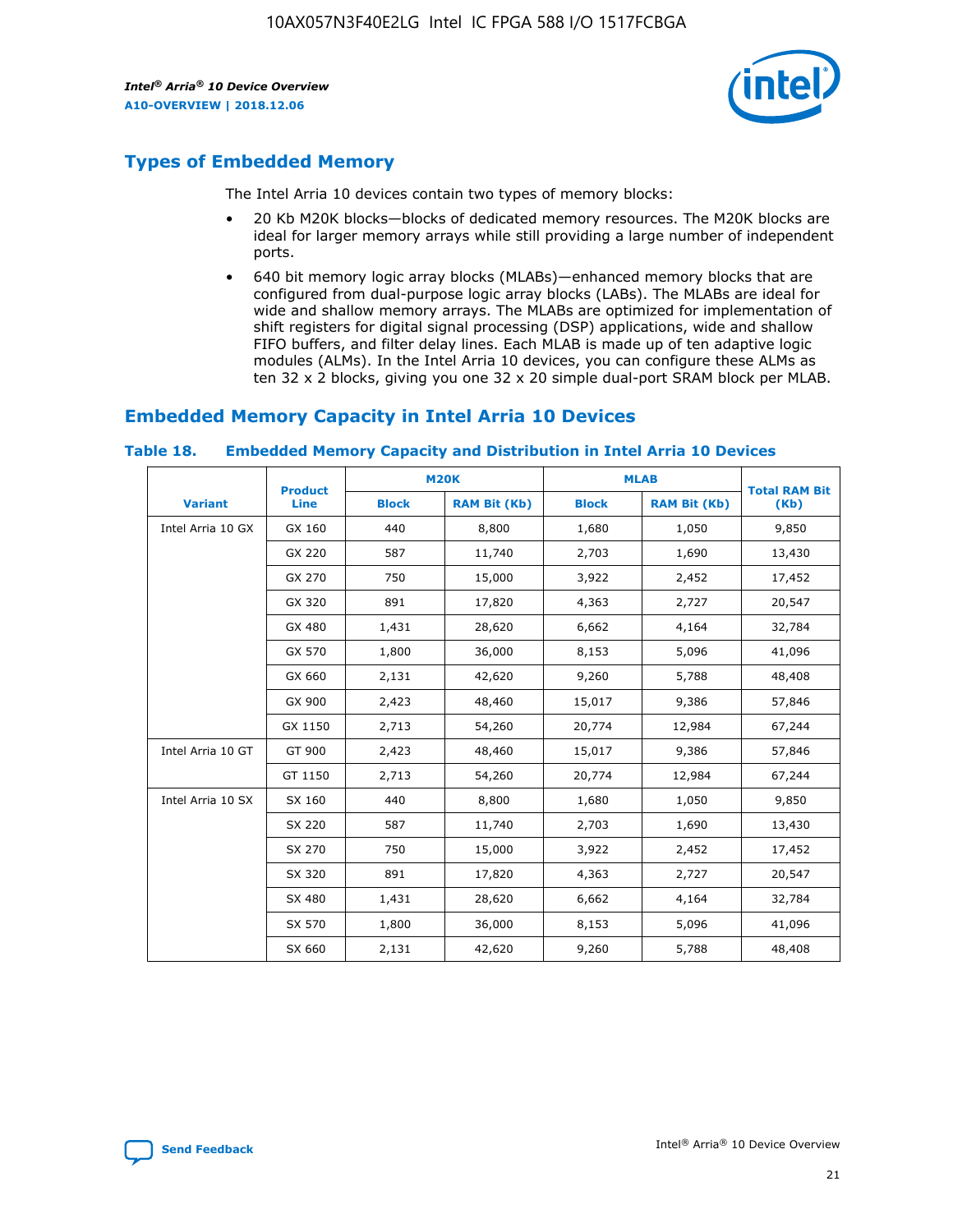## Types of Embedded Memory

The Intel Arria 10 devices contain two types of memory blocks:

- 20 Kb M20K blocks—blocks of dedicated memory resources. The M20K blocks are ideal for larger memory arrays while still providing a large number of independent ports.
- 640 bit memory logic array blocks (MLABs)—enhanced memory blocks that are configured from dual-purpose logic array blocks (LABs). The MLABs are ideal for wide and shallow memory arrays. The MLABs are optimized for implementation of shift registers for digital signal processing (DSP) applications, wide and shallow FIFO buffers, and filter delay lines. Each MLAB is made up of ten adaptive logic modules (ALMs). In the Intel Arria 10 devices, you can configure these ALMs as ten 32 x 2 blocks, giving you one 32 x 20 simple dual-port SRAM block per MLAB.

## Embedded Memory Capacity in Intel Arria 10 Devices

**Table 18. Embedded Memory Capacity and Distribution in Intel Arria 10 Devices**

| Variant | Product Line | M20K | | MLAB | | Total RAM Bit (Kb) |
|---|---|---|---|---|---|---|
| | | Block | RAM Bit (Kb) | Block | RAM Bit (Kb) | |
| Intel Arria 10 GX | GX 160 | 440 | 8,800 | 1,680 | 1,050 | 9,850 |
| | GX 220 | 587 | 11,740 | 2,703 | 1,690 | 13,430 |
| | GX 270 | 750 | 15,000 | 3,922 | 2,452 | 17,452 |
| | GX 320 | 891 | 17,820 | 4,363 | 2,727 | 20,547 |
| | GX 480 | 1,431 | 28,620 | 6,662 | 4,164 | 32,784 |
| | GX 570 | 1,800 | 36,000 | 8,153 | 5,096 | 41,096 |
| | GX 660 | 2,131 | 42,620 | 9,260 | 5,788 | 48,408 |
| | GX 900 | 2,423 | 48,460 | 15,017 | 9,386 | 57,846 |
| | GX 1150 | 2,713 | 54,260 | 20,774 | 12,984 | 67,244 |
| Intel Arria 10 GT | GT 900 | 2,423 | 48,460 | 15,017 | 9,386 | 57,846 |
| | GT 1150 | 2,713 | 54,260 | 20,774 | 12,984 | 67,244 |
| Intel Arria 10 SX | SX 160 | 440 | 8,800 | 1,680 | 1,050 | 9,850 |
| | SX 220 | 587 | 11,740 | 2,703 | 1,690 | 13,430 |
| | SX 270 | 750 | 15,000 | 3,922 | 2,452 | 17,452 |
| | SX 320 | 891 | 17,820 | 4,363 | 2,727 | 20,547 |
| | SX 480 | 1,431 | 28,620 | 6,662 | 4,164 | 32,784 |
| | SX 570 | 1,800 | 36,000 | 8,153 | 5,096 | 41,096 |
| | SX 660 | 2,131 | 42,620 | 9,260 | 5,788 | 48,408 |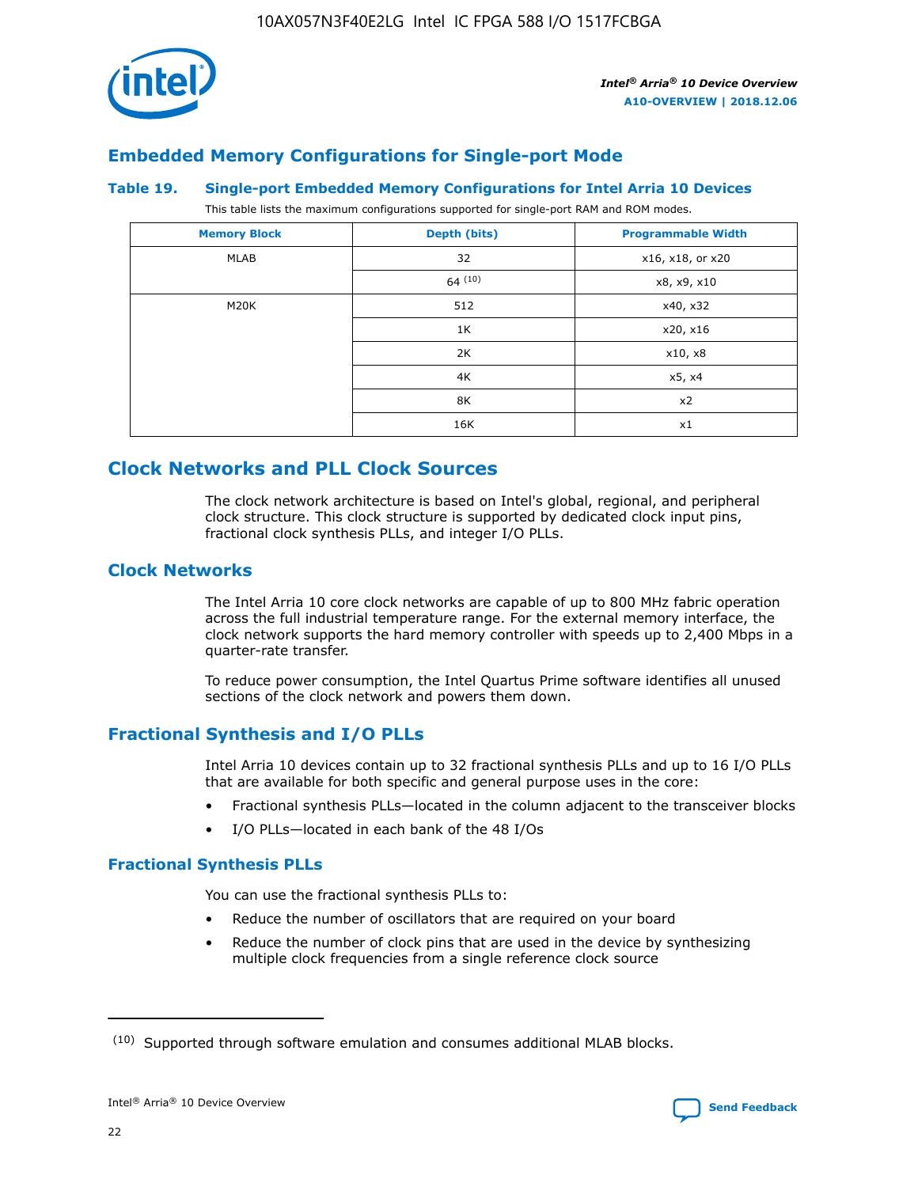## Embedded Memory Configurations for Single-port Mode

### Table 19. Single-port Embedded Memory Configurations for Intel Arria 10 Devices

This table lists the maximum configurations supported for single-port RAM and ROM modes.

| Memory Block | Depth (bits) | Programmable Width |
|---|---|---|
| MLAB | 32 | x16, x18, or x20 |
| | 64 [(10)] | x8, x9, x10 |
| M20K | 512 | x40, x32 |
| | 1K | x20, x16 |
| | 2K | x10, x8 |
| | 4K | x5, x4 |
| | 8K | x2 |
| | 16K | x1 |

## Clock Networks and PLL Clock Sources

The clock network architecture is based on Intel's global, regional, and peripheral clock structure. This clock structure is supported by dedicated clock input pins, fractional clock synthesis PLLs, and integer I/O PLLs.

### Clock Networks

The Intel Arria 10 core clock networks are capable of up to 800 MHz fabric operation across the full industrial temperature range. For the external memory interface, the clock network supports the hard memory controller with speeds up to 2,400 Mbps in a quarter-rate transfer.

To reduce power consumption, the Intel Quartus Prime software identifies all unused sections of the clock network and powers them down.

### Fractional Synthesis and I/O PLLs

Intel Arria 10 devices contain up to 32 fractional synthesis PLLs and up to 16 I/O PLLs that are available for both specific and general purpose uses in the core:

- Fractional synthesis PLLs—located in the column adjacent to the transceiver blocks
- I/O PLLs—located in each bank of the 48 I/Os

#### Fractional Synthesis PLLs

You can use the fractional synthesis PLLs to:

- Reduce the number of oscillators that are required on your board
- Reduce the number of clock pins that are used in the device by synthesizing multiple clock frequencies from a single reference clock source

(10) Supported through software emulation and consumes additional MLAB blocks.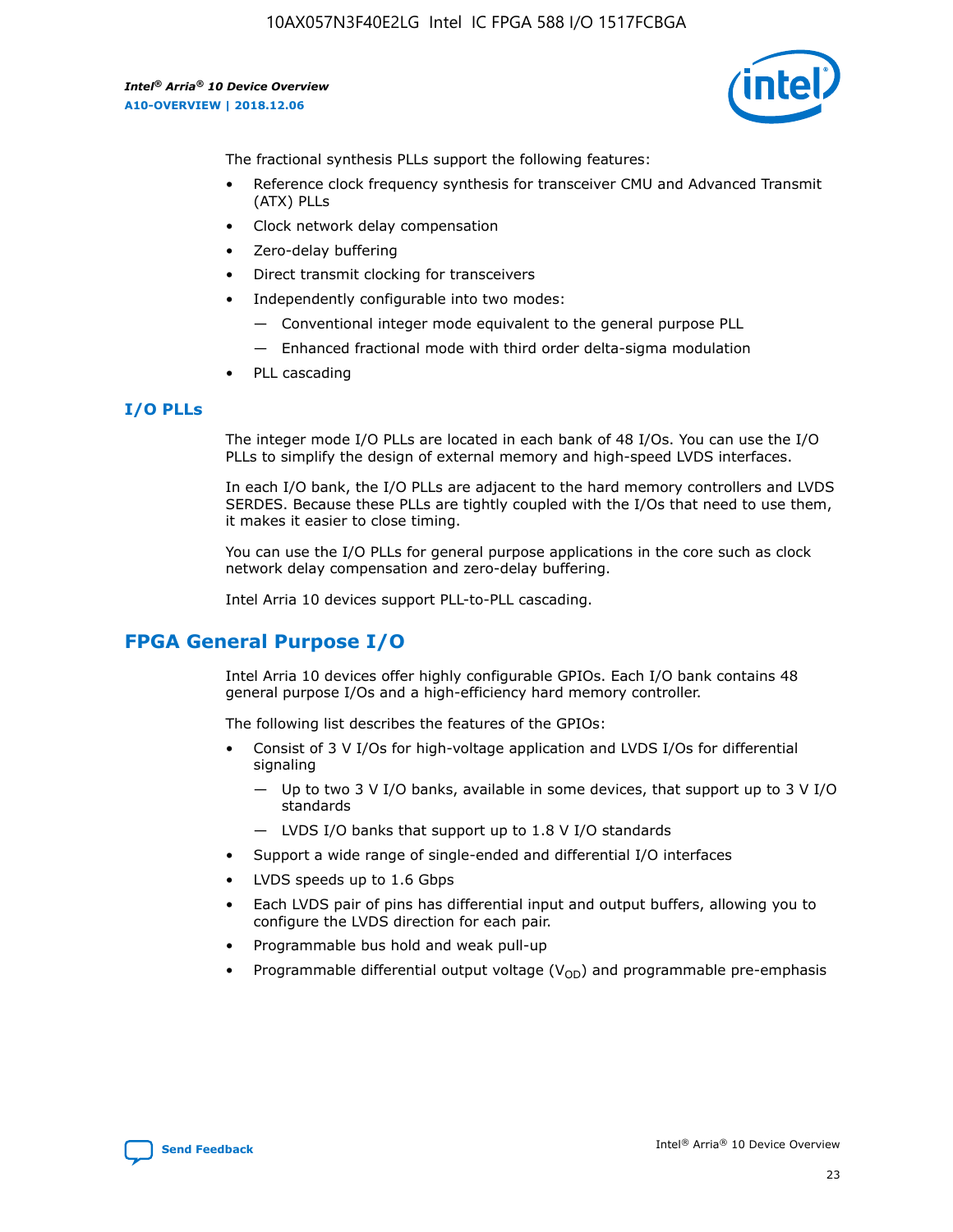The fractional synthesis PLLs support the following features:

- Reference clock frequency synthesis for transceiver CMU and Advanced Transmit (ATX) PLLs
- Clock network delay compensation
- Zero-delay buffering
- Direct transmit clocking for transceivers
- Independently configurable into two modes:
  - Conventional integer mode equivalent to the general purpose PLL
  - Enhanced fractional mode with third order delta-sigma modulation
- PLL cascading

### I/O PLLs

The integer mode I/O PLLs are located in each bank of 48 I/Os. You can use the I/O PLLs to simplify the design of external memory and high-speed LVDS interfaces.

In each I/O bank, the I/O PLLs are adjacent to the hard memory controllers and LVDS SERDES. Because these PLLs are tightly coupled with the I/Os that need to use them, it makes it easier to close timing.

You can use the I/O PLLs for general purpose applications in the core such as clock network delay compensation and zero-delay buffering.

Intel Arria 10 devices support PLL-to-PLL cascading.

## FPGA General Purpose I/O

Intel Arria 10 devices offer highly configurable GPIOs. Each I/O bank contains 48 general purpose I/Os and a high-efficiency hard memory controller.

The following list describes the features of the GPIOs:

- Consist of 3 V I/Os for high-voltage application and LVDS I/Os for differential signaling
  - Up to two 3 V I/O banks, available in some devices, that support up to 3 V I/O standards
  - LVDS I/O banks that support up to 1.8 V I/O standards
- Support a wide range of single-ended and differential I/O interfaces
- LVDS speeds up to 1.6 Gbps
- Each LVDS pair of pins has differential input and output buffers, allowing you to configure the LVDS direction for each pair.
- Programmable bus hold and weak pull-up
- Programmable differential output voltage ($V_{OD}$) and programmable pre-emphasis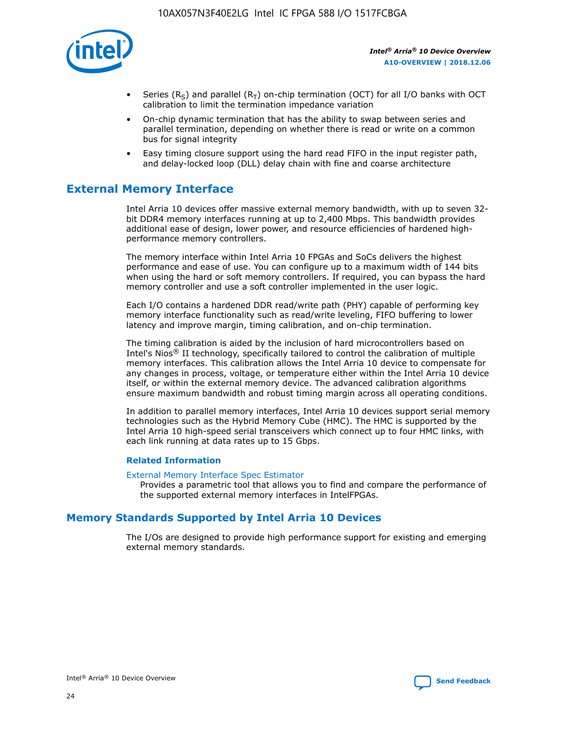- Series ($R_S$) and parallel ($R_T$) on-chip termination (OCT) for all I/O banks with OCT calibration to limit the termination impedance variation
- On-chip dynamic termination that has the ability to swap between series and parallel termination, depending on whether there is read or write on a common bus for signal integrity
- Easy timing closure support using the hard read FIFO in the input register path, and delay-locked loop (DLL) delay chain with fine and coarse architecture

## External Memory Interface

Intel Arria 10 devices offer massive external memory bandwidth, with up to seven 32-bit DDR4 memory interfaces running at up to 2,400 Mbps. This bandwidth provides additional ease of design, lower power, and resource efficiencies of hardened high-performance memory controllers.

The memory interface within Intel Arria 10 FPGAs and SoCs delivers the highest performance and ease of use. You can configure up to a maximum width of 144 bits when using the hard or soft memory controllers. If required, you can bypass the hard memory controller and use a soft controller implemented in the user logic.

Each I/O contains a hardened DDR read/write path (PHY) capable of performing key memory interface functionality such as read/write leveling, FIFO buffering to lower latency and improve margin, timing calibration, and on-chip termination.

The timing calibration is aided by the inclusion of hard microcontrollers based on Intel's Nios® II technology, specifically tailored to control the calibration of multiple memory interfaces. This calibration allows the Intel Arria 10 device to compensate for any changes in process, voltage, or temperature either within the Intel Arria 10 device itself, or within the external memory device. The advanced calibration algorithms ensure maximum bandwidth and robust timing margin across all operating conditions.

In addition to parallel memory interfaces, Intel Arria 10 devices support serial memory technologies such as the Hybrid Memory Cube (HMC). The HMC is supported by the Intel Arria 10 high-speed serial transceivers which connect up to four HMC links, with each link running at data rates up to 15 Gbps.

### Related Information

External Memory Interface Spec Estimator
Provides a parametric tool that allows you to find and compare the performance of the supported external memory interfaces in IntelFPGAs.

## Memory Standards Supported by Intel Arria 10 Devices

The I/Os are designed to provide high performance support for existing and emerging external memory standards.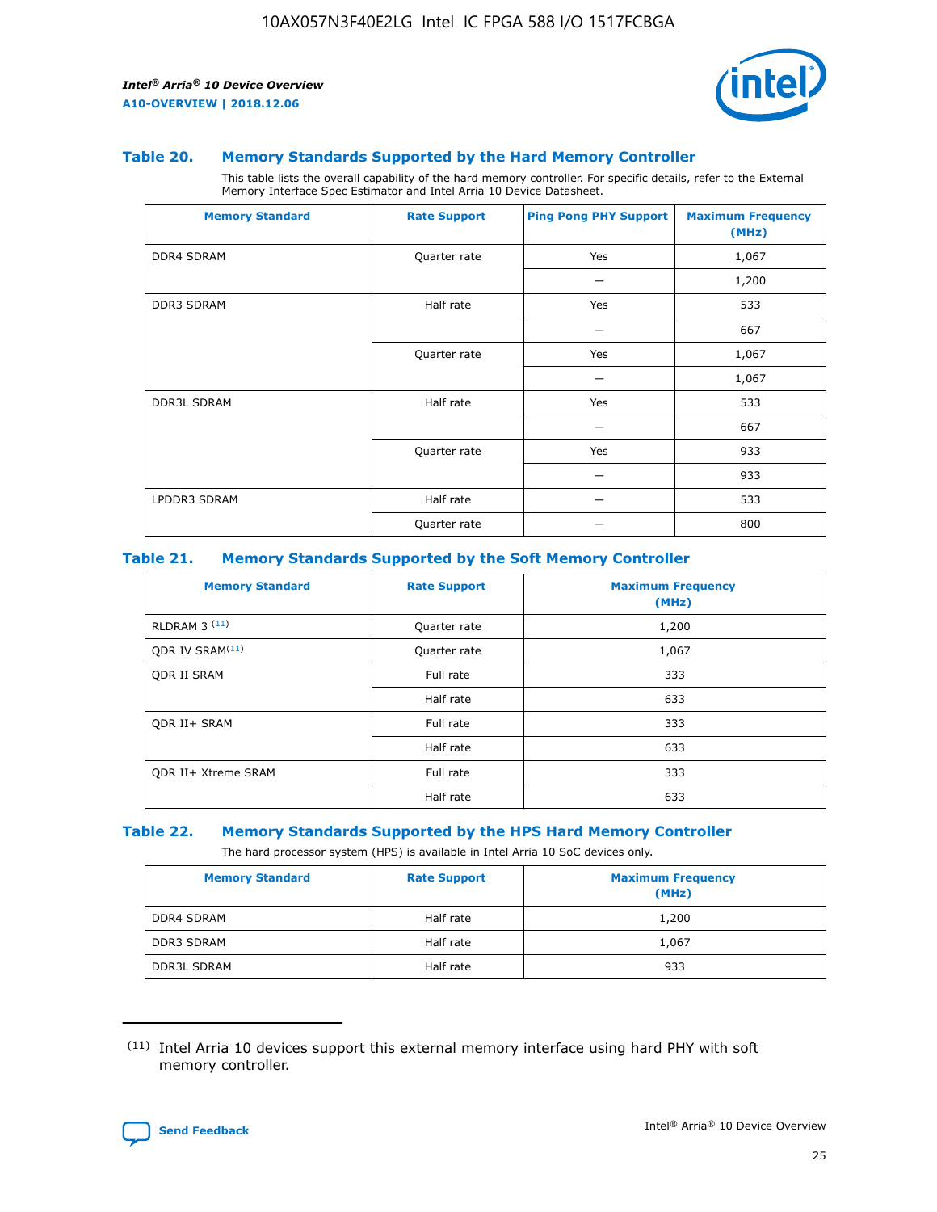### Table 20. Memory Standards Supported by the Hard Memory Controller

This table lists the overall capability of the hard memory controller. For specific details, refer to the External Memory Interface Spec Estimator and Intel Arria 10 Device Datasheet.

| Memory Standard | Rate Support | Ping Pong PHY Support | Maximum Frequency (MHz) |
|---|---|---|---|
| DDR4 SDRAM | Quarter rate | Yes | 1,067 |
| | | — | 1,200 |
| DDR3 SDRAM | Half rate | Yes | 533 |
| | | — | 667 |
| | Quarter rate | Yes | 1,067 |
| | | — | 1,067 |
| DDR3L SDRAM | Half rate | Yes | 533 |
| | | — | 667 |
| | Quarter rate | Yes | 933 |
| | | — | 933 |
| LPDDR3 SDRAM | Half rate | — | 533 |
| | Quarter rate | — | 800 |

### Table 21. Memory Standards Supported by the Soft Memory Controller

| Memory Standard | Rate Support | Maximum Frequency (MHz) |
|---|---|---|
| RLDRAM 3 [11] | Quarter rate | 1,200 |
| QDR IV SRAM[11] | Quarter rate | 1,067 |
| QDR II SRAM | Full rate | 333 |
| | Half rate | 633 |
| QDR II+ SRAM | Full rate | 333 |
| | Half rate | 633 |
| QDR II+ Xtreme SRAM | Full rate | 333 |
| | Half rate | 633 |

### Table 22. Memory Standards Supported by the HPS Hard Memory Controller

The hard processor system (HPS) is available in Intel Arria 10 SoC devices only.

| Memory Standard | Rate Support | Maximum Frequency (MHz) |
|---|---|---|
| DDR4 SDRAM | Half rate | 1,200 |
| DDR3 SDRAM | Half rate | 1,067 |
| DDR3L SDRAM | Half rate | 933 |

(11) Intel Arria 10 devices support this external memory interface using hard PHY with soft memory controller.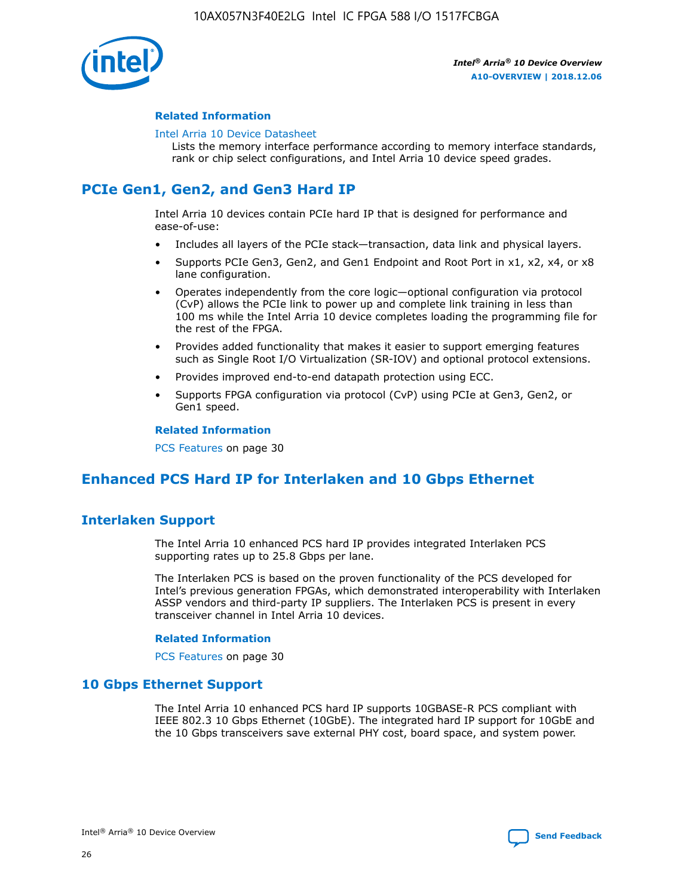### Related Information

Intel Arria 10 Device Datasheet
Lists the memory interface performance according to memory interface standards, rank or chip select configurations, and Intel Arria 10 device speed grades.

## PCIe Gen1, Gen2, and Gen3 Hard IP

Intel Arria 10 devices contain PCIe hard IP that is designed for performance and ease-of-use:

- Includes all layers of the PCIe stack—transaction, data link and physical layers.
- Supports PCIe Gen3, Gen2, and Gen1 Endpoint and Root Port in x1, x2, x4, or x8 lane configuration.
- Operates independently from the core logic—optional configuration via protocol (CvP) allows the PCIe link to power up and complete link training in less than 100 ms while the Intel Arria 10 device completes loading the programming file for the rest of the FPGA.
- Provides added functionality that makes it easier to support emerging features such as Single Root I/O Virtualization (SR-IOV) and optional protocol extensions.
- Provides improved end-to-end datapath protection using ECC.
- Supports FPGA configuration via protocol (CvP) using PCIe at Gen3, Gen2, or Gen1 speed.

### Related Information

PCS Features on page 30

## Enhanced PCS Hard IP for Interlaken and 10 Gbps Ethernet

## Interlaken Support

The Intel Arria 10 enhanced PCS hard IP provides integrated Interlaken PCS supporting rates up to 25.8 Gbps per lane.

The Interlaken PCS is based on the proven functionality of the PCS developed for Intel's previous generation FPGAs, which demonstrated interoperability with Interlaken ASSP vendors and third-party IP suppliers. The Interlaken PCS is present in every transceiver channel in Intel Arria 10 devices.

### Related Information

PCS Features on page 30

## 10 Gbps Ethernet Support

The Intel Arria 10 enhanced PCS hard IP supports 10GBASE-R PCS compliant with IEEE 802.3 10 Gbps Ethernet (10GbE). The integrated hard IP support for 10GbE and the 10 Gbps transceivers save external PHY cost, board space, and system power.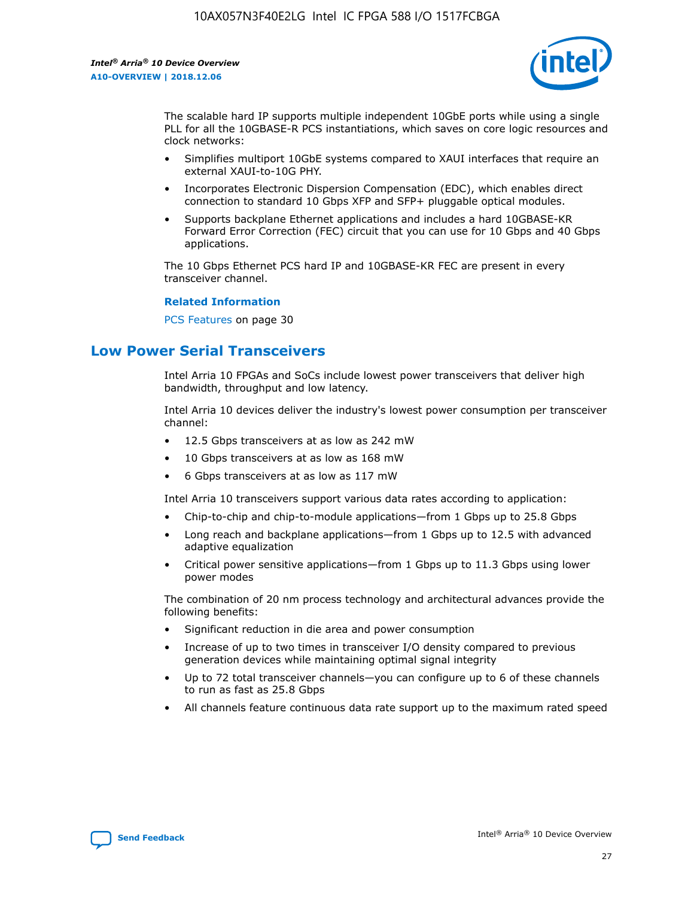The scalable hard IP supports multiple independent 10GbE ports while using a single PLL for all the 10GBASE-R PCS instantiations, which saves on core logic resources and clock networks:

- Simplifies multiport 10GbE systems compared to XAUI interfaces that require an external XAUI-to-10G PHY.
- Incorporates Electronic Dispersion Compensation (EDC), which enables direct connection to standard 10 Gbps XFP and SFP+ pluggable optical modules.
- Supports backplane Ethernet applications and includes a hard 10GBASE-KR Forward Error Correction (FEC) circuit that you can use for 10 Gbps and 40 Gbps applications.

The 10 Gbps Ethernet PCS hard IP and 10GBASE-KR FEC are present in every transceiver channel.

**Related Information**

PCS Features on page 30

## Low Power Serial Transceivers

Intel Arria 10 FPGAs and SoCs include lowest power transceivers that deliver high bandwidth, throughput and low latency.

Intel Arria 10 devices deliver the industry's lowest power consumption per transceiver channel:

- 12.5 Gbps transceivers at as low as 242 mW
- 10 Gbps transceivers at as low as 168 mW
- 6 Gbps transceivers at as low as 117 mW

Intel Arria 10 transceivers support various data rates according to application:

- Chip-to-chip and chip-to-module applications—from 1 Gbps up to 25.8 Gbps
- Long reach and backplane applications—from 1 Gbps up to 12.5 with advanced adaptive equalization
- Critical power sensitive applications—from 1 Gbps up to 11.3 Gbps using lower power modes

The combination of 20 nm process technology and architectural advances provide the following benefits:

- Significant reduction in die area and power consumption
- Increase of up to two times in transceiver I/O density compared to previous generation devices while maintaining optimal signal integrity
- Up to 72 total transceiver channels—you can configure up to 6 of these channels to run as fast as 25.8 Gbps
- All channels feature continuous data rate support up to the maximum rated speed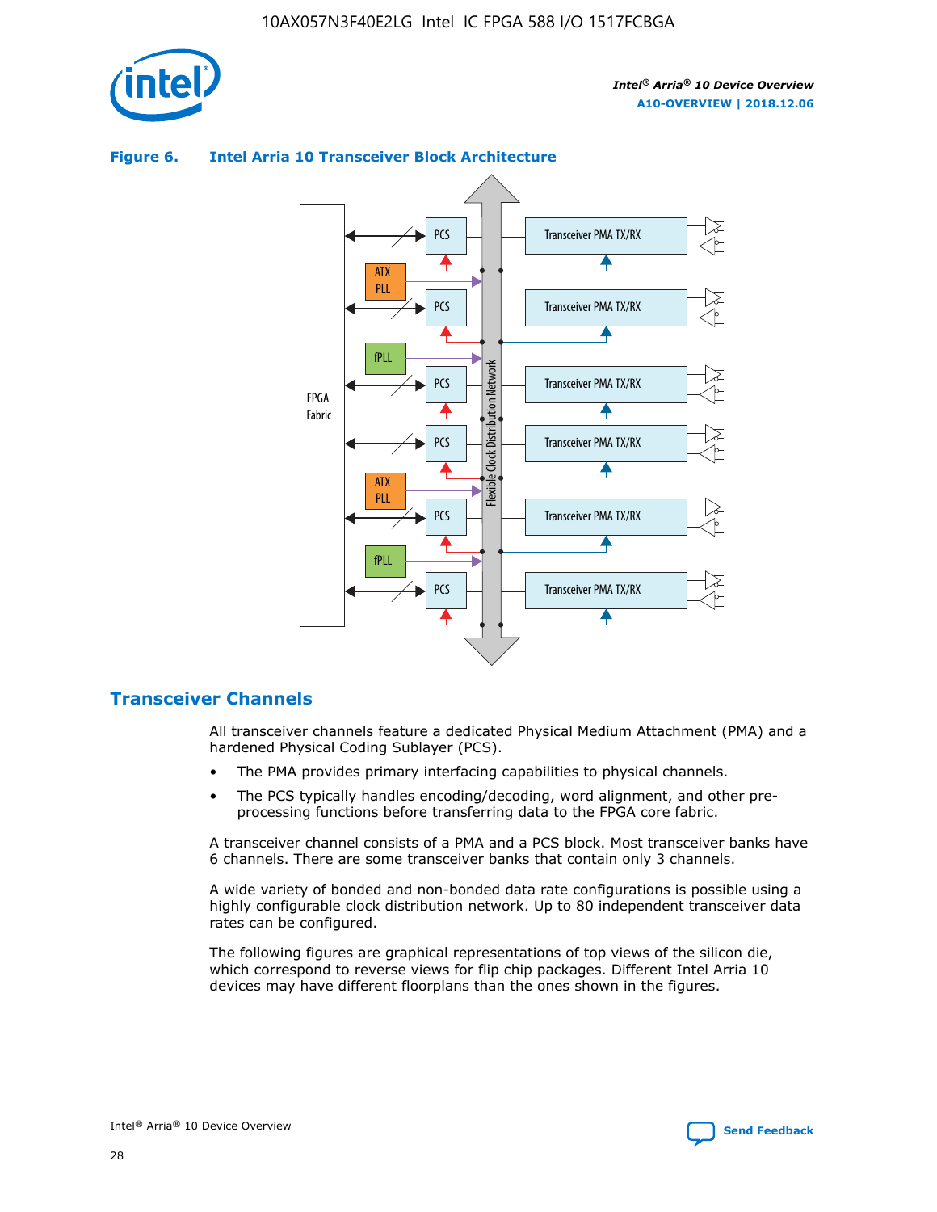**Figure 6. Intel Arria 10 Transceiver Block Architecture**

## Transceiver Channels

All transceiver channels feature a dedicated Physical Medium Attachment (PMA) and a hardened Physical Coding Sublayer (PCS).

- The PMA provides primary interfacing capabilities to physical channels.
- The PCS typically handles encoding/decoding, word alignment, and other pre-processing functions before transferring data to the FPGA core fabric.

A transceiver channel consists of a PMA and a PCS block. Most transceiver banks have 6 channels. There are some transceiver banks that contain only 3 channels.

A wide variety of bonded and non-bonded data rate configurations is possible using a highly configurable clock distribution network. Up to 80 independent transceiver data rates can be configured.

The following figures are graphical representations of top views of the silicon die, which correspond to reverse views for flip chip packages. Different Intel Arria 10 devices may have different floorplans than the ones shown in the figures.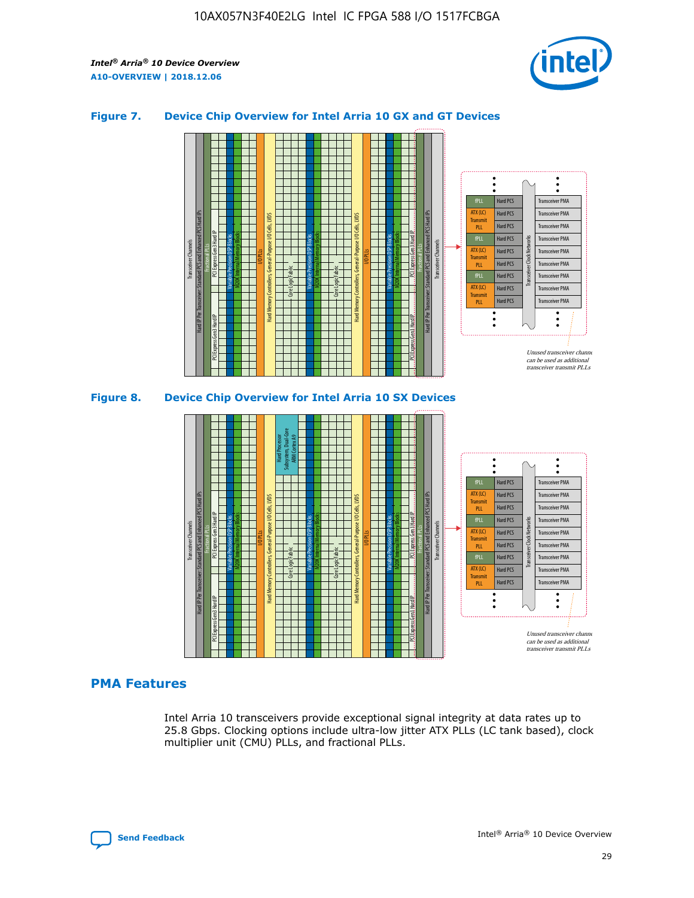**Figure 7. Device Chip Overview for Intel Arria 10 GX and GT Devices**

**Figure 8. Device Chip Overview for Intel Arria 10 SX Devices**

## PMA Features

Intel Arria 10 transceivers provide exceptional signal integrity at data rates up to 25.8 Gbps. Clocking options include ultra-low jitter ATX PLLs (LC tank based), clock multiplier unit (CMU) PLLs, and fractional PLLs.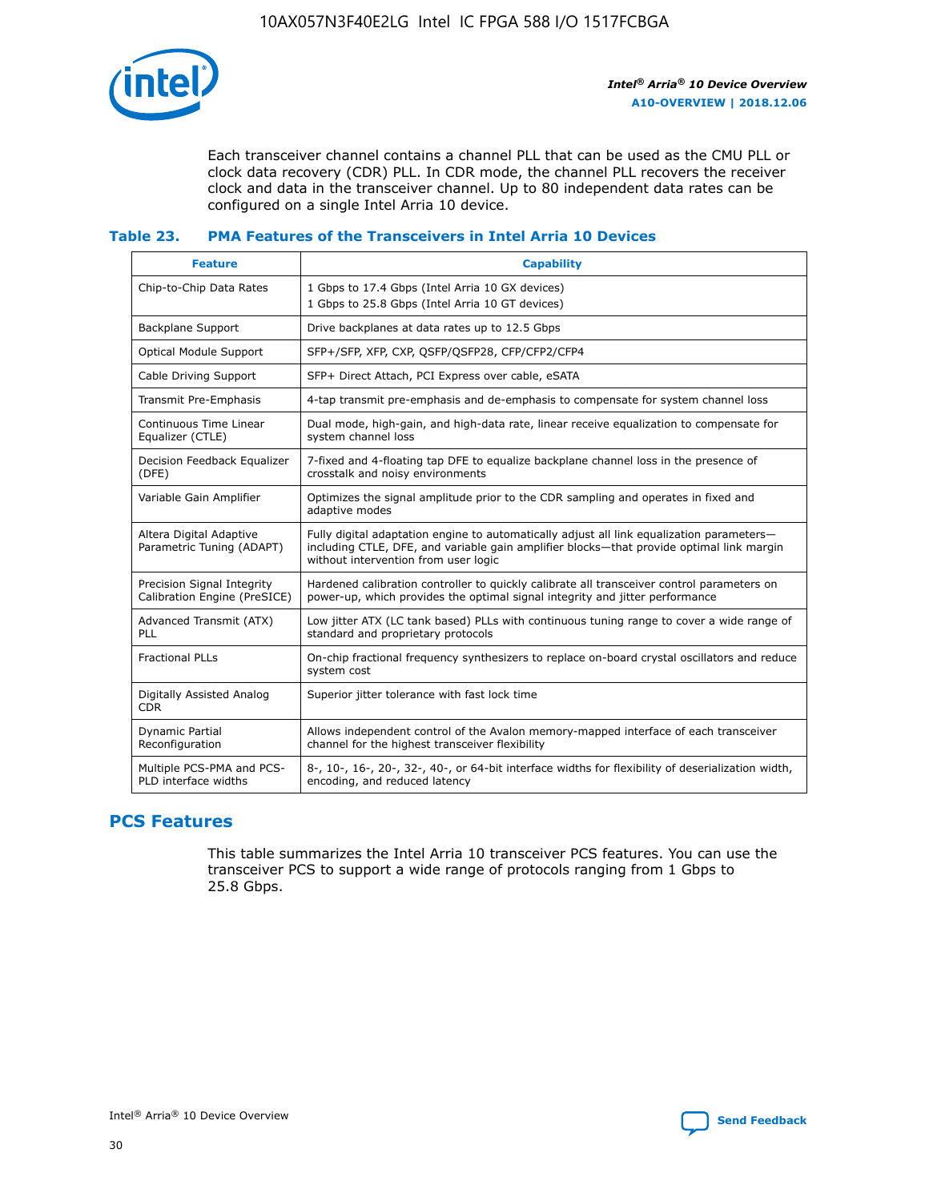Each transceiver channel contains a channel PLL that can be used as the CMU PLL or clock data recovery (CDR) PLL. In CDR mode, the channel PLL recovers the receiver clock and data in the transceiver channel. Up to 80 independent data rates can be configured on a single Intel Arria 10 device.

**Table 23. PMA Features of the Transceivers in Intel Arria 10 Devices**

| Feature | Capability |
| --- | --- |
| Chip-to-Chip Data Rates | 1 Gbps to 17.4 Gbps (Intel Arria 10 GX devices)<br>1 Gbps to 25.8 Gbps (Intel Arria 10 GT devices) |
| Backplane Support | Drive backplanes at data rates up to 12.5 Gbps |
| Optical Module Support | SFP+/SFP, XFP, CXP, QSFP/QSFP28, CFP/CFP2/CFP4 |
| Cable Driving Support | SFP+ Direct Attach, PCI Express over cable, eSATA |
| Transmit Pre-Emphasis | 4-tap transmit pre-emphasis and de-emphasis to compensate for system channel loss |
| Continuous Time Linear Equalizer (CTLE) | Dual mode, high-gain, and high-data rate, linear receive equalization to compensate for system channel loss |
| Decision Feedback Equalizer (DFE) | 7-fixed and 4-floating tap DFE to equalize backplane channel loss in the presence of crosstalk and noisy environments |
| Variable Gain Amplifier | Optimizes the signal amplitude prior to the CDR sampling and operates in fixed and adaptive modes |
| Altera Digital Adaptive Parametric Tuning (ADAPT) | Fully digital adaptation engine to automatically adjust all link equalization parameters—including CTLE, DFE, and variable gain amplifier blocks—that provide optimal link margin without intervention from user logic |
| Precision Signal Integrity Calibration Engine (PreSICE) | Hardened calibration controller to quickly calibrate all transceiver control parameters on power-up, which provides the optimal signal integrity and jitter performance |
| Advanced Transmit (ATX) PLL | Low jitter ATX (LC tank based) PLLs with continuous tuning range to cover a wide range of standard and proprietary protocols |
| Fractional PLLs | On-chip fractional frequency synthesizers to replace on-board crystal oscillators and reduce system cost |
| Digitally Assisted Analog CDR | Superior jitter tolerance with fast lock time |
| Dynamic Partial Reconfiguration | Allows independent control of the Avalon memory-mapped interface of each transceiver channel for the highest transceiver flexibility |
| Multiple PCS-PMA and PCS-PLD interface widths | 8-, 10-, 16-, 20-, 32-, 40-, or 64-bit interface widths for flexibility of deserialization width, encoding, and reduced latency |

## PCS Features

This table summarizes the Intel Arria 10 transceiver PCS features. You can use the transceiver PCS to support a wide range of protocols ranging from 1 Gbps to 25.8 Gbps.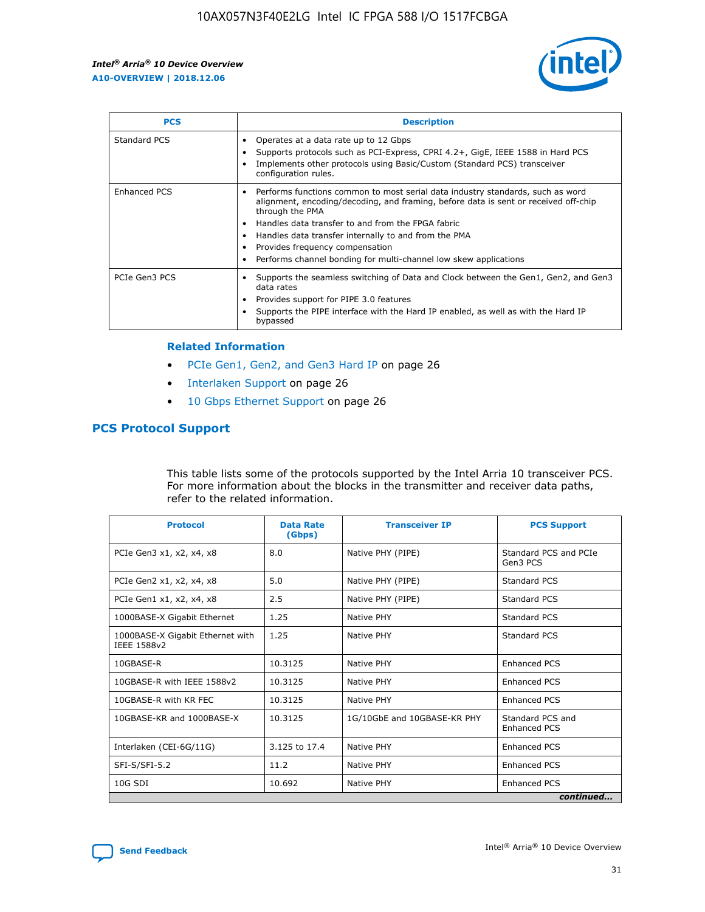| PCS | Description |
| --- | --- |
| Standard PCS | • Operates at a data rate up to 12 Gbps<br>• Supports protocols such as PCI-Express, CPRI 4.2+, GigE, IEEE 1588 in Hard PCS<br>• Implements other protocols using Basic/Custom (Standard PCS) transceiver configuration rules. |
| Enhanced PCS | • Performs functions common to most serial data industry standards, such as word alignment, encoding/decoding, and framing, before data is sent or received off-chip through the PMA<br>• Handles data transfer to and from the FPGA fabric<br>• Handles data transfer internally to and from the PMA<br>• Provides frequency compensation<br>• Performs channel bonding for multi-channel low skew applications |
| PCIe Gen3 PCS | • Supports the seamless switching of Data and Clock between the Gen1, Gen2, and Gen3 data rates<br>• Provides support for PIPE 3.0 features<br>• Supports the PIPE interface with the Hard IP enabled, as well as with the Hard IP bypassed |

### Related Information

- PCIe Gen1, Gen2, and Gen3 Hard IP on page 26
- Interlaken Support on page 26
- 10 Gbps Ethernet Support on page 26

## PCS Protocol Support

This table lists some of the protocols supported by the Intel Arria 10 transceiver PCS. For more information about the blocks in the transmitter and receiver data paths, refer to the related information.

| Protocol | Data Rate (Gbps) | Transceiver IP | PCS Support |
| --- | --- | --- | --- |
| PCIe Gen3 x1, x2, x4, x8 | 8.0 | Native PHY (PIPE) | Standard PCS and PCIe Gen3 PCS |
| PCIe Gen2 x1, x2, x4, x8 | 5.0 | Native PHY (PIPE) | Standard PCS |
| PCIe Gen1 x1, x2, x4, x8 | 2.5 | Native PHY (PIPE) | Standard PCS |
| 1000BASE-X Gigabit Ethernet | 1.25 | Native PHY | Standard PCS |
| 1000BASE-X Gigabit Ethernet with IEEE 1588v2 | 1.25 | Native PHY | Standard PCS |
| 10GBASE-R | 10.3125 | Native PHY | Enhanced PCS |
| 10GBASE-R with IEEE 1588v2 | 10.3125 | Native PHY | Enhanced PCS |
| 10GBASE-R with KR FEC | 10.3125 | Native PHY | Enhanced PCS |
| 10GBASE-KR and 1000BASE-X | 10.3125 | 1G/10GbE and 10GBASE-KR PHY | Standard PCS and Enhanced PCS |
| Interlaken (CEI-6G/11G) | 3.125 to 17.4 | Native PHY | Enhanced PCS |
| SFI-S/SFI-5.2 | 11.2 | Native PHY | Enhanced PCS |
| 10G SDI | 10.692 | Native PHY | Enhanced PCS |

*continued...*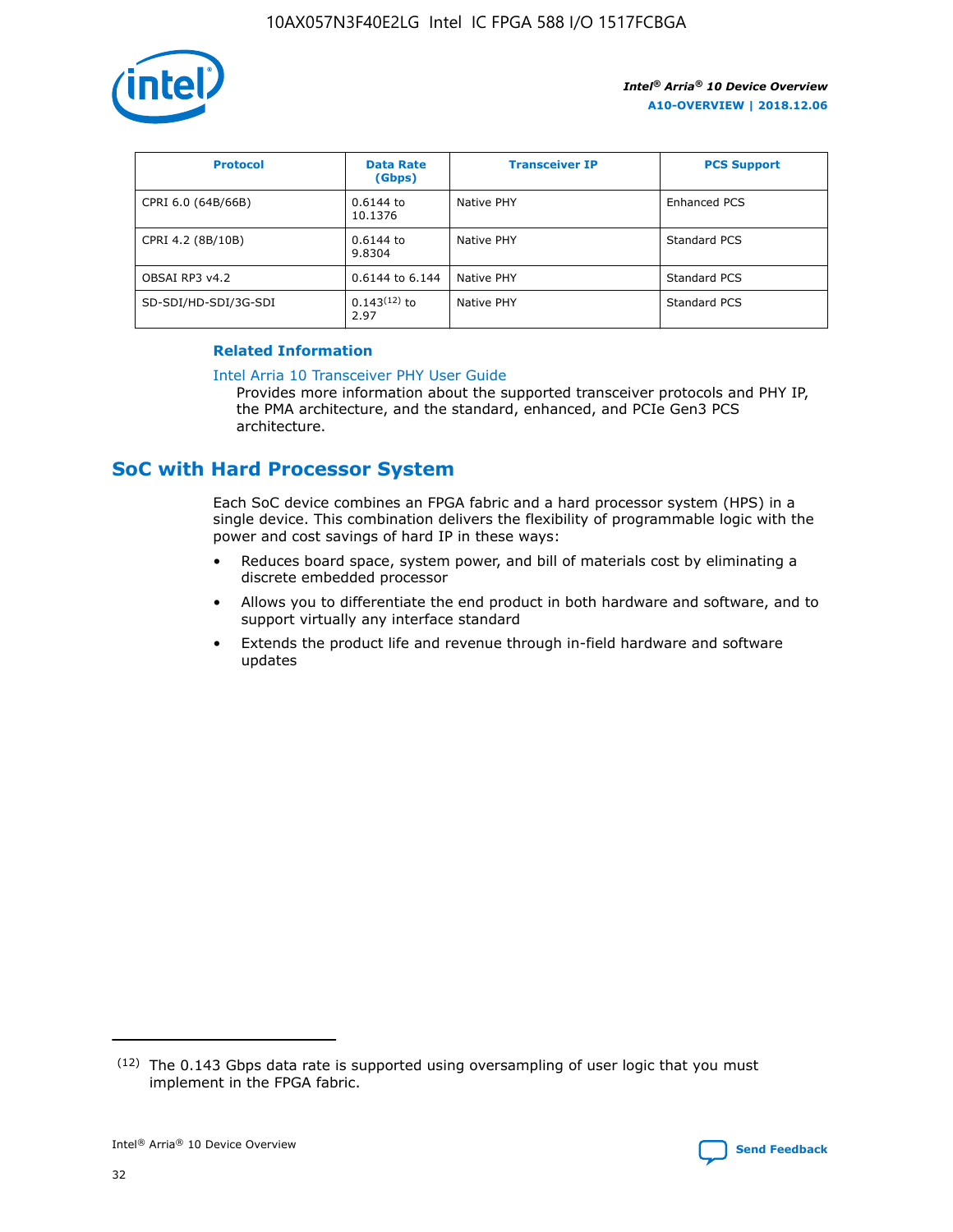| Protocol | Data Rate (Gbps) | Transceiver IP | PCS Support |
| --- | --- | --- | --- |
| CPRI 6.0 (64B/66B) | 0.6144 to 10.1376 | Native PHY | Enhanced PCS |
| CPRI 4.2 (8B/10B) | 0.6144 to 9.8304 | Native PHY | Standard PCS |
| OBSAI RP3 v4.2 | 0.6144 to 6.144 | Native PHY | Standard PCS |
| SD-SDI/HD-SDI/3G-SDI | 0.143[12] to 2.97 | Native PHY | Standard PCS |

**Related Information**

Intel Arria 10 Transceiver PHY User Guide
Provides more information about the supported transceiver protocols and PHY IP, the PMA architecture, and the standard, enhanced, and PCIe Gen3 PCS architecture.

## SoC with Hard Processor System

Each SoC device combines an FPGA fabric and a hard processor system (HPS) in a single device. This combination delivers the flexibility of programmable logic with the power and cost savings of hard IP in these ways:

- Reduces board space, system power, and bill of materials cost by eliminating a discrete embedded processor
- Allows you to differentiate the end product in both hardware and software, and to support virtually any interface standard
- Extends the product life and revenue through in-field hardware and software updates

(12) The 0.143 Gbps data rate is supported using oversampling of user logic that you must implement in the FPGA fabric.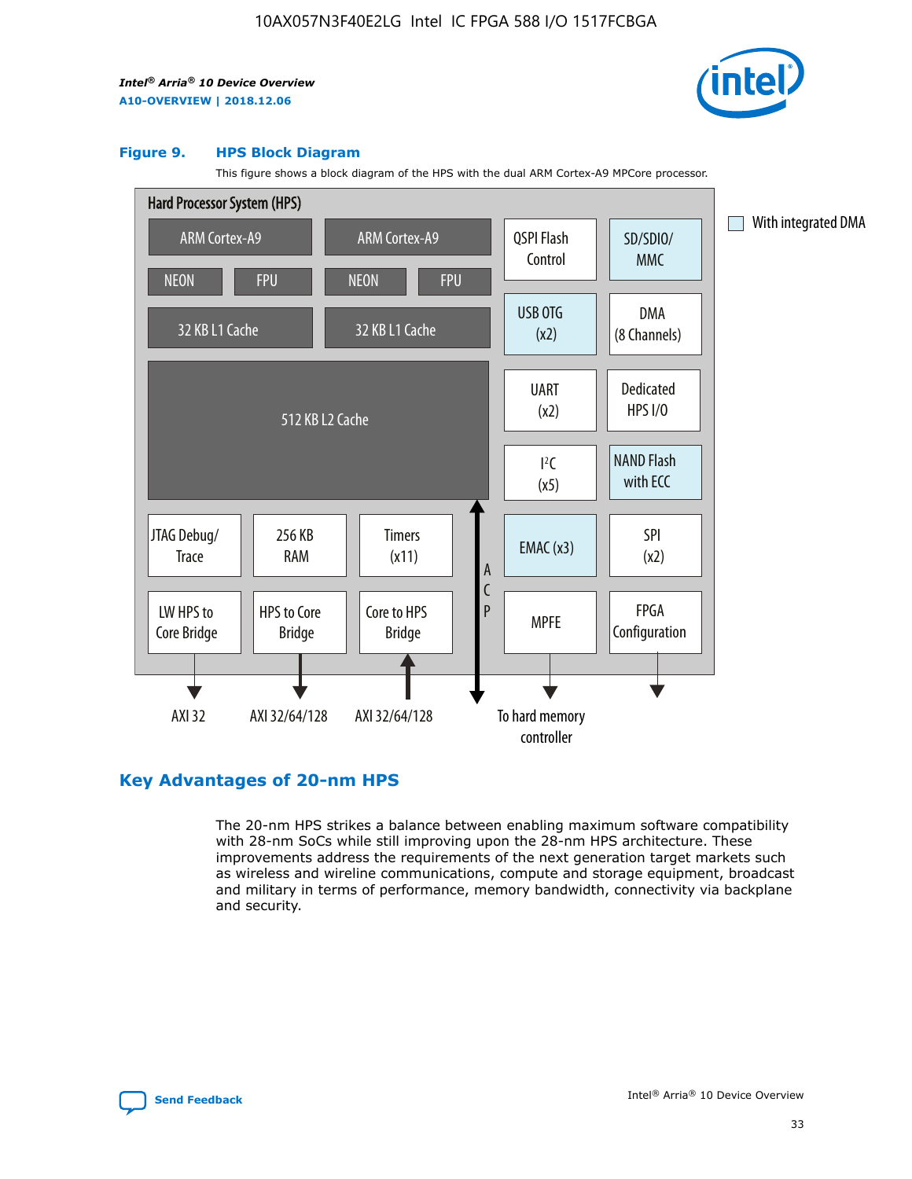**Figure 9. HPS Block Diagram**

This figure shows a block diagram of the HPS with the dual ARM Cortex-A9 MPCore processor.

Hard Processor System (HPS)

- ARM Cortex-A9 (NEON, FPU, 32 KB L1 Cache)
- ARM Cortex-A9 (NEON, FPU, 32 KB L1 Cache)
- 512 KB L2 Cache
- QSPI Flash Control
- SD/SDIO/MMC
- USB OTG (x2)
- DMA (8 Channels)
- UART (x2)
- Dedicated HPS I/O
- I²C (x5)
- NAND Flash with ECC
- JTAG Debug/Trace
- 256 KB RAM
- Timers (x11)
- EMAC (x3)
- SPI (x2)
- LW HPS to Core Bridge → AXI 32
- HPS to Core Bridge → AXI 32/64/128
- Core to HPS Bridge ← AXI 32/64/128
- ACP
- MPFE → To hard memory controller
- FPGA Configuration

With integrated DMA

## Key Advantages of 20-nm HPS

The 20-nm HPS strikes a balance between enabling maximum software compatibility with 28-nm SoCs while still improving upon the 28-nm HPS architecture. These improvements address the requirements of the next generation target markets such as wireless and wireline communications, compute and storage equipment, broadcast and military in terms of performance, memory bandwidth, connectivity via backplane and security.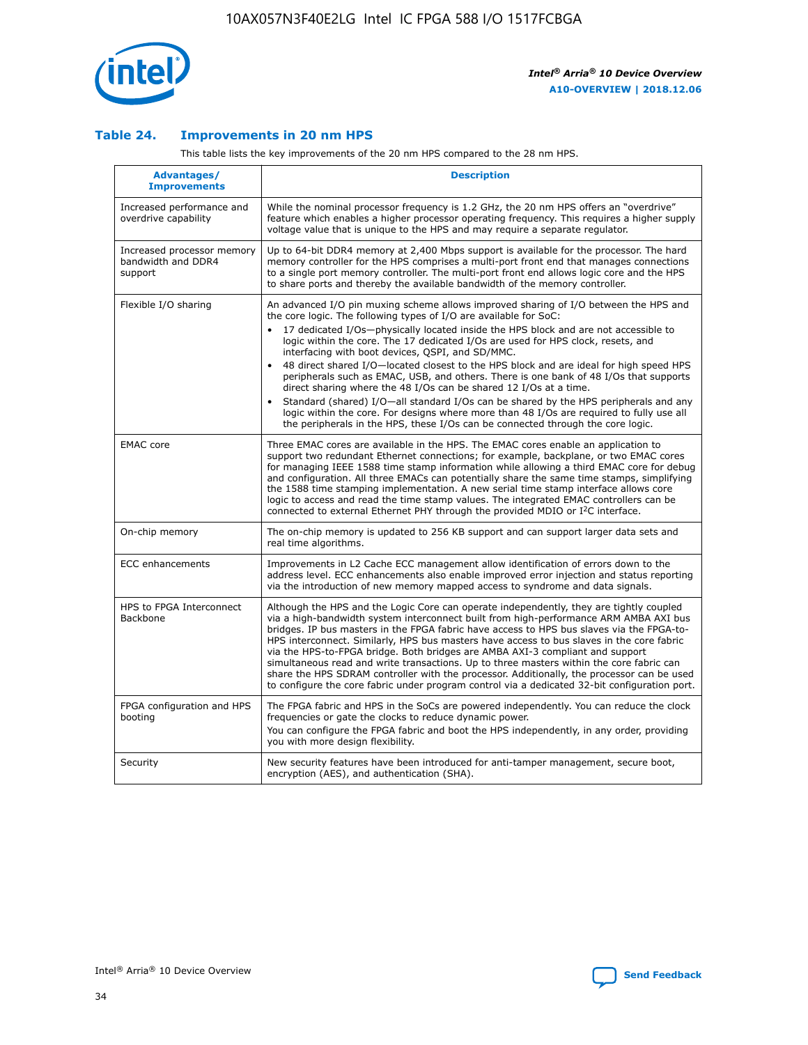### Table 24. Improvements in 20 nm HPS

This table lists the key improvements of the 20 nm HPS compared to the 28 nm HPS.

| Advantages/ Improvements | Description |
|---|---|
| Increased performance and overdrive capability | While the nominal processor frequency is 1.2 GHz, the 20 nm HPS offers an "overdrive" feature which enables a higher processor operating frequency. This requires a higher supply voltage value that is unique to the HPS and may require a separate regulator. |
| Increased processor memory bandwidth and DDR4 support | Up to 64-bit DDR4 memory at 2,400 Mbps support is available for the processor. The hard memory controller for the HPS comprises a multi-port front end that manages connections to a single port memory controller. The multi-port front end allows logic core and the HPS to share ports and thereby the available bandwidth of the memory controller. |
| Flexible I/O sharing | An advanced I/O pin muxing scheme allows improved sharing of I/O between the HPS and the core logic. The following types of I/O are available for SoC:<br>• 17 dedicated I/Os—physically located inside the HPS block and are not accessible to logic within the core. The 17 dedicated I/Os are used for HPS clock, resets, and interfacing with boot devices, QSPI, and SD/MMC.<br>• 48 direct shared I/O—located closest to the HPS block and are ideal for high speed HPS peripherals such as EMAC, USB, and others. There is one bank of 48 I/Os that supports direct sharing where the 48 I/Os can be shared 12 I/Os at a time.<br>• Standard (shared) I/O—all standard I/Os can be shared by the HPS peripherals and any logic within the core. For designs where more than 48 I/Os are required to fully use all the peripherals in the HPS, these I/Os can be connected through the core logic. |
| EMAC core | Three EMAC cores are available in the HPS. The EMAC cores enable an application to support two redundant Ethernet connections; for example, backplane, or two EMAC cores for managing IEEE 1588 time stamp information while allowing a third EMAC core for debug and configuration. All three EMACs can potentially share the same time stamps, simplifying the 1588 time stamping implementation. A new serial time stamp interface allows core logic to access and read the time stamp values. The integrated EMAC controllers can be connected to external Ethernet PHY through the provided MDIO or I²C interface. |
| On-chip memory | The on-chip memory is updated to 256 KB support and can support larger data sets and real time algorithms. |
| ECC enhancements | Improvements in L2 Cache ECC management allow identification of errors down to the address level. ECC enhancements also enable improved error injection and status reporting via the introduction of new memory mapped access to syndrome and data signals. |
| HPS to FPGA Interconnect Backbone | Although the HPS and the Logic Core can operate independently, they are tightly coupled via a high-bandwidth system interconnect built from high-performance ARM AMBA AXI bus bridges. IP bus masters in the FPGA fabric have access to HPS bus slaves via the FPGA-to-HPS interconnect. Similarly, HPS bus masters have access to bus slaves in the core fabric via the HPS-to-FPGA bridge. Both bridges are AMBA AXI-3 compliant and support simultaneous read and write transactions. Up to three masters within the core fabric can share the HPS SDRAM controller with the processor. Additionally, the processor can be used to configure the core fabric under program control via a dedicated 32-bit configuration port. |
| FPGA configuration and HPS booting | The FPGA fabric and HPS in the SoCs are powered independently. You can reduce the clock frequencies or gate the clocks to reduce dynamic power.<br>You can configure the FPGA fabric and boot the HPS independently, in any order, providing you with more design flexibility. |
| Security | New security features have been introduced for anti-tamper management, secure boot, encryption (AES), and authentication (SHA). |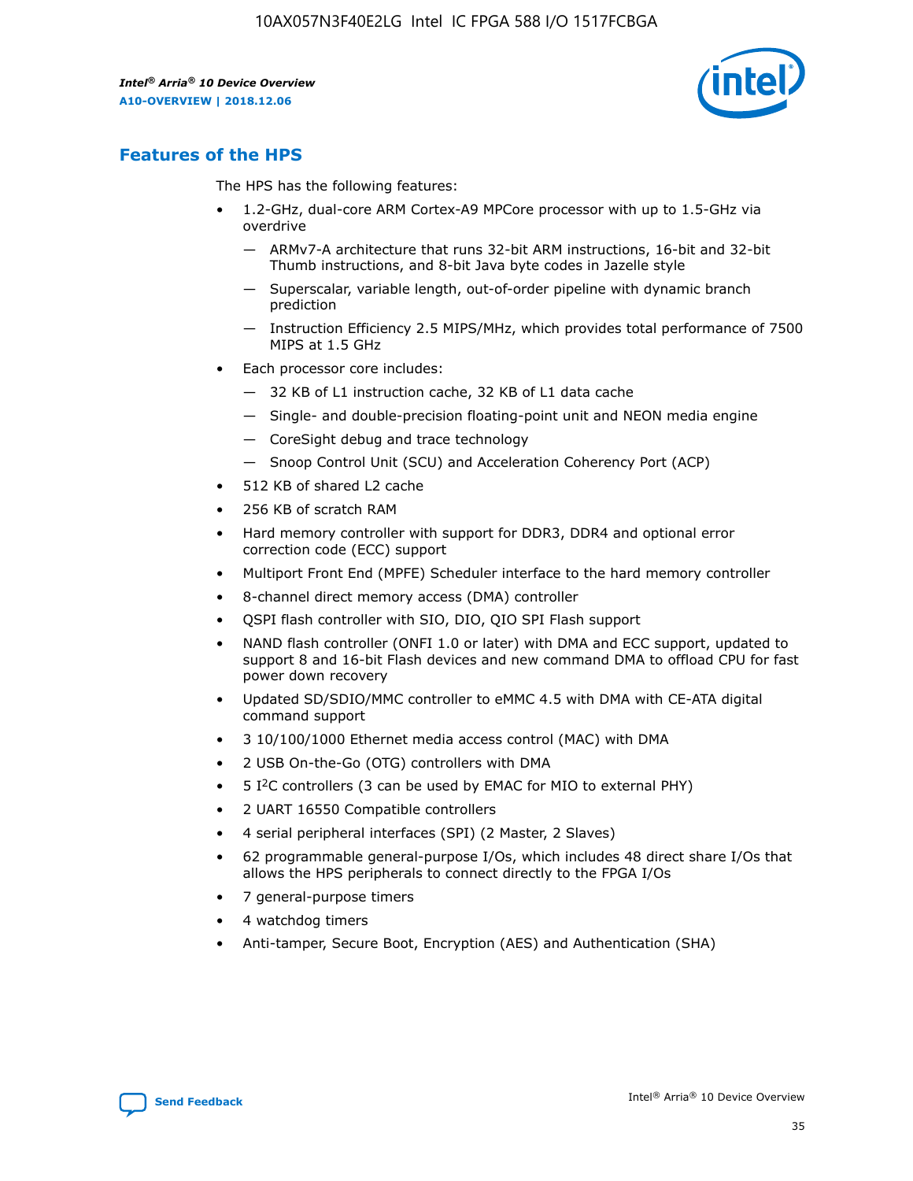## Features of the HPS

The HPS has the following features:

- 1.2-GHz, dual-core ARM Cortex-A9 MPCore processor with up to 1.5-GHz via overdrive
  - — ARMv7-A architecture that runs 32-bit ARM instructions, 16-bit and 32-bit Thumb instructions, and 8-bit Java byte codes in Jazelle style
  - — Superscalar, variable length, out-of-order pipeline with dynamic branch prediction
  - — Instruction Efficiency 2.5 MIPS/MHz, which provides total performance of 7500 MIPS at 1.5 GHz
- Each processor core includes:
  - — 32 KB of L1 instruction cache, 32 KB of L1 data cache
  - — Single- and double-precision floating-point unit and NEON media engine
  - — CoreSight debug and trace technology
  - — Snoop Control Unit (SCU) and Acceleration Coherency Port (ACP)
- 512 KB of shared L2 cache
- 256 KB of scratch RAM
- Hard memory controller with support for DDR3, DDR4 and optional error correction code (ECC) support
- Multiport Front End (MPFE) Scheduler interface to the hard memory controller
- 8-channel direct memory access (DMA) controller
- QSPI flash controller with SIO, DIO, QIO SPI Flash support
- NAND flash controller (ONFI 1.0 or later) with DMA and ECC support, updated to support 8 and 16-bit Flash devices and new command DMA to offload CPU for fast power down recovery
- Updated SD/SDIO/MMC controller to eMMC 4.5 with DMA with CE-ATA digital command support
- 3 10/100/1000 Ethernet media access control (MAC) with DMA
- 2 USB On-the-Go (OTG) controllers with DMA
- 5 I²C controllers (3 can be used by EMAC for MIO to external PHY)
- 2 UART 16550 Compatible controllers
- 4 serial peripheral interfaces (SPI) (2 Master, 2 Slaves)
- 62 programmable general-purpose I/Os, which includes 48 direct share I/Os that allows the HPS peripherals to connect directly to the FPGA I/Os
- 7 general-purpose timers
- 4 watchdog timers
- Anti-tamper, Secure Boot, Encryption (AES) and Authentication (SHA)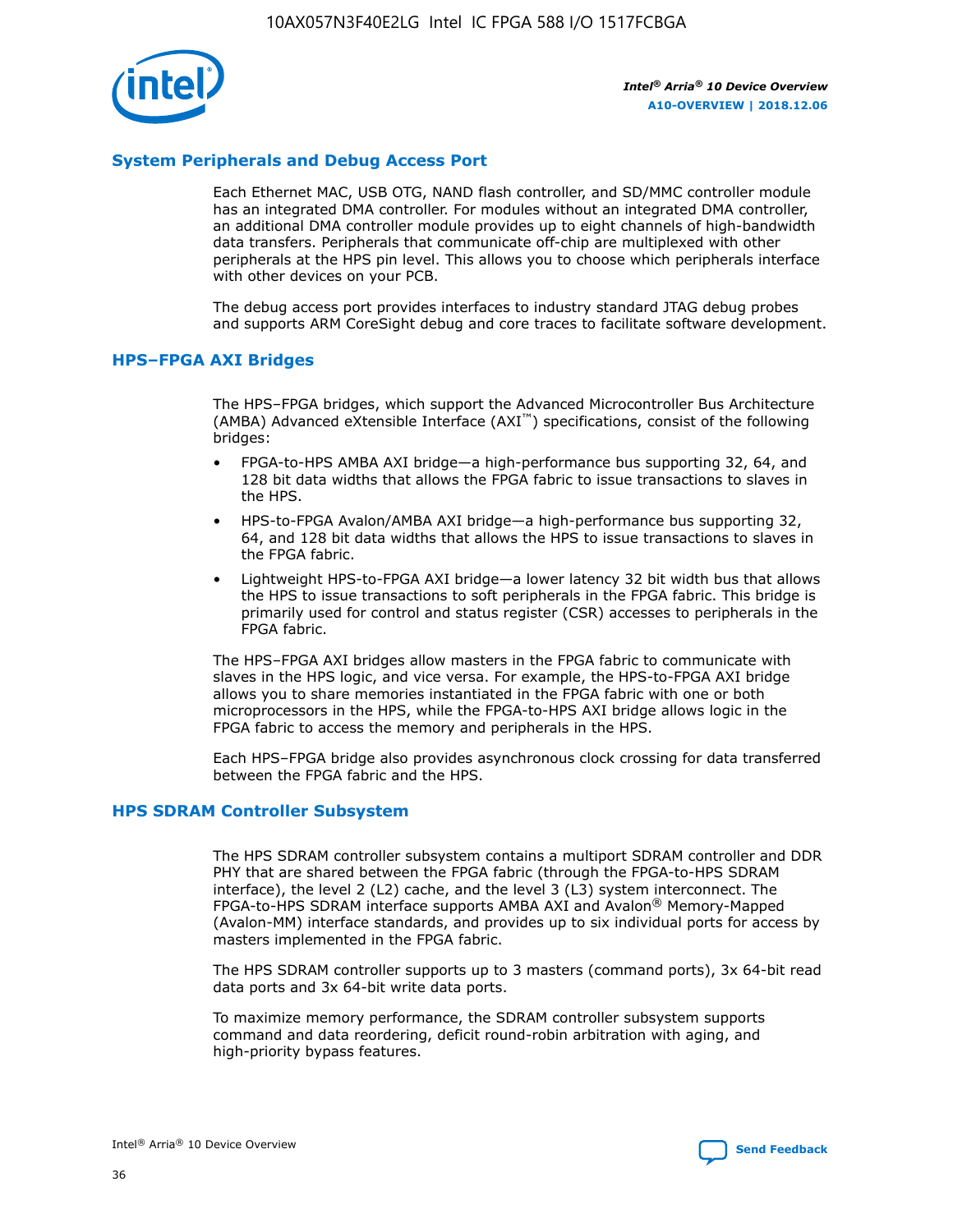## System Peripherals and Debug Access Port

Each Ethernet MAC, USB OTG, NAND flash controller, and SD/MMC controller module has an integrated DMA controller. For modules without an integrated DMA controller, an additional DMA controller module provides up to eight channels of high-bandwidth data transfers. Peripherals that communicate off-chip are multiplexed with other peripherals at the HPS pin level. This allows you to choose which peripherals interface with other devices on your PCB.

The debug access port provides interfaces to industry standard JTAG debug probes and supports ARM CoreSight debug and core traces to facilitate software development.

## HPS–FPGA AXI Bridges

The HPS–FPGA bridges, which support the Advanced Microcontroller Bus Architecture (AMBA) Advanced eXtensible Interface (AXI™) specifications, consist of the following bridges:

- FPGA-to-HPS AMBA AXI bridge—a high-performance bus supporting 32, 64, and 128 bit data widths that allows the FPGA fabric to issue transactions to slaves in the HPS.
- HPS-to-FPGA Avalon/AMBA AXI bridge—a high-performance bus supporting 32, 64, and 128 bit data widths that allows the HPS to issue transactions to slaves in the FPGA fabric.
- Lightweight HPS-to-FPGA AXI bridge—a lower latency 32 bit width bus that allows the HPS to issue transactions to soft peripherals in the FPGA fabric. This bridge is primarily used for control and status register (CSR) accesses to peripherals in the FPGA fabric.

The HPS–FPGA AXI bridges allow masters in the FPGA fabric to communicate with slaves in the HPS logic, and vice versa. For example, the HPS-to-FPGA AXI bridge allows you to share memories instantiated in the FPGA fabric with one or both microprocessors in the HPS, while the FPGA-to-HPS AXI bridge allows logic in the FPGA fabric to access the memory and peripherals in the HPS.

Each HPS–FPGA bridge also provides asynchronous clock crossing for data transferred between the FPGA fabric and the HPS.

## HPS SDRAM Controller Subsystem

The HPS SDRAM controller subsystem contains a multiport SDRAM controller and DDR PHY that are shared between the FPGA fabric (through the FPGA-to-HPS SDRAM interface), the level 2 (L2) cache, and the level 3 (L3) system interconnect. The FPGA-to-HPS SDRAM interface supports AMBA AXI and Avalon® Memory-Mapped (Avalon-MM) interface standards, and provides up to six individual ports for access by masters implemented in the FPGA fabric.

The HPS SDRAM controller supports up to 3 masters (command ports), 3x 64-bit read data ports and 3x 64-bit write data ports.

To maximize memory performance, the SDRAM controller subsystem supports command and data reordering, deficit round-robin arbitration with aging, and high-priority bypass features.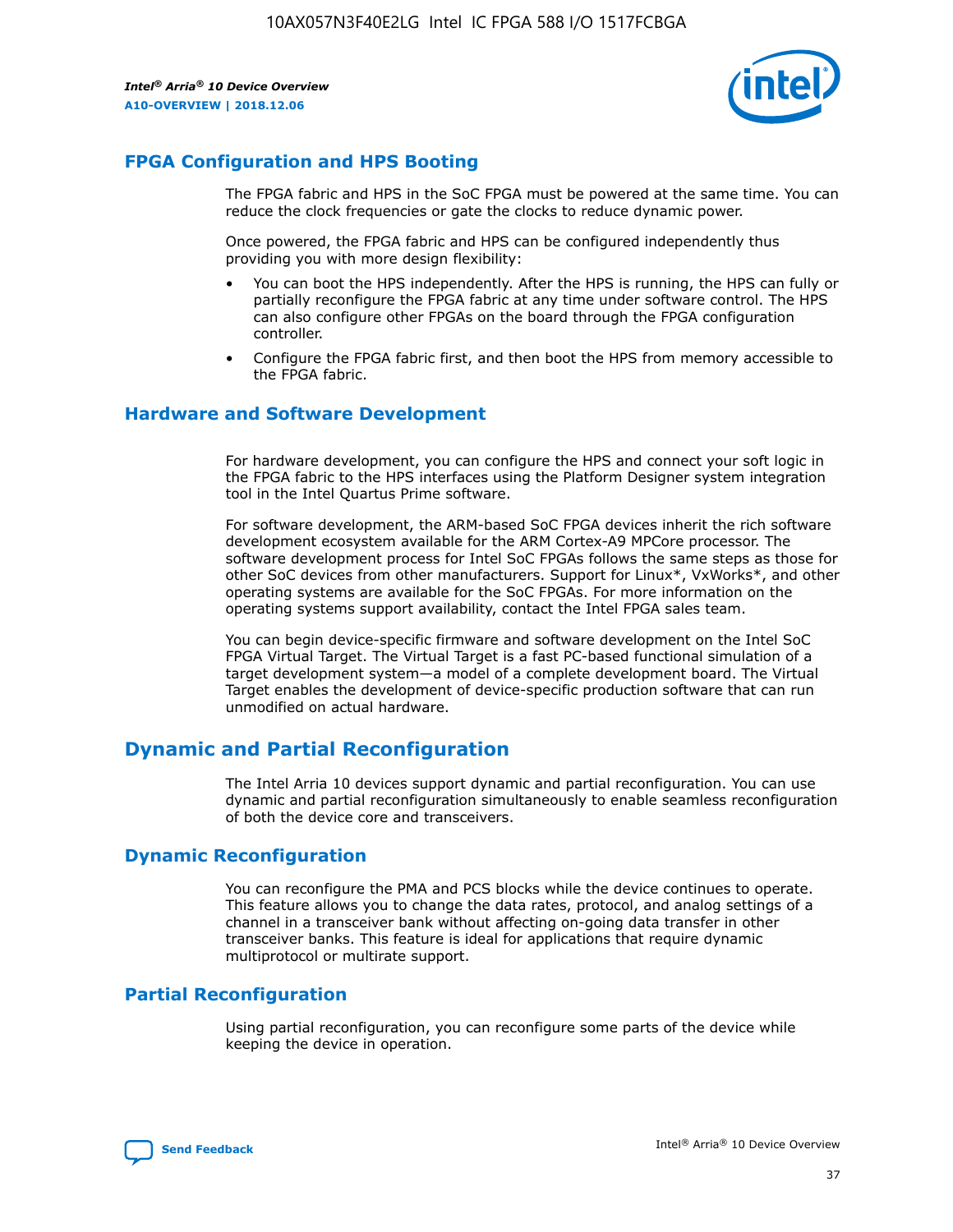## FPGA Configuration and HPS Booting

The FPGA fabric and HPS in the SoC FPGA must be powered at the same time. You can reduce the clock frequencies or gate the clocks to reduce dynamic power.

Once powered, the FPGA fabric and HPS can be configured independently thus providing you with more design flexibility:

- You can boot the HPS independently. After the HPS is running, the HPS can fully or partially reconfigure the FPGA fabric at any time under software control. The HPS can also configure other FPGAs on the board through the FPGA configuration controller.
- Configure the FPGA fabric first, and then boot the HPS from memory accessible to the FPGA fabric.

## Hardware and Software Development

For hardware development, you can configure the HPS and connect your soft logic in the FPGA fabric to the HPS interfaces using the Platform Designer system integration tool in the Intel Quartus Prime software.

For software development, the ARM-based SoC FPGA devices inherit the rich software development ecosystem available for the ARM Cortex-A9 MPCore processor. The software development process for Intel SoC FPGAs follows the same steps as those for other SoC devices from other manufacturers. Support for Linux*, VxWorks*, and other operating systems are available for the SoC FPGAs. For more information on the operating systems support availability, contact the Intel FPGA sales team.

You can begin device-specific firmware and software development on the Intel SoC FPGA Virtual Target. The Virtual Target is a fast PC-based functional simulation of a target development system—a model of a complete development board. The Virtual Target enables the development of device-specific production software that can run unmodified on actual hardware.

# Dynamic and Partial Reconfiguration

The Intel Arria 10 devices support dynamic and partial reconfiguration. You can use dynamic and partial reconfiguration simultaneously to enable seamless reconfiguration of both the device core and transceivers.

## Dynamic Reconfiguration

You can reconfigure the PMA and PCS blocks while the device continues to operate. This feature allows you to change the data rates, protocol, and analog settings of a channel in a transceiver bank without affecting on-going data transfer in other transceiver banks. This feature is ideal for applications that require dynamic multiprotocol or multirate support.

## Partial Reconfiguration

Using partial reconfiguration, you can reconfigure some parts of the device while keeping the device in operation.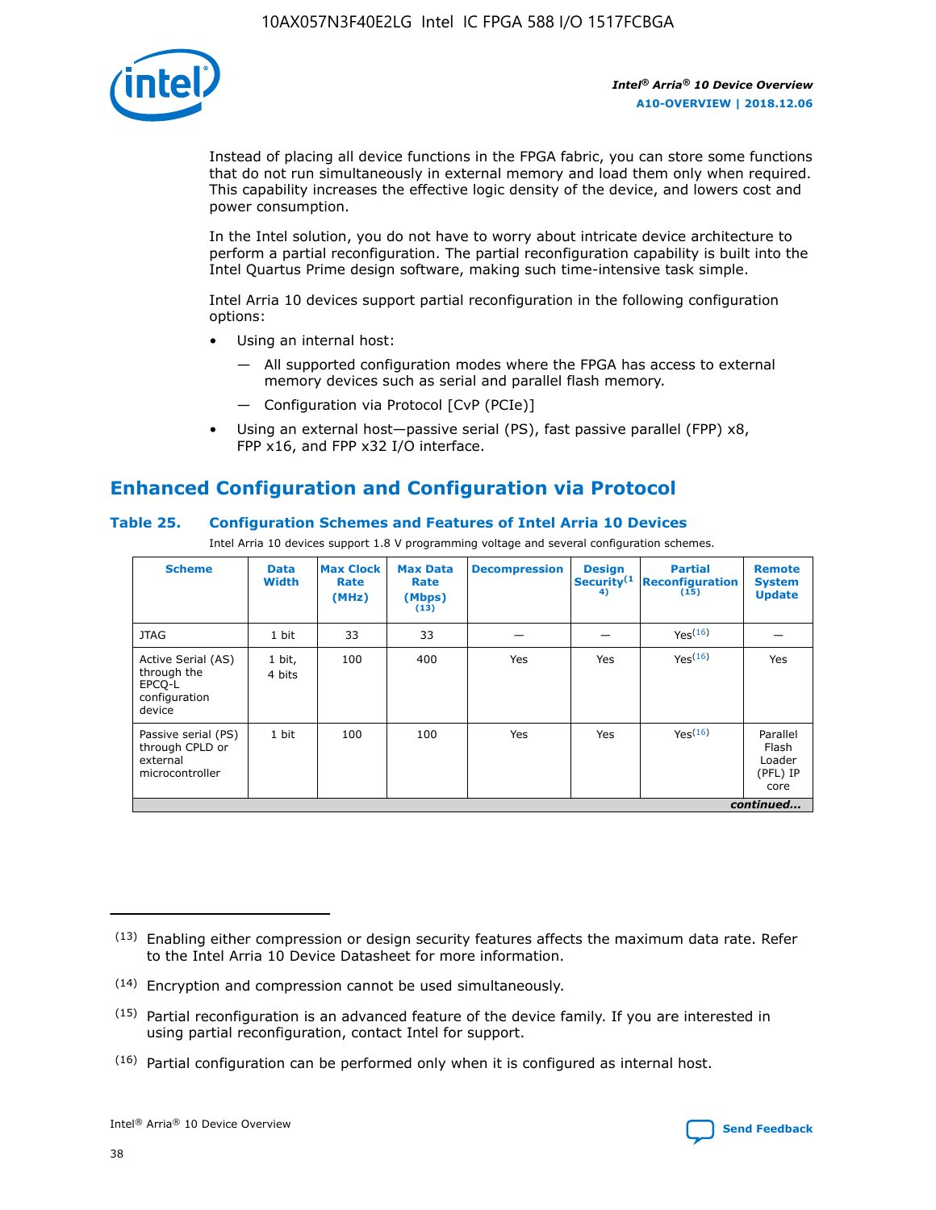Instead of placing all device functions in the FPGA fabric, you can store some functions that do not run simultaneously in external memory and load them only when required. This capability increases the effective logic density of the device, and lowers cost and power consumption.

In the Intel solution, you do not have to worry about intricate device architecture to perform a partial reconfiguration. The partial reconfiguration capability is built into the Intel Quartus Prime design software, making such time-intensive task simple.

Intel Arria 10 devices support partial reconfiguration in the following configuration options:

- Using an internal host:
  - All supported configuration modes where the FPGA has access to external memory devices such as serial and parallel flash memory.
  - Configuration via Protocol [CvP (PCIe)]
- Using an external host—passive serial (PS), fast passive parallel (FPP) x8, FPP x16, and FPP x32 I/O interface.

## Enhanced Configuration and Configuration via Protocol

### Table 25. Configuration Schemes and Features of Intel Arria 10 Devices

Intel Arria 10 devices support 1.8 V programming voltage and several configuration schemes.

| Scheme | Data Width | Max Clock Rate (MHz) | Max Data Rate (Mbps) (13) | Decompression | Design Security (14) | Partial Reconfiguration (15) | Remote System Update |
|---|---|---|---|---|---|---|---|
| JTAG | 1 bit | 33 | 33 | — | — | Yes (16) | — |
| Active Serial (AS) through the EPCQ-L configuration device | 1 bit, 4 bits | 100 | 400 | Yes | Yes | Yes (16) | Yes |
| Passive serial (PS) through CPLD or external microcontroller | 1 bit | 100 | 100 | Yes | Yes | Yes (16) | Parallel Flash Loader (PFL) IP core |

*continued...*

(13) Enabling either compression or design security features affects the maximum data rate. Refer to the Intel Arria 10 Device Datasheet for more information.

(14) Encryption and compression cannot be used simultaneously.

(15) Partial reconfiguration is an advanced feature of the device family. If you are interested in using partial reconfiguration, contact Intel for support.

(16) Partial configuration can be performed only when it is configured as internal host.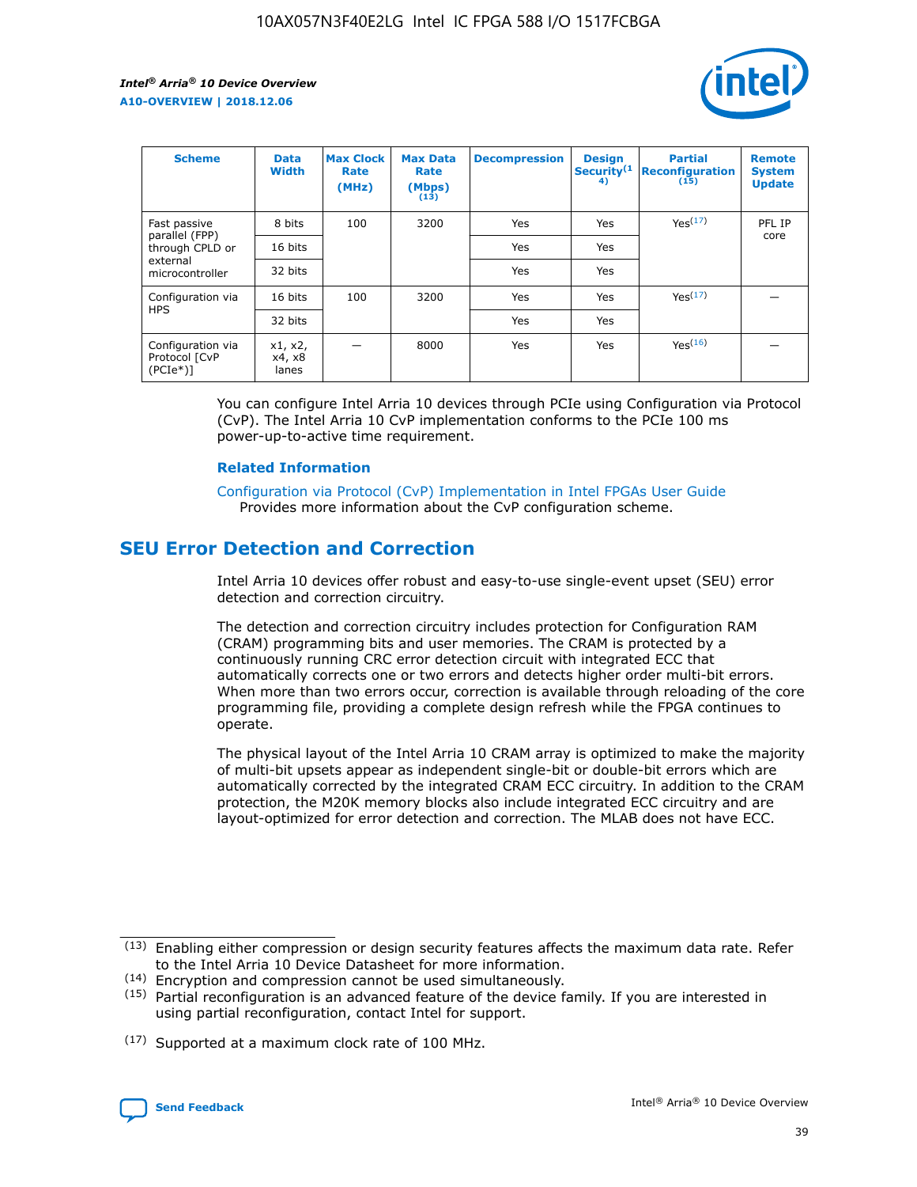| Scheme | Data Width | Max Clock Rate (MHz) | Max Data Rate (Mbps) (13) | Decompression | Design Security(14) | Partial Reconfiguration (15) | Remote System Update |
| --- | --- | --- | --- | --- | --- | --- | --- |
| Fast passive parallel (FPP) through CPLD or external microcontroller | 8 bits | 100 | 3200 | Yes | Yes | Yes(17) | PFL IP core |
| | 16 bits | | | Yes | Yes | | |
| | 32 bits | | | Yes | Yes | | |
| Configuration via HPS | 16 bits | 100 | 3200 | Yes | Yes | Yes(17) | — |
| | 32 bits | | | Yes | Yes | | |
| Configuration via Protocol [CvP (PCIe*)] | x1, x2, x4, x8 lanes | — | 8000 | Yes | Yes | Yes(16) | — |

You can configure Intel Arria 10 devices through PCIe using Configuration via Protocol (CvP). The Intel Arria 10 CvP implementation conforms to the PCIe 100 ms power-up-to-active time requirement.

### Related Information

Configuration via Protocol (CvP) Implementation in Intel FPGAs User Guide
Provides more information about the CvP configuration scheme.

## SEU Error Detection and Correction

Intel Arria 10 devices offer robust and easy-to-use single-event upset (SEU) error detection and correction circuitry.

The detection and correction circuitry includes protection for Configuration RAM (CRAM) programming bits and user memories. The CRAM is protected by a continuously running CRC error detection circuit with integrated ECC that automatically corrects one or two errors and detects higher order multi-bit errors. When more than two errors occur, correction is available through reloading of the core programming file, providing a complete design refresh while the FPGA continues to operate.

The physical layout of the Intel Arria 10 CRAM array is optimized to make the majority of multi-bit upsets appear as independent single-bit or double-bit errors which are automatically corrected by the integrated CRAM ECC circuitry. In addition to the CRAM protection, the M20K memory blocks also include integrated ECC circuitry and are layout-optimized for error detection and correction. The MLAB does not have ECC.

(13) Enabling either compression or design security features affects the maximum data rate. Refer to the Intel Arria 10 Device Datasheet for more information.

(14) Encryption and compression cannot be used simultaneously.

(15) Partial reconfiguration is an advanced feature of the device family. If you are interested in using partial reconfiguration, contact Intel for support.

(17) Supported at a maximum clock rate of 100 MHz.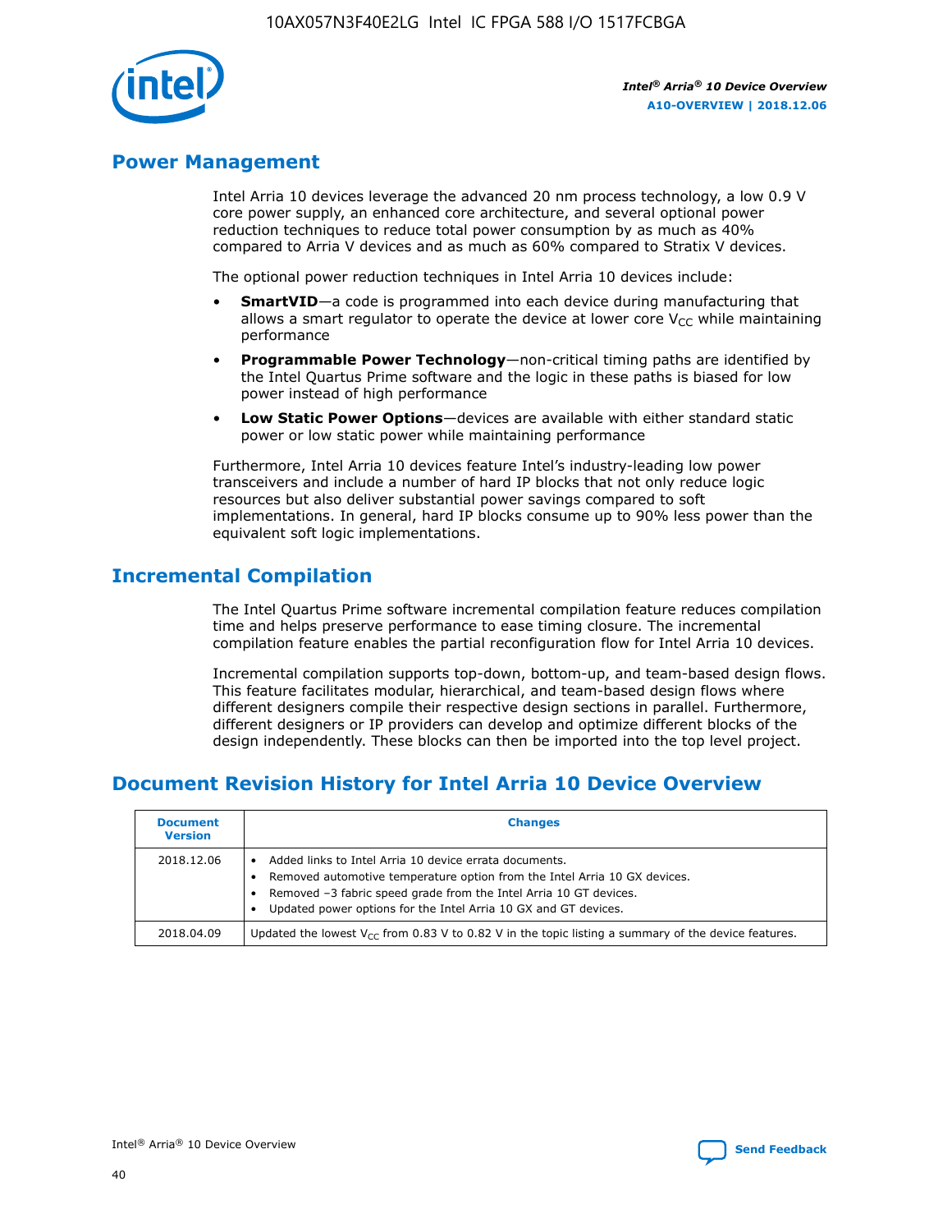## Power Management

Intel Arria 10 devices leverage the advanced 20 nm process technology, a low 0.9 V core power supply, an enhanced core architecture, and several optional power reduction techniques to reduce total power consumption by as much as 40% compared to Arria V devices and as much as 60% compared to Stratix V devices.

The optional power reduction techniques in Intel Arria 10 devices include:

- **SmartVID**—a code is programmed into each device during manufacturing that allows a smart regulator to operate the device at lower core $V_{CC}$ while maintaining performance
- **Programmable Power Technology**—non-critical timing paths are identified by the Intel Quartus Prime software and the logic in these paths is biased for low power instead of high performance
- **Low Static Power Options**—devices are available with either standard static power or low static power while maintaining performance

Furthermore, Intel Arria 10 devices feature Intel's industry-leading low power transceivers and include a number of hard IP blocks that not only reduce logic resources but also deliver substantial power savings compared to soft implementations. In general, hard IP blocks consume up to 90% less power than the equivalent soft logic implementations.

## Incremental Compilation

The Intel Quartus Prime software incremental compilation feature reduces compilation time and helps preserve performance to ease timing closure. The incremental compilation feature enables the partial reconfiguration flow for Intel Arria 10 devices.

Incremental compilation supports top-down, bottom-up, and team-based design flows. This feature facilitates modular, hierarchical, and team-based design flows where different designers compile their respective design sections in parallel. Furthermore, different designers or IP providers can develop and optimize different blocks of the design independently. These blocks can then be imported into the top level project.

## Document Revision History for Intel Arria 10 Device Overview

| Document Version | Changes |
| --- | --- |
| 2018.12.06 | • Added links to Intel Arria 10 device errata documents.<br>• Removed automotive temperature option from the Intel Arria 10 GX devices.<br>• Removed –3 fabric speed grade from the Intel Arria 10 GT devices.<br>• Updated power options for the Intel Arria 10 GX and GT devices. |
| 2018.04.09 | Updated the lowest $V_{CC}$ from 0.83 V to 0.82 V in the topic listing a summary of the device features. |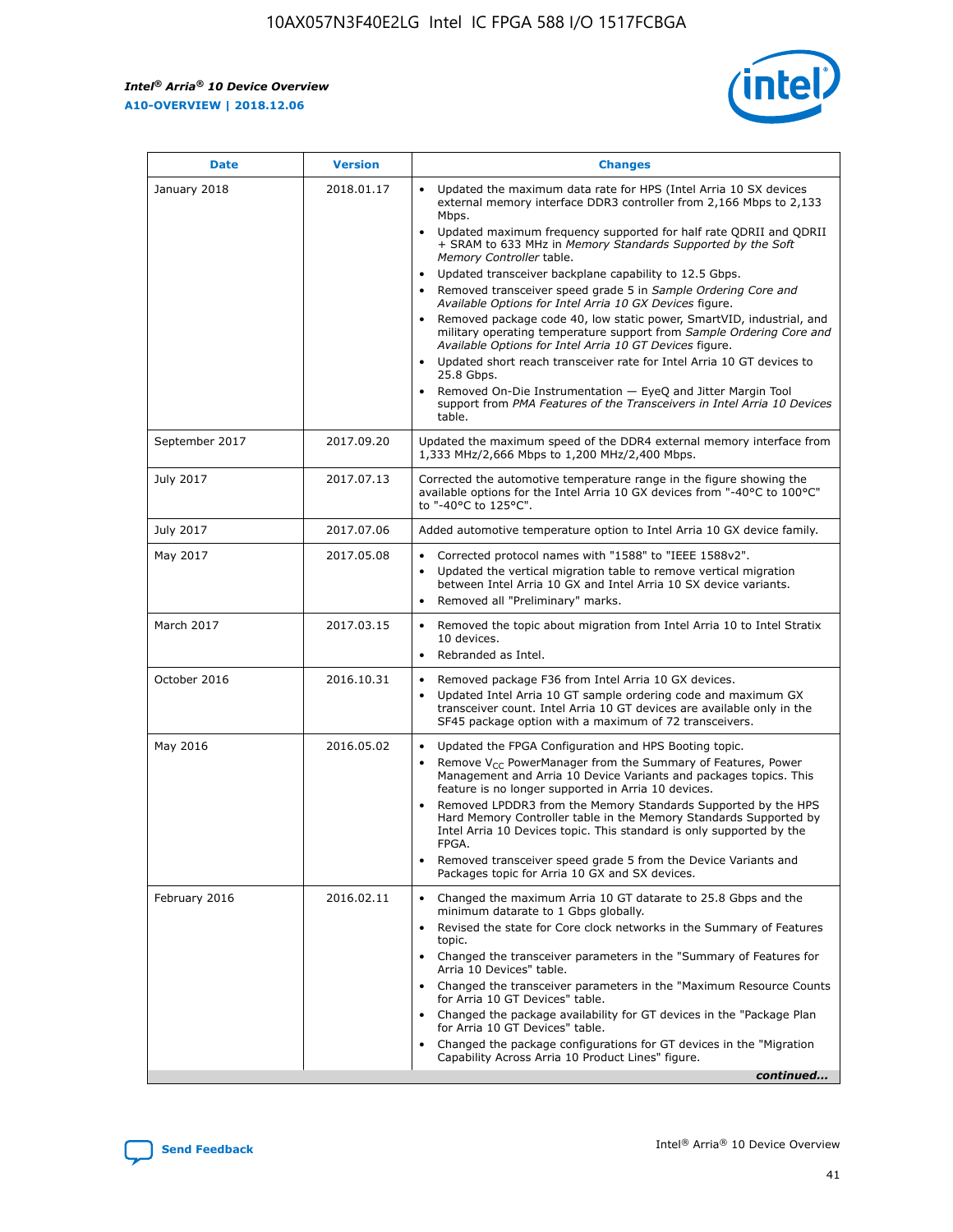| Date | Version | Changes |
| --- | --- | --- |
| January 2018 | 2018.01.17 | • Updated the maximum data rate for HPS (Intel Arria 10 SX devices external memory interface DDR3 controller from 2,166 Mbps to 2,133 Mbps.<br>• Updated maximum frequency supported for half rate QDRII and QDRII + SRAM to 633 MHz in *Memory Standards Supported by the Soft Memory Controller* table.<br>• Updated transceiver backplane capability to 12.5 Gbps.<br>• Removed transceiver speed grade 5 in *Sample Ordering Core and Available Options for Intel Arria 10 GX Devices* figure.<br>• Removed package code 40, low static power, SmartVID, industrial, and military operating temperature support from *Sample Ordering Core and Available Options for Intel Arria 10 GT Devices* figure.<br>• Updated short reach transceiver rate for Intel Arria 10 GT devices to 25.8 Gbps.<br>• Removed On-Die Instrumentation — EyeQ and Jitter Margin Tool support from *PMA Features of the Transceivers in Intel Arria 10 Devices* table. |
| September 2017 | 2017.09.20 | Updated the maximum speed of the DDR4 external memory interface from 1,333 MHz/2,666 Mbps to 1,200 MHz/2,400 Mbps. |
| July 2017 | 2017.07.13 | Corrected the automotive temperature range in the figure showing the available options for the Intel Arria 10 GX devices from "-40°C to 100°C" to "-40°C to 125°C". |
| July 2017 | 2017.07.06 | Added automotive temperature option to Intel Arria 10 GX device family. |
| May 2017 | 2017.05.08 | • Corrected protocol names with "1588" to "IEEE 1588v2".<br>• Updated the vertical migration table to remove vertical migration between Intel Arria 10 GX and Intel Arria 10 SX device variants.<br>• Removed all "Preliminary" marks. |
| March 2017 | 2017.03.15 | • Removed the topic about migration from Intel Arria 10 to Intel Stratix 10 devices.<br>• Rebranded as Intel. |
| October 2016 | 2016.10.31 | • Removed package F36 from Intel Arria 10 GX devices.<br>• Updated Intel Arria 10 GT sample ordering code and maximum GX transceiver count. Intel Arria 10 GT devices are available only in the SF45 package option with a maximum of 72 transceivers. |
| May 2016 | 2016.05.02 | • Updated the FPGA Configuration and HPS Booting topic.<br>• Remove $V_{CC}$ PowerManager from the Summary of Features, Power Management and Arria 10 Device Variants and packages topics. This feature is no longer supported in Arria 10 devices.<br>• Removed LPDDR3 from the Memory Standards Supported by the HPS Hard Memory Controller table in the Memory Standards Supported by Intel Arria 10 Devices topic. This standard is only supported by the FPGA.<br>• Removed transceiver speed grade 5 from the Device Variants and Packages topic for Arria 10 GX and SX devices. |
| February 2016 | 2016.02.11 | • Changed the maximum Arria 10 GT datarate to 25.8 Gbps and the minimum datarate to 1 Gbps globally.<br>• Revised the state for Core clock networks in the Summary of Features topic.<br>• Changed the transceiver parameters in the "Summary of Features for Arria 10 Devices" table.<br>• Changed the transceiver parameters in the "Maximum Resource Counts for Arria 10 GT Devices" table.<br>• Changed the package availability for GT devices in the "Package Plan for Arria 10 GT Devices" table.<br>• Changed the package configurations for GT devices in the "Migration Capability Across Arria 10 Product Lines" figure. |

*continued...*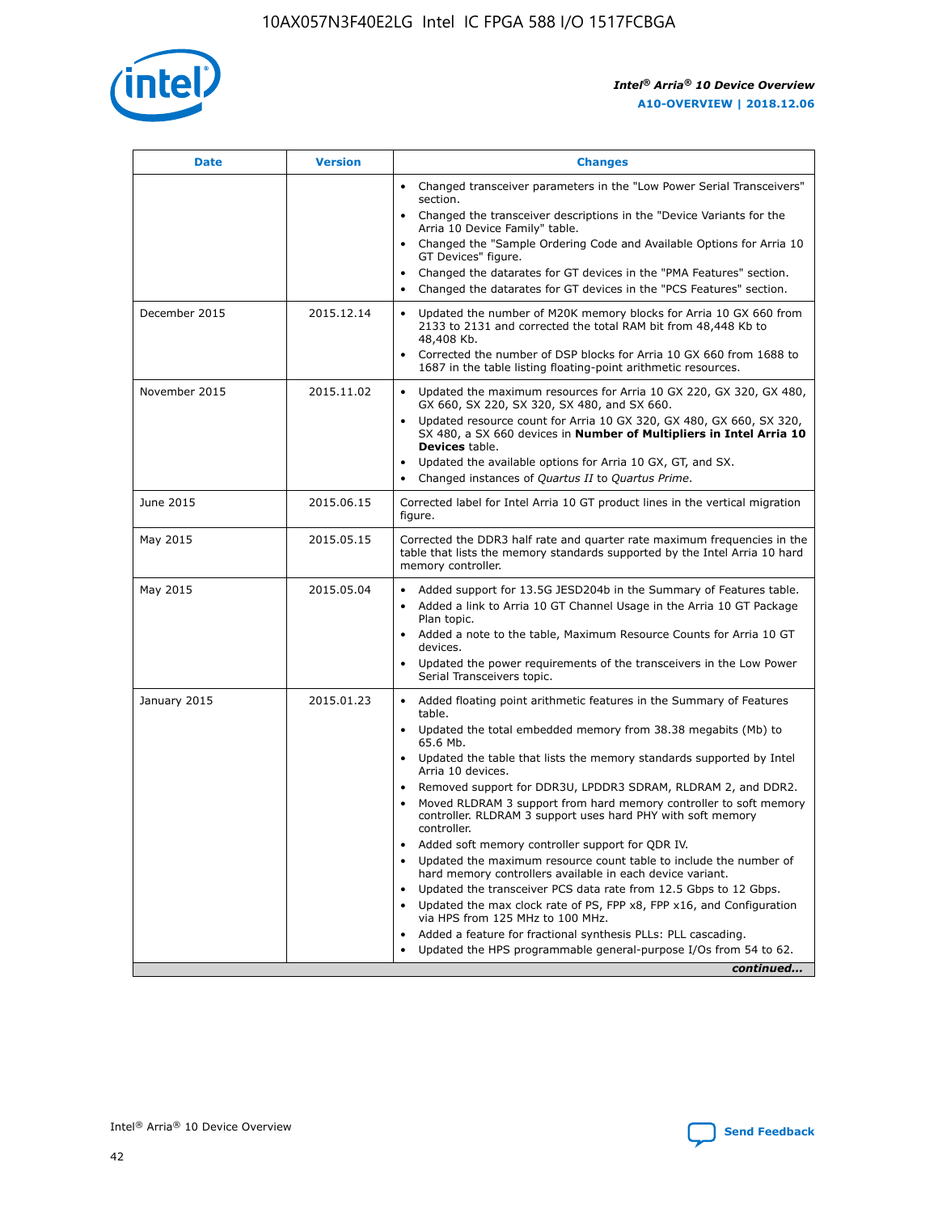| Date | Version | Changes |
| --- | --- | --- |
| | | • Changed transceiver parameters in the "Low Power Serial Transceivers" section. • Changed the transceiver descriptions in the "Device Variants for the Arria 10 Device Family" table. • Changed the "Sample Ordering Code and Available Options for Arria 10 GT Devices" figure. • Changed the datarates for GT devices in the "PMA Features" section. • Changed the datarates for GT devices in the "PCS Features" section. |
| December 2015 | 2015.12.14 | • Updated the number of M20K memory blocks for Arria 10 GX 660 from 2133 to 2131 and corrected the total RAM bit from 48,448 Kb to 48,408 Kb. • Corrected the number of DSP blocks for Arria 10 GX 660 from 1688 to 1687 in the table listing floating-point arithmetic resources. |
| November 2015 | 2015.11.02 | • Updated the maximum resources for Arria 10 GX 220, GX 320, GX 480, GX 660, SX 220, SX 320, SX 480, and SX 660. • Updated resource count for Arria 10 GX 320, GX 480, GX 660, SX 320, SX 480, a SX 660 devices in **Number of Multipliers in Intel Arria 10 Devices** table. • Updated the available options for Arria 10 GX, GT, and SX. • Changed instances of *Quartus II* to *Quartus Prime*. |
| June 2015 | 2015.06.15 | Corrected label for Intel Arria 10 GT product lines in the vertical migration figure. |
| May 2015 | 2015.05.15 | Corrected the DDR3 half rate and quarter rate maximum frequencies in the table that lists the memory standards supported by the Intel Arria 10 hard memory controller. |
| May 2015 | 2015.05.04 | • Added support for 13.5G JESD204b in the Summary of Features table. • Added a link to Arria 10 GT Channel Usage in the Arria 10 GT Package Plan topic. • Added a note to the table, Maximum Resource Counts for Arria 10 GT devices. • Updated the power requirements of the transceivers in the Low Power Serial Transceivers topic. |
| January 2015 | 2015.01.23 | • Added floating point arithmetic features in the Summary of Features table. • Updated the total embedded memory from 38.38 megabits (Mb) to 65.6 Mb. • Updated the table that lists the memory standards supported by Intel Arria 10 devices. • Removed support for DDR3U, LPDDR3 SDRAM, RLDRAM 2, and DDR2. • Moved RLDRAM 3 support from hard memory controller to soft memory controller. RLDRAM 3 support uses hard PHY with soft memory controller. • Added soft memory controller support for QDR IV. • Updated the maximum resource count table to include the number of hard memory controllers available in each device variant. • Updated the transceiver PCS data rate from 12.5 Gbps to 12 Gbps. • Updated the max clock rate of PS, FPP x8, FPP x16, and Configuration via HPS from 125 MHz to 100 MHz. • Added a feature for fractional synthesis PLLs: PLL cascading. • Updated the HPS programmable general-purpose I/Os from 54 to 62. |

*continued...*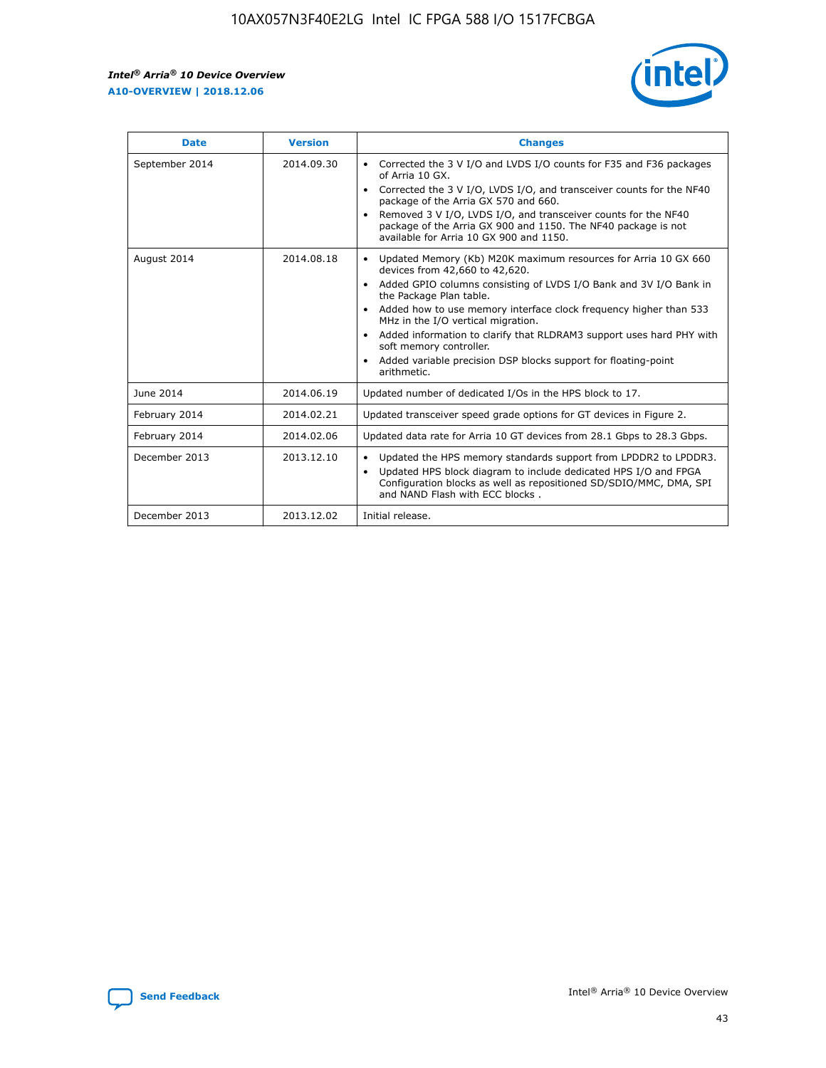| Date | Version | Changes |
| --- | --- | --- |
| September 2014 | 2014.09.30 | • Corrected the 3 V I/O and LVDS I/O counts for F35 and F36 packages of Arria 10 GX.<br>• Corrected the 3 V I/O, LVDS I/O, and transceiver counts for the NF40 package of the Arria GX 570 and 660.<br>• Removed 3 V I/O, LVDS I/O, and transceiver counts for the NF40 package of the Arria GX 900 and 1150. The NF40 package is not available for Arria 10 GX 900 and 1150. |
| August 2014 | 2014.08.18 | • Updated Memory (Kb) M20K maximum resources for Arria 10 GX 660 devices from 42,660 to 42,620.<br>• Added GPIO columns consisting of LVDS I/O Bank and 3V I/O Bank in the Package Plan table.<br>• Added how to use memory interface clock frequency higher than 533 MHz in the I/O vertical migration.<br>• Added information to clarify that RLDRAM3 support uses hard PHY with soft memory controller.<br>• Added variable precision DSP blocks support for floating-point arithmetic. |
| June 2014 | 2014.06.19 | Updated number of dedicated I/Os in the HPS block to 17. |
| February 2014 | 2014.02.21 | Updated transceiver speed grade options for GT devices in Figure 2. |
| February 2014 | 2014.02.06 | Updated data rate for Arria 10 GT devices from 28.1 Gbps to 28.3 Gbps. |
| December 2013 | 2013.12.10 | • Updated the HPS memory standards support from LPDDR2 to LPDDR3.<br>• Updated HPS block diagram to include dedicated HPS I/O and FPGA Configuration blocks as well as repositioned SD/SDIO/MMC, DMA, SPI and NAND Flash with ECC blocks . |
| December 2013 | 2013.12.02 | Initial release. |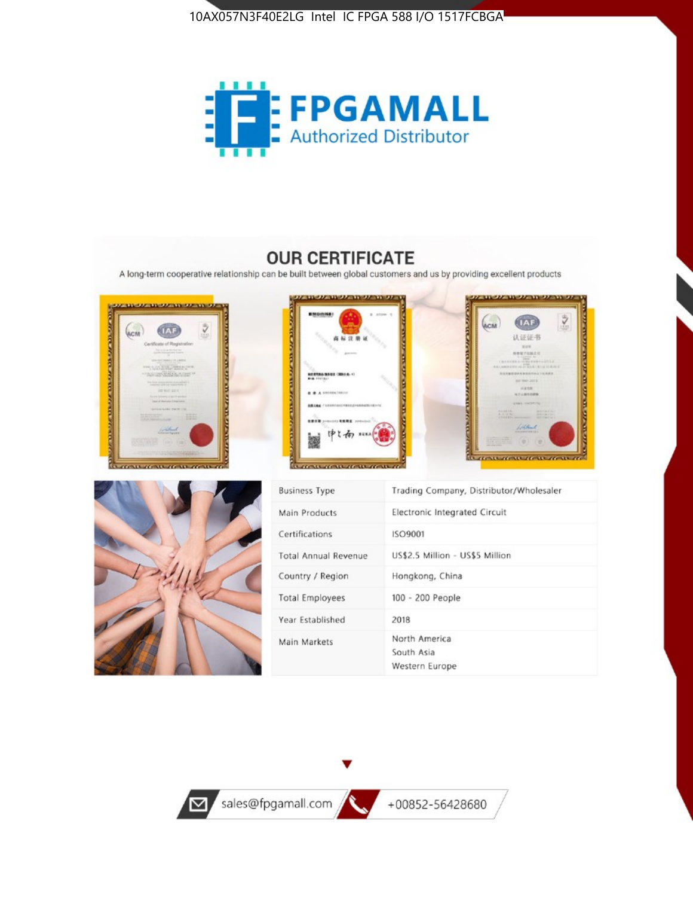FPGAMALL

Authorized Distributor

## OUR CERTIFICATE

A long-term cooperative relationship can be built between global customers and us by providing excellent products

| | |
|---|---|
| Business Type | Trading Company, Distributor/Wholesaler |
| Main Products | Electronic Integrated Circuit |
| Certifications | ISO9001 |
| Total Annual Revenue | US$2.5 Million - US$5 Million |
| Country / Region | Hongkong, China |
| Total Employees | 100 - 200 People |
| Year Established | 2018 |
| Main Markets | North America<br>South Asia<br>Western Europe |

sales@fpgamall.com

+00852-56428680